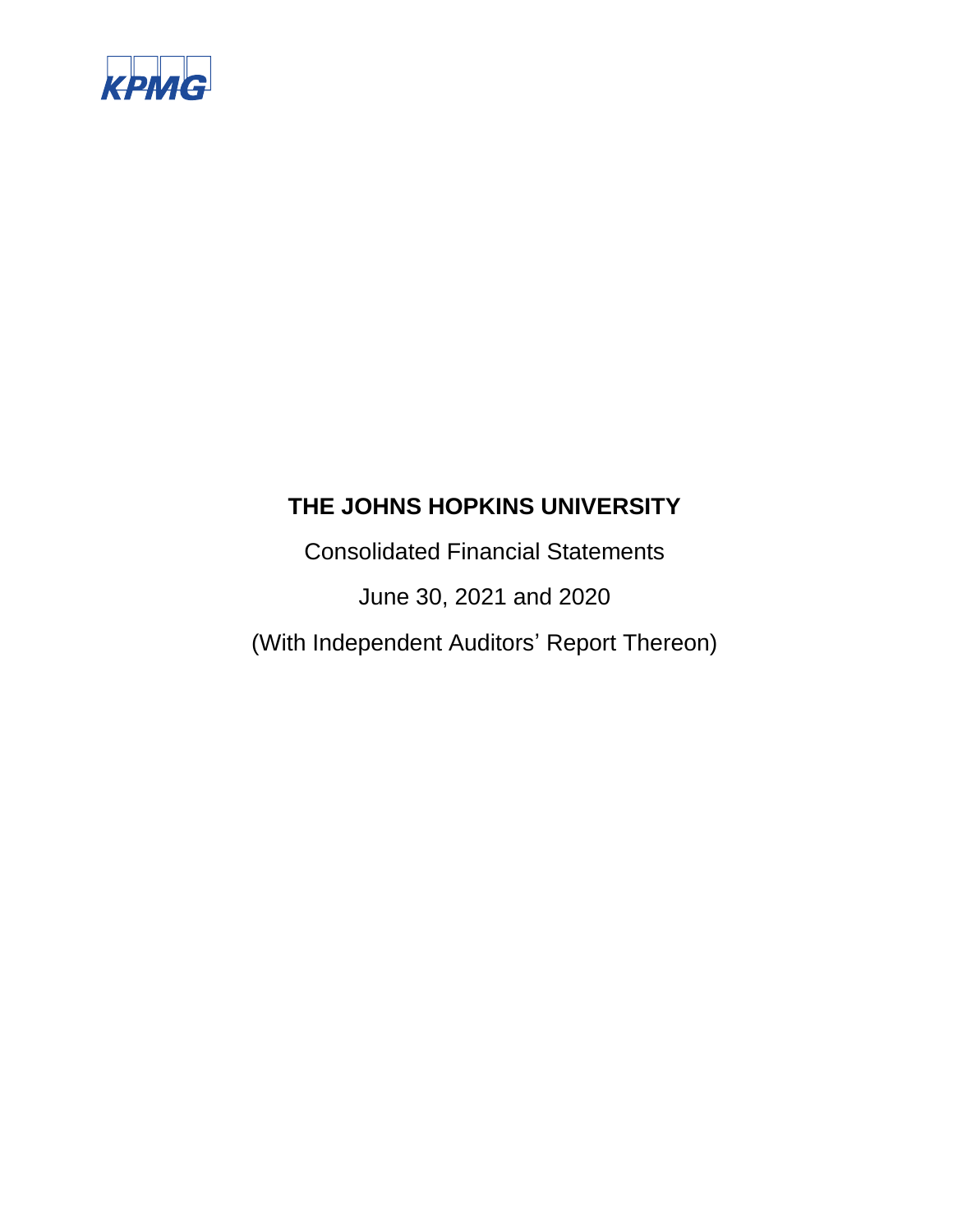KPMG

# THE JOHNS HOPKINS UNIVERSITY

Consolidated Financial Statements

June 30, 2021 and 2020

(With Independent Auditors' Report Thereon)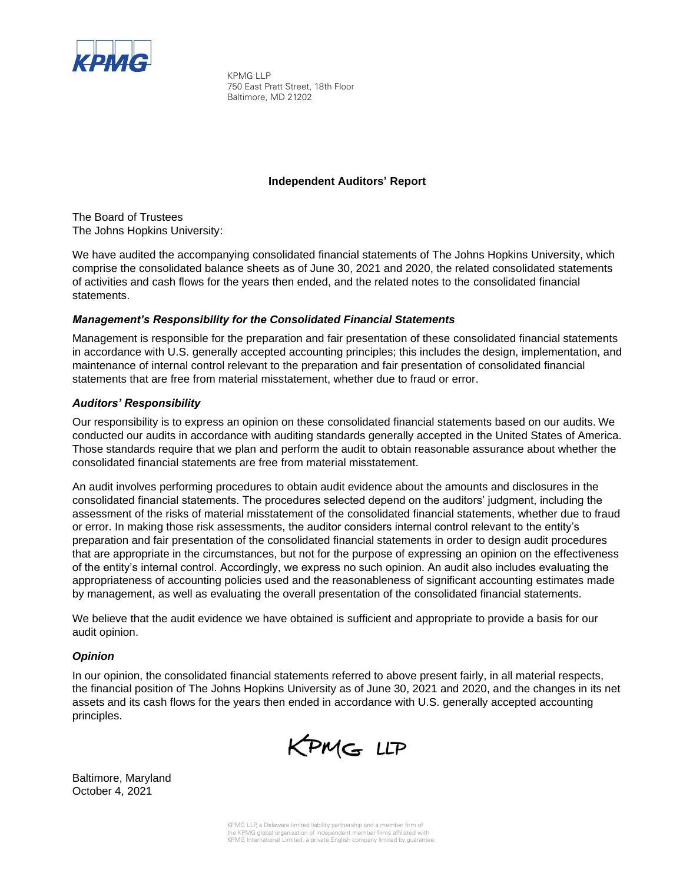KPMG LLP
750 East Pratt Street, 18th Floor
Baltimore, MD 21202

# Independent Auditors' Report

The Board of Trustees
The Johns Hopkins University:

We have audited the accompanying consolidated financial statements of The Johns Hopkins University, which comprise the consolidated balance sheets as of June 30, 2021 and 2020, the related consolidated statements of activities and cash flows for the years then ended, and the related notes to the consolidated financial statements.

### *Management's Responsibility for the Consolidated Financial Statements*

Management is responsible for the preparation and fair presentation of these consolidated financial statements in accordance with U.S. generally accepted accounting principles; this includes the design, implementation, and maintenance of internal control relevant to the preparation and fair presentation of consolidated financial statements that are free from material misstatement, whether due to fraud or error.

### *Auditors' Responsibility*

Our responsibility is to express an opinion on these consolidated financial statements based on our audits. We conducted our audits in accordance with auditing standards generally accepted in the United States of America. Those standards require that we plan and perform the audit to obtain reasonable assurance about whether the consolidated financial statements are free from material misstatement.

An audit involves performing procedures to obtain audit evidence about the amounts and disclosures in the consolidated financial statements. The procedures selected depend on the auditors' judgment, including the assessment of the risks of material misstatement of the consolidated financial statements, whether due to fraud or error. In making those risk assessments, the auditor considers internal control relevant to the entity's preparation and fair presentation of the consolidated financial statements in order to design audit procedures that are appropriate in the circumstances, but not for the purpose of expressing an opinion on the effectiveness of the entity's internal control. Accordingly, we express no such opinion. An audit also includes evaluating the appropriateness of accounting policies used and the reasonableness of significant accounting estimates made by management, as well as evaluating the overall presentation of the consolidated financial statements.

We believe that the audit evidence we have obtained is sufficient and appropriate to provide a basis for our audit opinion.

### *Opinion*

In our opinion, the consolidated financial statements referred to above present fairly, in all material respects, the financial position of The Johns Hopkins University as of June 30, 2021 and 2020, and the changes in its net assets and its cash flows for the years then ended in accordance with U.S. generally accepted accounting principles.

KPMG LLP

Baltimore, Maryland
October 4, 2021

KPMG LLP, a Delaware limited liability partnership and a member firm of the KPMG global organization of independent member firms affiliated with KPMG International Limited, a private English company limited by guarantee.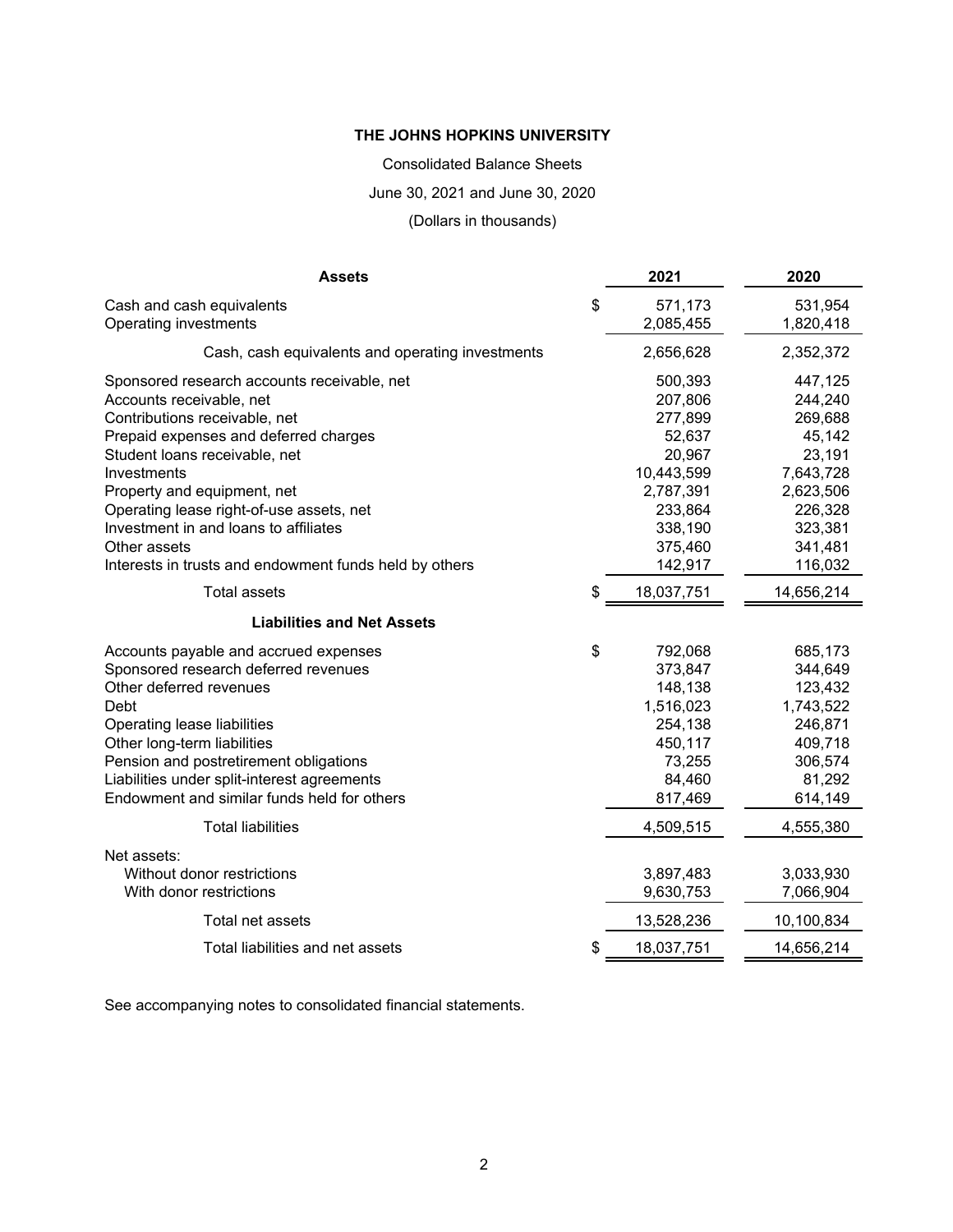**THE JOHNS HOPKINS UNIVERSITY**

Consolidated Balance Sheets

June 30, 2021 and June 30, 2020

(Dollars in thousands)

| **Assets** | **2021** | **2020** |
|---|---|---|
| Cash and cash equivalents | $ 571,173 | 531,954 |
| Operating investments | 2,085,455 | 1,820,418 |
| Cash, cash equivalents and operating investments | 2,656,628 | 2,352,372 |
| Sponsored research accounts receivable, net | 500,393 | 447,125 |
| Accounts receivable, net | 207,806 | 244,240 |
| Contributions receivable, net | 277,899 | 269,688 |
| Prepaid expenses and deferred charges | 52,637 | 45,142 |
| Student loans receivable, net | 20,967 | 23,191 |
| Investments | 10,443,599 | 7,643,728 |
| Property and equipment, net | 2,787,391 | 2,623,506 |
| Operating lease right-of-use assets, net | 233,864 | 226,328 |
| Investment in and loans to affiliates | 338,190 | 323,381 |
| Other assets | 375,460 | 341,481 |
| Interests in trusts and endowment funds held by others | 142,917 | 116,032 |
| Total assets | $ 18,037,751 | 14,656,214 |
| **Liabilities and Net Assets** | | |
| Accounts payable and accrued expenses | $ 792,068 | 685,173 |
| Sponsored research deferred revenues | 373,847 | 344,649 |
| Other deferred revenues | 148,138 | 123,432 |
| Debt | 1,516,023 | 1,743,522 |
| Operating lease liabilities | 254,138 | 246,871 |
| Other long-term liabilities | 450,117 | 409,718 |
| Pension and postretirement obligations | 73,255 | 306,574 |
| Liabilities under split-interest agreements | 84,460 | 81,292 |
| Endowment and similar funds held for others | 817,469 | 614,149 |
| Total liabilities | 4,509,515 | 4,555,380 |
| Net assets: | | |
| Without donor restrictions | 3,897,483 | 3,033,930 |
| With donor restrictions | 9,630,753 | 7,066,904 |
| Total net assets | 13,528,236 | 10,100,834 |
| Total liabilities and net assets | $ 18,037,751 | 14,656,214 |

See accompanying notes to consolidated financial statements.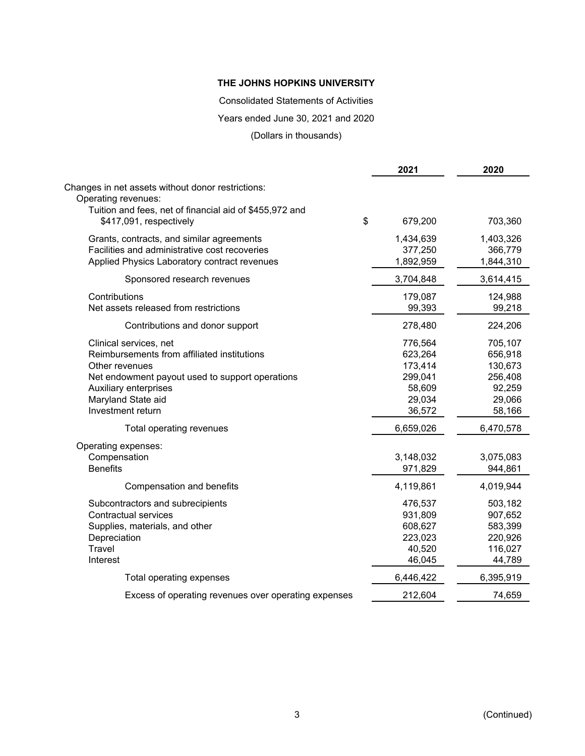**THE JOHNS HOPKINS UNIVERSITY**

Consolidated Statements of Activities

Years ended June 30, 2021 and 2020

(Dollars in thousands)

| | | 2021 | 2020 |
|---|---|---|---|
| Changes in net assets without donor restrictions: | | | |
| Operating revenues: | | | |
| Tuition and fees, net of financial aid of $455,972 and $417,091, respectively | $ | 679,200 | 703,360 |
| Grants, contracts, and similar agreements | | 1,434,639 | 1,403,326 |
| Facilities and administrative cost recoveries | | 377,250 | 366,779 |
| Applied Physics Laboratory contract revenues | | 1,892,959 | 1,844,310 |
| Sponsored research revenues | | 3,704,848 | 3,614,415 |
| Contributions | | 179,087 | 124,988 |
| Net assets released from restrictions | | 99,393 | 99,218 |
| Contributions and donor support | | 278,480 | 224,206 |
| Clinical services, net | | 776,564 | 705,107 |
| Reimbursements from affiliated institutions | | 623,264 | 656,918 |
| Other revenues | | 173,414 | 130,673 |
| Net endowment payout used to support operations | | 299,041 | 256,408 |
| Auxiliary enterprises | | 58,609 | 92,259 |
| Maryland State aid | | 29,034 | 29,066 |
| Investment return | | 36,572 | 58,166 |
| Total operating revenues | | 6,659,026 | 6,470,578 |
| Operating expenses: | | | |
| Compensation | | 3,148,032 | 3,075,083 |
| Benefits | | 971,829 | 944,861 |
| Compensation and benefits | | 4,119,861 | 4,019,944 |
| Subcontractors and subrecipients | | 476,537 | 503,182 |
| Contractual services | | 931,809 | 907,652 |
| Supplies, materials, and other | | 608,627 | 583,399 |
| Depreciation | | 223,023 | 220,926 |
| Travel | | 40,520 | 116,027 |
| Interest | | 46,045 | 44,789 |
| Total operating expenses | | 6,446,422 | 6,395,919 |
| Excess of operating revenues over operating expenses | | 212,604 | 74,659 |

(Continued)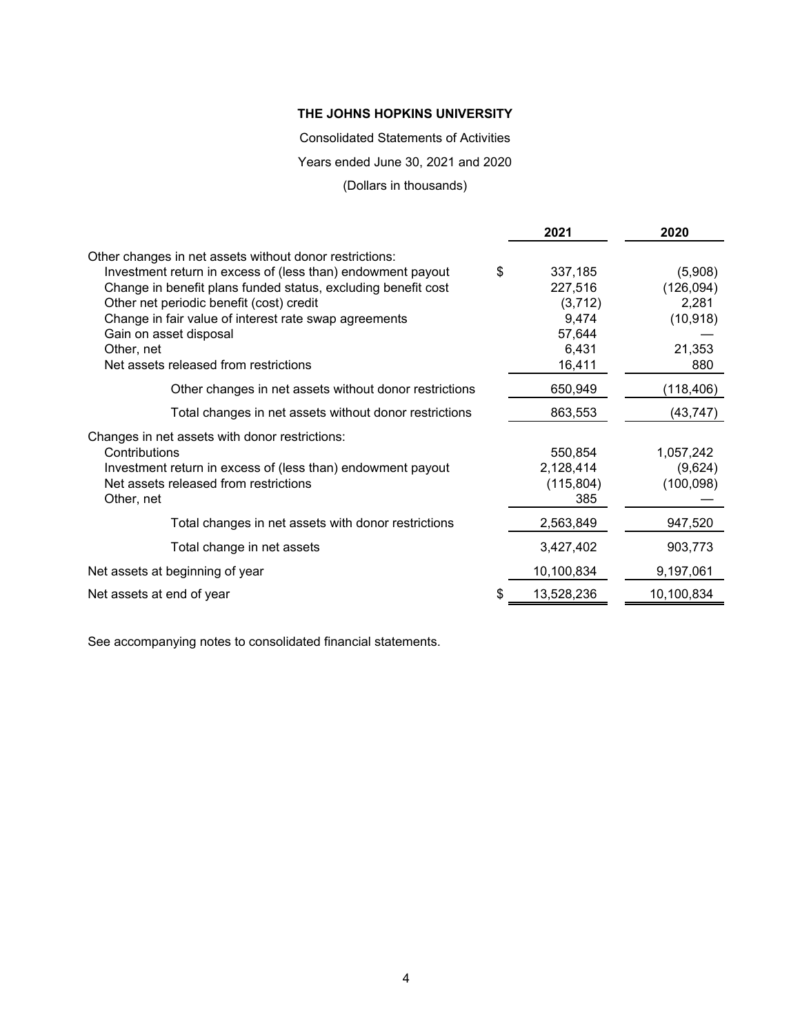**THE JOHNS HOPKINS UNIVERSITY**

Consolidated Statements of Activities

Years ended June 30, 2021 and 2020

(Dollars in thousands)

| | | 2021 | 2020 |
|---|---|---|---|
| Other changes in net assets without donor restrictions: | | | |
| Investment return in excess of (less than) endowment payout | $ | 337,185 | (5,908) |
| Change in benefit plans funded status, excluding benefit cost | | 227,516 | (126,094) |
| Other net periodic benefit (cost) credit | | (3,712) | 2,281 |
| Change in fair value of interest rate swap agreements | | 9,474 | (10,918) |
| Gain on asset disposal | | 57,644 | — |
| Other, net | | 6,431 | 21,353 |
| Net assets released from restrictions | | 16,411 | 880 |
| Other changes in net assets without donor restrictions | | 650,949 | (118,406) |
| Total changes in net assets without donor restrictions | | 863,553 | (43,747) |
| Changes in net assets with donor restrictions: | | | |
| Contributions | | 550,854 | 1,057,242 |
| Investment return in excess of (less than) endowment payout | | 2,128,414 | (9,624) |
| Net assets released from restrictions | | (115,804) | (100,098) |
| Other, net | | 385 | — |
| Total changes in net assets with donor restrictions | | 2,563,849 | 947,520 |
| Total change in net assets | | 3,427,402 | 903,773 |
| Net assets at beginning of year | | 10,100,834 | 9,197,061 |
| Net assets at end of year | $ | 13,528,236 | 10,100,834 |

See accompanying notes to consolidated financial statements.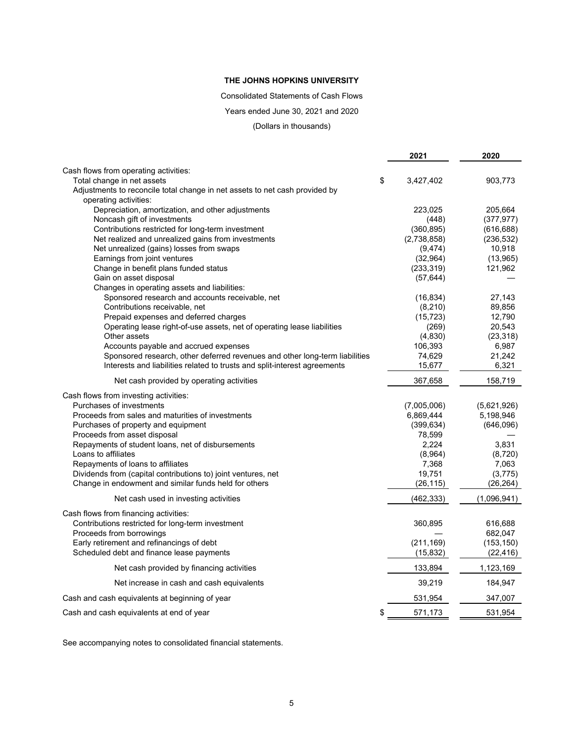**THE JOHNS HOPKINS UNIVERSITY**

Consolidated Statements of Cash Flows

Years ended June 30, 2021 and 2020

(Dollars in thousands)

| | 2021 | 2020 |
|---|---|---|
| Cash flows from operating activities: | | |
| Total change in net assets | $ 3,427,402 | 903,773 |
| Adjustments to reconcile total change in net assets to net cash provided by operating activities: | | |
| Depreciation, amortization, and other adjustments | 223,025 | 205,664 |
| Noncash gift of investments | (448) | (377,977) |
| Contributions restricted for long-term investment | (360,895) | (616,688) |
| Net realized and unrealized gains from investments | (2,738,858) | (236,532) |
| Net unrealized (gains) losses from swaps | (9,474) | 10,918 |
| Earnings from joint ventures | (32,964) | (13,965) |
| Change in benefit plans funded status | (233,319) | 121,962 |
| Gain on asset disposal | (57,644) | — |
| Changes in operating assets and liabilities: | | |
| Sponsored research and accounts receivable, net | (16,834) | 27,143 |
| Contributions receivable, net | (8,210) | 89,856 |
| Prepaid expenses and deferred charges | (15,723) | 12,790 |
| Operating lease right-of-use assets, net of operating lease liabilities | (269) | 20,543 |
| Other assets | (4,830) | (23,318) |
| Accounts payable and accrued expenses | 106,393 | 6,987 |
| Sponsored research, other deferred revenues and other long-term liabilities | 74,629 | 21,242 |
| Interests and liabilities related to trusts and split-interest agreements | 15,677 | 6,321 |
| Net cash provided by operating activities | 367,658 | 158,719 |
| Cash flows from investing activities: | | |
| Purchases of investments | (7,005,006) | (5,621,926) |
| Proceeds from sales and maturities of investments | 6,869,444 | 5,198,946 |
| Purchases of property and equipment | (399,634) | (646,096) |
| Proceeds from asset disposal | 78,599 | — |
| Repayments of student loans, net of disbursements | 2,224 | 3,831 |
| Loans to affiliates | (8,964) | (8,720) |
| Repayments of loans to affiliates | 7,368 | 7,063 |
| Dividends from (capital contributions to) joint ventures, net | 19,751 | (3,775) |
| Change in endowment and similar funds held for others | (26,115) | (26,264) |
| Net cash used in investing activities | (462,333) | (1,096,941) |
| Cash flows from financing activities: | | |
| Contributions restricted for long-term investment | 360,895 | 616,688 |
| Proceeds from borrowings | — | 682,047 |
| Early retirement and refinancings of debt | (211,169) | (153,150) |
| Scheduled debt and finance lease payments | (15,832) | (22,416) |
| Net cash provided by financing activities | 133,894 | 1,123,169 |
| Net increase in cash and cash equivalents | 39,219 | 184,947 |
| Cash and cash equivalents at beginning of year | 531,954 | 347,007 |
| Cash and cash equivalents at end of year | $ 571,173 | 531,954 |

See accompanying notes to consolidated financial statements.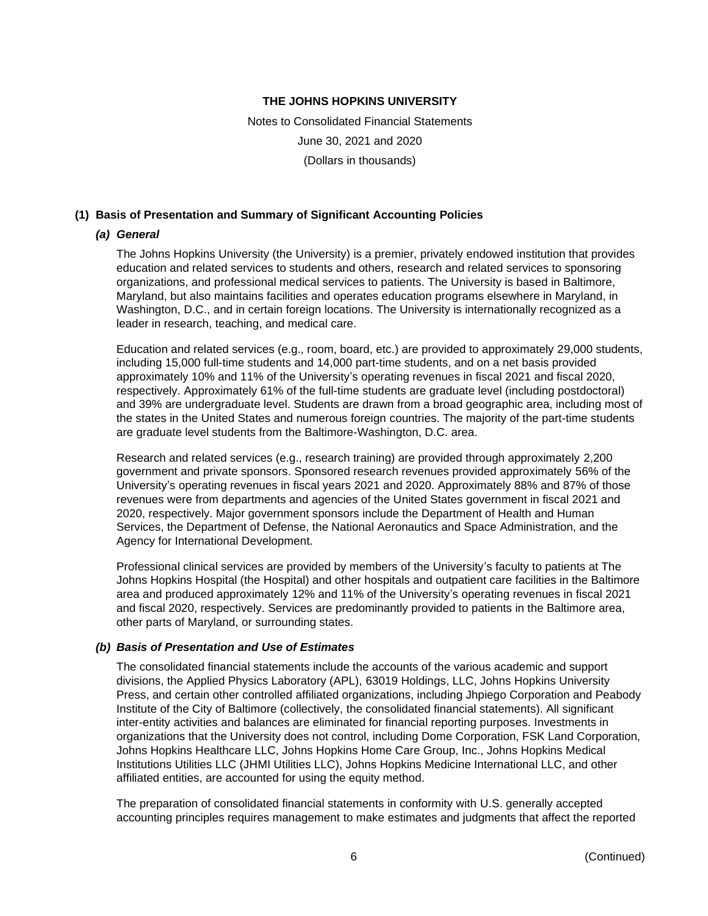# THE JOHNS HOPKINS UNIVERSITY

Notes to Consolidated Financial Statements

June 30, 2021 and 2020

(Dollars in thousands)

## (1) Basis of Presentation and Summary of Significant Accounting Policies

### *(a) General*

The Johns Hopkins University (the University) is a premier, privately endowed institution that provides education and related services to students and others, research and related services to sponsoring organizations, and professional medical services to patients. The University is based in Baltimore, Maryland, but also maintains facilities and operates education programs elsewhere in Maryland, in Washington, D.C., and in certain foreign locations. The University is internationally recognized as a leader in research, teaching, and medical care.

Education and related services (e.g., room, board, etc.) are provided to approximately 29,000 students, including 15,000 full-time students and 14,000 part-time students, and on a net basis provided approximately 10% and 11% of the University's operating revenues in fiscal 2021 and fiscal 2020, respectively. Approximately 61% of the full-time students are graduate level (including postdoctoral) and 39% are undergraduate level. Students are drawn from a broad geographic area, including most of the states in the United States and numerous foreign countries. The majority of the part-time students are graduate level students from the Baltimore-Washington, D.C. area.

Research and related services (e.g., research training) are provided through approximately 2,200 government and private sponsors. Sponsored research revenues provided approximately 56% of the University's operating revenues in fiscal years 2021 and 2020. Approximately 88% and 87% of those revenues were from departments and agencies of the United States government in fiscal 2021 and 2020, respectively. Major government sponsors include the Department of Health and Human Services, the Department of Defense, the National Aeronautics and Space Administration, and the Agency for International Development.

Professional clinical services are provided by members of the University's faculty to patients at The Johns Hopkins Hospital (the Hospital) and other hospitals and outpatient care facilities in the Baltimore area and produced approximately 12% and 11% of the University's operating revenues in fiscal 2021 and fiscal 2020, respectively. Services are predominantly provided to patients in the Baltimore area, other parts of Maryland, or surrounding states.

### *(b) Basis of Presentation and Use of Estimates*

The consolidated financial statements include the accounts of the various academic and support divisions, the Applied Physics Laboratory (APL), 63019 Holdings, LLC, Johns Hopkins University Press, and certain other controlled affiliated organizations, including Jhpiego Corporation and Peabody Institute of the City of Baltimore (collectively, the consolidated financial statements). All significant inter-entity activities and balances are eliminated for financial reporting purposes. Investments in organizations that the University does not control, including Dome Corporation, FSK Land Corporation, Johns Hopkins Healthcare LLC, Johns Hopkins Home Care Group, Inc., Johns Hopkins Medical Institutions Utilities LLC (JHMI Utilities LLC), Johns Hopkins Medicine International LLC, and other affiliated entities, are accounted for using the equity method.

The preparation of consolidated financial statements in conformity with U.S. generally accepted accounting principles requires management to make estimates and judgments that affect the reported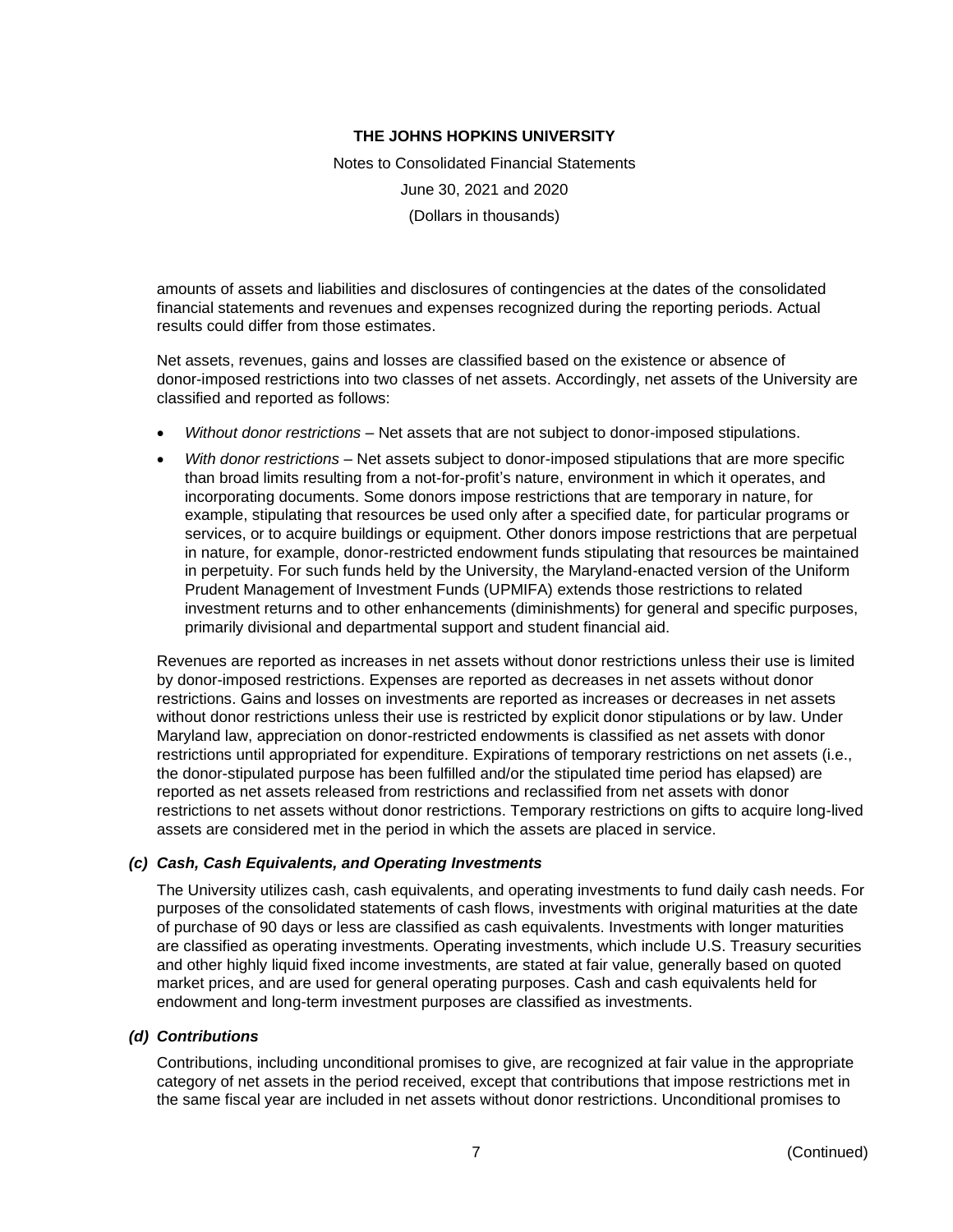amounts of assets and liabilities and disclosures of contingencies at the dates of the consolidated financial statements and revenues and expenses recognized during the reporting periods. Actual results could differ from those estimates.

Net assets, revenues, gains and losses are classified based on the existence or absence of donor-imposed restrictions into two classes of net assets. Accordingly, net assets of the University are classified and reported as follows:

- *Without donor restrictions* – Net assets that are not subject to donor-imposed stipulations.
- *With donor restrictions* – Net assets subject to donor-imposed stipulations that are more specific than broad limits resulting from a not-for-profit's nature, environment in which it operates, and incorporating documents. Some donors impose restrictions that are temporary in nature, for example, stipulating that resources be used only after a specified date, for particular programs or services, or to acquire buildings or equipment. Other donors impose restrictions that are perpetual in nature, for example, donor-restricted endowment funds stipulating that resources be maintained in perpetuity. For such funds held by the University, the Maryland-enacted version of the Uniform Prudent Management of Investment Funds (UPMIFA) extends those restrictions to related investment returns and to other enhancements (diminishments) for general and specific purposes, primarily divisional and departmental support and student financial aid.

Revenues are reported as increases in net assets without donor restrictions unless their use is limited by donor-imposed restrictions. Expenses are reported as decreases in net assets without donor restrictions. Gains and losses on investments are reported as increases or decreases in net assets without donor restrictions unless their use is restricted by explicit donor stipulations or by law. Under Maryland law, appreciation on donor-restricted endowments is classified as net assets with donor restrictions until appropriated for expenditure. Expirations of temporary restrictions on net assets (i.e., the donor-stipulated purpose has been fulfilled and/or the stipulated time period has elapsed) are reported as net assets released from restrictions and reclassified from net assets with donor restrictions to net assets without donor restrictions. Temporary restrictions on gifts to acquire long-lived assets are considered met in the period in which the assets are placed in service.

### *(c) Cash, Cash Equivalents, and Operating Investments*

The University utilizes cash, cash equivalents, and operating investments to fund daily cash needs. For purposes of the consolidated statements of cash flows, investments with original maturities at the date of purchase of 90 days or less are classified as cash equivalents. Investments with longer maturities are classified as operating investments. Operating investments, which include U.S. Treasury securities and other highly liquid fixed income investments, are stated at fair value, generally based on quoted market prices, and are used for general operating purposes. Cash and cash equivalents held for endowment and long-term investment purposes are classified as investments.

### *(d) Contributions*

Contributions, including unconditional promises to give, are recognized at fair value in the appropriate category of net assets in the period received, except that contributions that impose restrictions met in the same fiscal year are included in net assets without donor restrictions. Unconditional promises to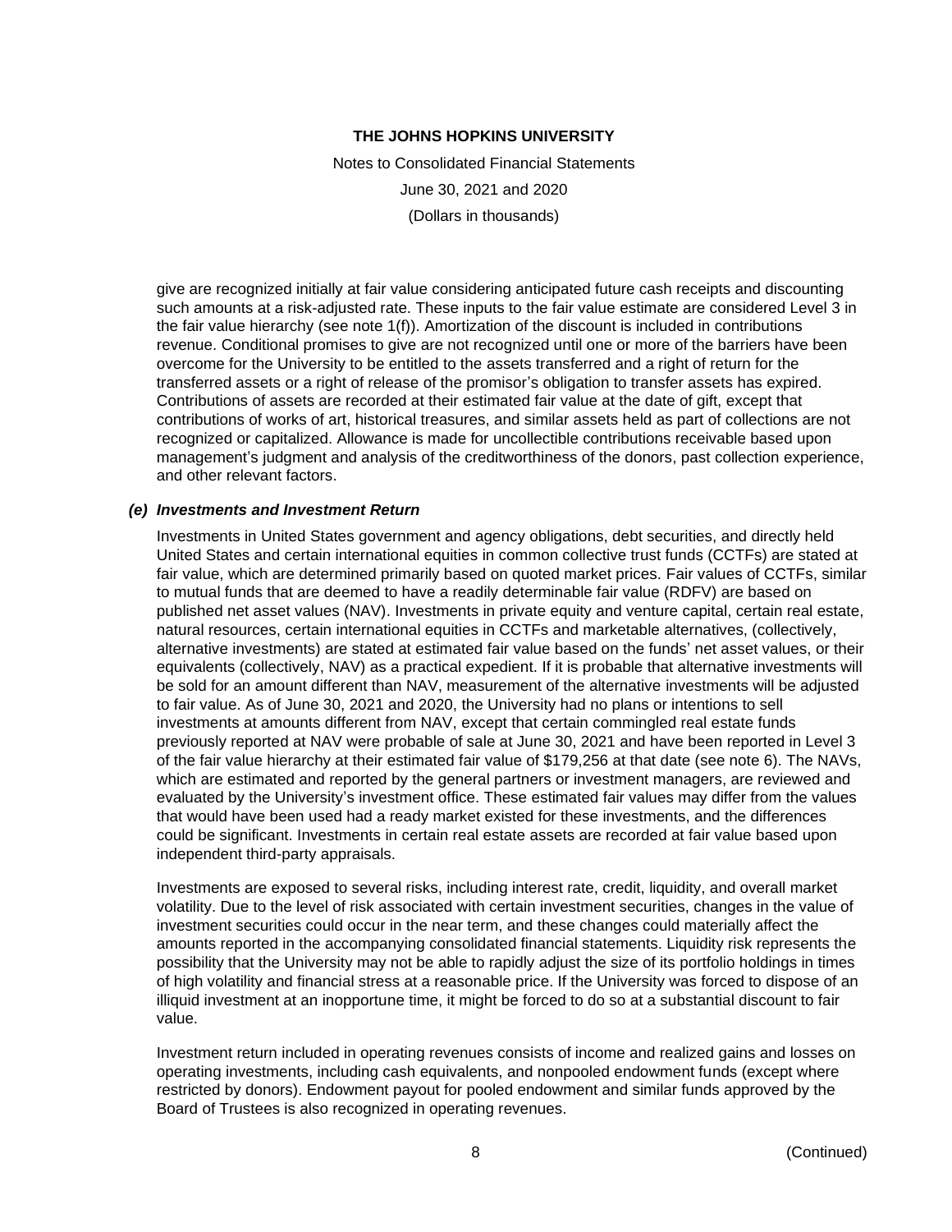give are recognized initially at fair value considering anticipated future cash receipts and discounting such amounts at a risk-adjusted rate. These inputs to the fair value estimate are considered Level 3 in the fair value hierarchy (see note 1(f)). Amortization of the discount is included in contributions revenue. Conditional promises to give are not recognized until one or more of the barriers have been overcome for the University to be entitled to the assets transferred and a right of return for the transferred assets or a right of release of the promisor's obligation to transfer assets has expired. Contributions of assets are recorded at their estimated fair value at the date of gift, except that contributions of works of art, historical treasures, and similar assets held as part of collections are not recognized or capitalized. Allowance is made for uncollectible contributions receivable based upon management's judgment and analysis of the creditworthiness of the donors, past collection experience, and other relevant factors.

### *(e) Investments and Investment Return*

Investments in United States government and agency obligations, debt securities, and directly held United States and certain international equities in common collective trust funds (CCTFs) are stated at fair value, which are determined primarily based on quoted market prices. Fair values of CCTFs, similar to mutual funds that are deemed to have a readily determinable fair value (RDFV) are based on published net asset values (NAV). Investments in private equity and venture capital, certain real estate, natural resources, certain international equities in CCTFs and marketable alternatives, (collectively, alternative investments) are stated at estimated fair value based on the funds' net asset values, or their equivalents (collectively, NAV) as a practical expedient. If it is probable that alternative investments will be sold for an amount different than NAV, measurement of the alternative investments will be adjusted to fair value. As of June 30, 2021 and 2020, the University had no plans or intentions to sell investments at amounts different from NAV, except that certain commingled real estate funds previously reported at NAV were probable of sale at June 30, 2021 and have been reported in Level 3 of the fair value hierarchy at their estimated fair value of $179,256 at that date (see note 6). The NAVs, which are estimated and reported by the general partners or investment managers, are reviewed and evaluated by the University's investment office. These estimated fair values may differ from the values that would have been used had a ready market existed for these investments, and the differences could be significant. Investments in certain real estate assets are recorded at fair value based upon independent third-party appraisals.

Investments are exposed to several risks, including interest rate, credit, liquidity, and overall market volatility. Due to the level of risk associated with certain investment securities, changes in the value of investment securities could occur in the near term, and these changes could materially affect the amounts reported in the accompanying consolidated financial statements. Liquidity risk represents the possibility that the University may not be able to rapidly adjust the size of its portfolio holdings in times of high volatility and financial stress at a reasonable price. If the University was forced to dispose of an illiquid investment at an inopportune time, it might be forced to do so at a substantial discount to fair value.

Investment return included in operating revenues consists of income and realized gains and losses on operating investments, including cash equivalents, and nonpooled endowment funds (except where restricted by donors). Endowment payout for pooled endowment and similar funds approved by the Board of Trustees is also recognized in operating revenues.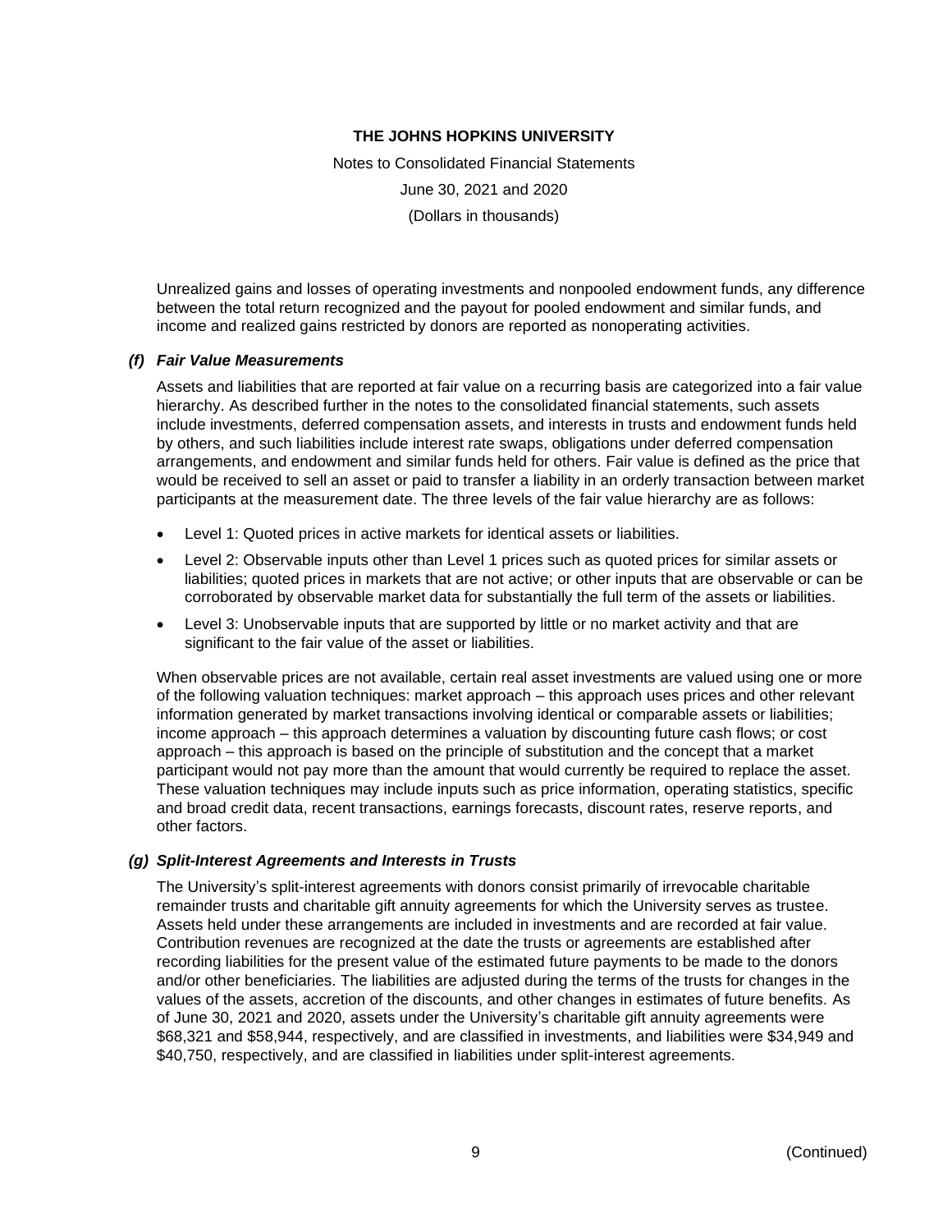Unrealized gains and losses of operating investments and nonpooled endowment funds, any difference between the total return recognized and the payout for pooled endowment and similar funds, and income and realized gains restricted by donors are reported as nonoperating activities.

### *(f) Fair Value Measurements*

Assets and liabilities that are reported at fair value on a recurring basis are categorized into a fair value hierarchy. As described further in the notes to the consolidated financial statements, such assets include investments, deferred compensation assets, and interests in trusts and endowment funds held by others, and such liabilities include interest rate swaps, obligations under deferred compensation arrangements, and endowment and similar funds held for others. Fair value is defined as the price that would be received to sell an asset or paid to transfer a liability in an orderly transaction between market participants at the measurement date. The three levels of the fair value hierarchy are as follows:

- Level 1: Quoted prices in active markets for identical assets or liabilities.
- Level 2: Observable inputs other than Level 1 prices such as quoted prices for similar assets or liabilities; quoted prices in markets that are not active; or other inputs that are observable or can be corroborated by observable market data for substantially the full term of the assets or liabilities.
- Level 3: Unobservable inputs that are supported by little or no market activity and that are significant to the fair value of the asset or liabilities.

When observable prices are not available, certain real asset investments are valued using one or more of the following valuation techniques: market approach – this approach uses prices and other relevant information generated by market transactions involving identical or comparable assets or liabilities; income approach – this approach determines a valuation by discounting future cash flows; or cost approach – this approach is based on the principle of substitution and the concept that a market participant would not pay more than the amount that would currently be required to replace the asset. These valuation techniques may include inputs such as price information, operating statistics, specific and broad credit data, recent transactions, earnings forecasts, discount rates, reserve reports, and other factors.

### *(g) Split-Interest Agreements and Interests in Trusts*

The University's split-interest agreements with donors consist primarily of irrevocable charitable remainder trusts and charitable gift annuity agreements for which the University serves as trustee. Assets held under these arrangements are included in investments and are recorded at fair value. Contribution revenues are recognized at the date the trusts or agreements are established after recording liabilities for the present value of the estimated future payments to be made to the donors and/or other beneficiaries. The liabilities are adjusted during the terms of the trusts for changes in the values of the assets, accretion of the discounts, and other changes in estimates of future benefits. As of June 30, 2021 and 2020, assets under the University's charitable gift annuity agreements were $68,321 and $58,944, respectively, and are classified in investments, and liabilities were $34,949 and $40,750, respectively, and are classified in liabilities under split-interest agreements.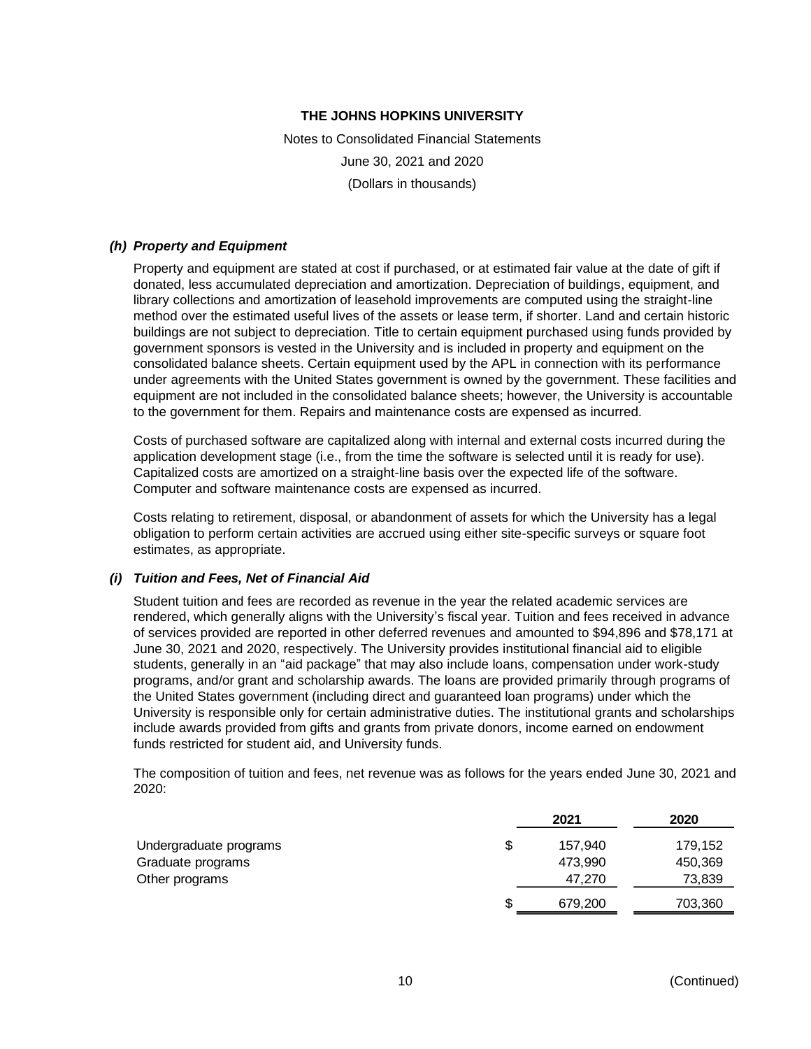**THE JOHNS HOPKINS UNIVERSITY**

Notes to Consolidated Financial Statements

June 30, 2021 and 2020

(Dollars in thousands)

### *(h) Property and Equipment*

Property and equipment are stated at cost if purchased, or at estimated fair value at the date of gift if donated, less accumulated depreciation and amortization. Depreciation of buildings, equipment, and library collections and amortization of leasehold improvements are computed using the straight-line method over the estimated useful lives of the assets or lease term, if shorter. Land and certain historic buildings are not subject to depreciation. Title to certain equipment purchased using funds provided by government sponsors is vested in the University and is included in property and equipment on the consolidated balance sheets. Certain equipment used by the APL in connection with its performance under agreements with the United States government is owned by the government. These facilities and equipment are not included in the consolidated balance sheets; however, the University is accountable to the government for them. Repairs and maintenance costs are expensed as incurred.

Costs of purchased software are capitalized along with internal and external costs incurred during the application development stage (i.e., from the time the software is selected until it is ready for use). Capitalized costs are amortized on a straight-line basis over the expected life of the software. Computer and software maintenance costs are expensed as incurred.

Costs relating to retirement, disposal, or abandonment of assets for which the University has a legal obligation to perform certain activities are accrued using either site-specific surveys or square foot estimates, as appropriate.

### *(i) Tuition and Fees, Net of Financial Aid*

Student tuition and fees are recorded as revenue in the year the related academic services are rendered, which generally aligns with the University's fiscal year. Tuition and fees received in advance of services provided are reported in other deferred revenues and amounted to $94,896 and $78,171 at June 30, 2021 and 2020, respectively. The University provides institutional financial aid to eligible students, generally in an "aid package" that may also include loans, compensation under work-study programs, and/or grant and scholarship awards. The loans are provided primarily through programs of the United States government (including direct and guaranteed loan programs) under which the University is responsible only for certain administrative duties. The institutional grants and scholarships include awards provided from gifts and grants from private donors, income earned on endowment funds restricted for student aid, and University funds.

The composition of tuition and fees, net revenue was as follows for the years ended June 30, 2021 and 2020:

| | 2021 | 2020 |
|---|---|---|
| Undergraduate programs | $ 157,940 | 179,152 |
| Graduate programs | 473,990 | 450,369 |
| Other programs | 47,270 | 73,839 |
| | $ 679,200 | 703,360 |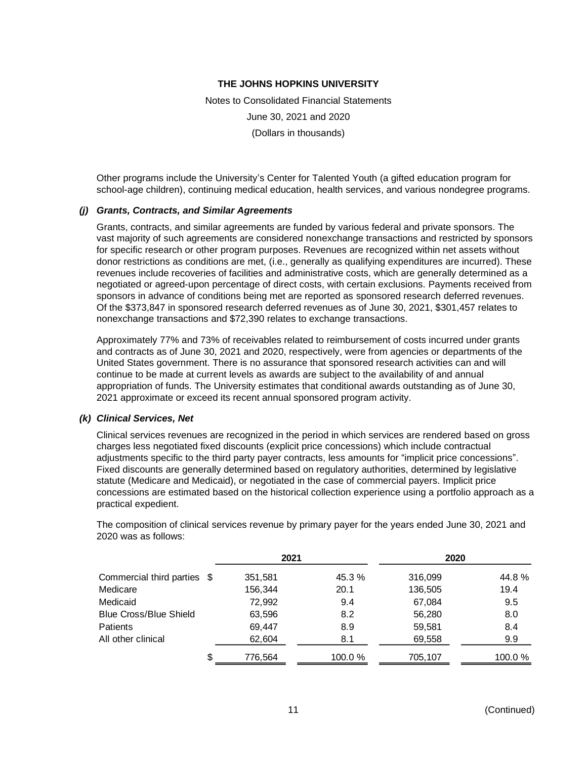# THE JOHNS HOPKINS UNIVERSITY

Notes to Consolidated Financial Statements

June 30, 2021 and 2020

(Dollars in thousands)

Other programs include the University's Center for Talented Youth (a gifted education program for school-age children), continuing medical education, health services, and various nondegree programs.

### *(j) Grants, Contracts, and Similar Agreements*

Grants, contracts, and similar agreements are funded by various federal and private sponsors. The vast majority of such agreements are considered nonexchange transactions and restricted by sponsors for specific research or other program purposes. Revenues are recognized within net assets without donor restrictions as conditions are met, (i.e., generally as qualifying expenditures are incurred). These revenues include recoveries of facilities and administrative costs, which are generally determined as a negotiated or agreed-upon percentage of direct costs, with certain exclusions. Payments received from sponsors in advance of conditions being met are reported as sponsored research deferred revenues. Of the $373,847 in sponsored research deferred revenues as of June 30, 2021, $301,457 relates to nonexchange transactions and $72,390 relates to exchange transactions.

Approximately 77% and 73% of receivables related to reimbursement of costs incurred under grants and contracts as of June 30, 2021 and 2020, respectively, were from agencies or departments of the United States government. There is no assurance that sponsored research activities can and will continue to be made at current levels as awards are subject to the availability of and annual appropriation of funds. The University estimates that conditional awards outstanding as of June 30, 2021 approximate or exceed its recent annual sponsored program activity.

### *(k) Clinical Services, Net*

Clinical services revenues are recognized in the period in which services are rendered based on gross charges less negotiated fixed discounts (explicit price concessions) which include contractual adjustments specific to the third party payer contracts, less amounts for "implicit price concessions". Fixed discounts are generally determined based on regulatory authorities, determined by legislative statute (Medicare and Medicaid), or negotiated in the case of commercial payers. Implicit price concessions are estimated based on the historical collection experience using a portfolio approach as a practical expedient.

The composition of clinical services revenue by primary payer for the years ended June 30, 2021 and 2020 was as follows:

| | 2021 | | 2020 | |
|---|---|---|---|---|
| Commercial third parties | $ 351,581 | 45.3 % | 316,099 | 44.8 % |
| Medicare | 156,344 | 20.1 | 136,505 | 19.4 |
| Medicaid | 72,992 | 9.4 | 67,084 | 9.5 |
| Blue Cross/Blue Shield | 63,596 | 8.2 | 56,280 | 8.0 |
| Patients | 69,447 | 8.9 | 59,581 | 8.4 |
| All other clinical | 62,604 | 8.1 | 69,558 | 9.9 |
| | $ 776,564 | 100.0 % | 705,107 | 100.0 % |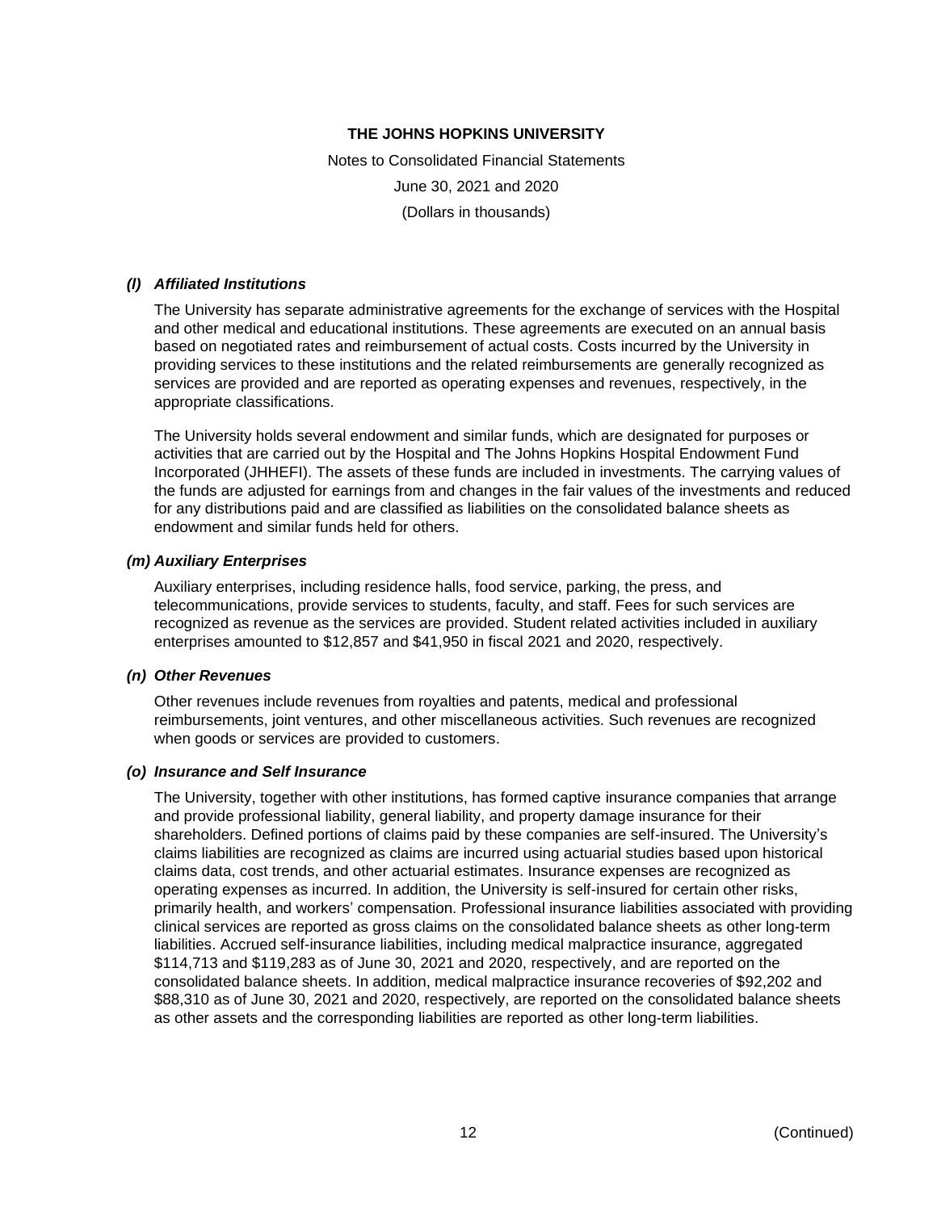### *(l) Affiliated Institutions*

The University has separate administrative agreements for the exchange of services with the Hospital and other medical and educational institutions. These agreements are executed on an annual basis based on negotiated rates and reimbursement of actual costs. Costs incurred by the University in providing services to these institutions and the related reimbursements are generally recognized as services are provided and are reported as operating expenses and revenues, respectively, in the appropriate classifications.

The University holds several endowment and similar funds, which are designated for purposes or activities that are carried out by the Hospital and The Johns Hopkins Hospital Endowment Fund Incorporated (JHHEFI). The assets of these funds are included in investments. The carrying values of the funds are adjusted for earnings from and changes in the fair values of the investments and reduced for any distributions paid and are classified as liabilities on the consolidated balance sheets as endowment and similar funds held for others.

### *(m) Auxiliary Enterprises*

Auxiliary enterprises, including residence halls, food service, parking, the press, and telecommunications, provide services to students, faculty, and staff. Fees for such services are recognized as revenue as the services are provided. Student related activities included in auxiliary enterprises amounted to $12,857 and $41,950 in fiscal 2021 and 2020, respectively.

### *(n) Other Revenues*

Other revenues include revenues from royalties and patents, medical and professional reimbursements, joint ventures, and other miscellaneous activities. Such revenues are recognized when goods or services are provided to customers.

### *(o) Insurance and Self Insurance*

The University, together with other institutions, has formed captive insurance companies that arrange and provide professional liability, general liability, and property damage insurance for their shareholders. Defined portions of claims paid by these companies are self-insured. The University's claims liabilities are recognized as claims are incurred using actuarial studies based upon historical claims data, cost trends, and other actuarial estimates. Insurance expenses are recognized as operating expenses as incurred. In addition, the University is self-insured for certain other risks, primarily health, and workers' compensation. Professional insurance liabilities associated with providing clinical services are reported as gross claims on the consolidated balance sheets as other long-term liabilities. Accrued self-insurance liabilities, including medical malpractice insurance, aggregated $114,713 and $119,283 as of June 30, 2021 and 2020, respectively, and are reported on the consolidated balance sheets. In addition, medical malpractice insurance recoveries of $92,202 and $88,310 as of June 30, 2021 and 2020, respectively, are reported on the consolidated balance sheets as other assets and the corresponding liabilities are reported as other long-term liabilities.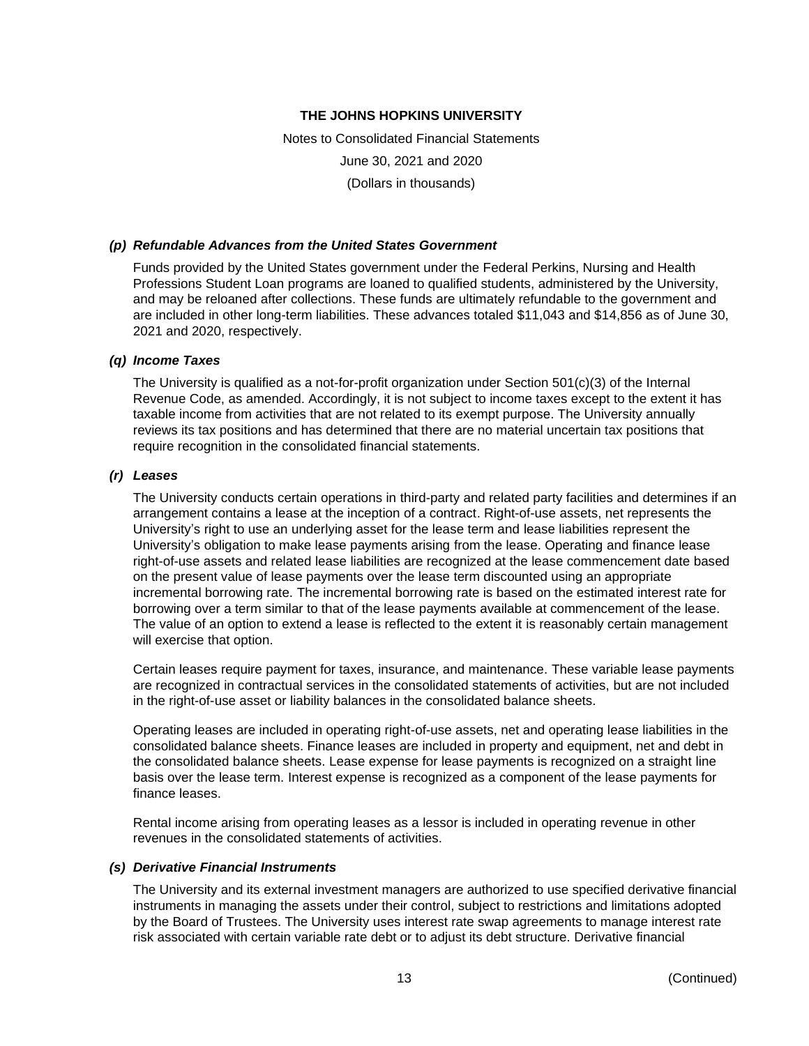### *(p) Refundable Advances from the United States Government*

Funds provided by the United States government under the Federal Perkins, Nursing and Health Professions Student Loan programs are loaned to qualified students, administered by the University, and may be reloaned after collections. These funds are ultimately refundable to the government and are included in other long-term liabilities. These advances totaled $11,043 and $14,856 as of June 30, 2021 and 2020, respectively.

### *(q) Income Taxes*

The University is qualified as a not-for-profit organization under Section 501(c)(3) of the Internal Revenue Code, as amended. Accordingly, it is not subject to income taxes except to the extent it has taxable income from activities that are not related to its exempt purpose. The University annually reviews its tax positions and has determined that there are no material uncertain tax positions that require recognition in the consolidated financial statements.

### *(r) Leases*

The University conducts certain operations in third-party and related party facilities and determines if an arrangement contains a lease at the inception of a contract. Right-of-use assets, net represents the University's right to use an underlying asset for the lease term and lease liabilities represent the University's obligation to make lease payments arising from the lease. Operating and finance lease right-of-use assets and related lease liabilities are recognized at the lease commencement date based on the present value of lease payments over the lease term discounted using an appropriate incremental borrowing rate. The incremental borrowing rate is based on the estimated interest rate for borrowing over a term similar to that of the lease payments available at commencement of the lease. The value of an option to extend a lease is reflected to the extent it is reasonably certain management will exercise that option.

Certain leases require payment for taxes, insurance, and maintenance. These variable lease payments are recognized in contractual services in the consolidated statements of activities, but are not included in the right-of-use asset or liability balances in the consolidated balance sheets.

Operating leases are included in operating right-of-use assets, net and operating lease liabilities in the consolidated balance sheets. Finance leases are included in property and equipment, net and debt in the consolidated balance sheets. Lease expense for lease payments is recognized on a straight line basis over the lease term. Interest expense is recognized as a component of the lease payments for finance leases.

Rental income arising from operating leases as a lessor is included in operating revenue in other revenues in the consolidated statements of activities.

### *(s) Derivative Financial Instruments*

The University and its external investment managers are authorized to use specified derivative financial instruments in managing the assets under their control, subject to restrictions and limitations adopted by the Board of Trustees. The University uses interest rate swap agreements to manage interest rate risk associated with certain variable rate debt or to adjust its debt structure. Derivative financial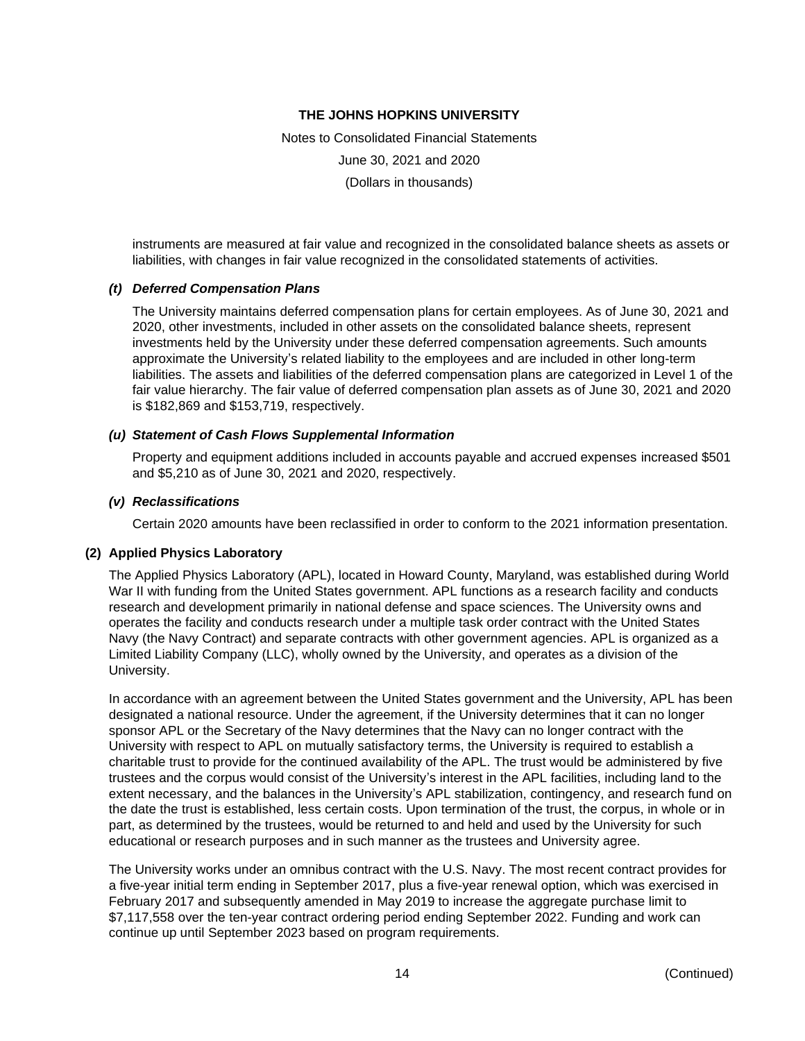instruments are measured at fair value and recognized in the consolidated balance sheets as assets or liabilities, with changes in fair value recognized in the consolidated statements of activities.

### *(t) Deferred Compensation Plans*

The University maintains deferred compensation plans for certain employees. As of June 30, 2021 and 2020, other investments, included in other assets on the consolidated balance sheets, represent investments held by the University under these deferred compensation agreements. Such amounts approximate the University's related liability to the employees and are included in other long-term liabilities. The assets and liabilities of the deferred compensation plans are categorized in Level 1 of the fair value hierarchy. The fair value of deferred compensation plan assets as of June 30, 2021 and 2020 is $182,869 and $153,719, respectively.

### *(u) Statement of Cash Flows Supplemental Information*

Property and equipment additions included in accounts payable and accrued expenses increased $501 and $5,210 as of June 30, 2021 and 2020, respectively.

### *(v) Reclassifications*

Certain 2020 amounts have been reclassified in order to conform to the 2021 information presentation.

## (2) Applied Physics Laboratory

The Applied Physics Laboratory (APL), located in Howard County, Maryland, was established during World War II with funding from the United States government. APL functions as a research facility and conducts research and development primarily in national defense and space sciences. The University owns and operates the facility and conducts research under a multiple task order contract with the United States Navy (the Navy Contract) and separate contracts with other government agencies. APL is organized as a Limited Liability Company (LLC), wholly owned by the University, and operates as a division of the University.

In accordance with an agreement between the United States government and the University, APL has been designated a national resource. Under the agreement, if the University determines that it can no longer sponsor APL or the Secretary of the Navy determines that the Navy can no longer contract with the University with respect to APL on mutually satisfactory terms, the University is required to establish a charitable trust to provide for the continued availability of the APL. The trust would be administered by five trustees and the corpus would consist of the University's interest in the APL facilities, including land to the extent necessary, and the balances in the University's APL stabilization, contingency, and research fund on the date the trust is established, less certain costs. Upon termination of the trust, the corpus, in whole or in part, as determined by the trustees, would be returned to and held and used by the University for such educational or research purposes and in such manner as the trustees and University agree.

The University works under an omnibus contract with the U.S. Navy. The most recent contract provides for a five-year initial term ending in September 2017, plus a five-year renewal option, which was exercised in February 2017 and subsequently amended in May 2019 to increase the aggregate purchase limit to $7,117,558 over the ten-year contract ordering period ending September 2022. Funding and work can continue up until September 2023 based on program requirements.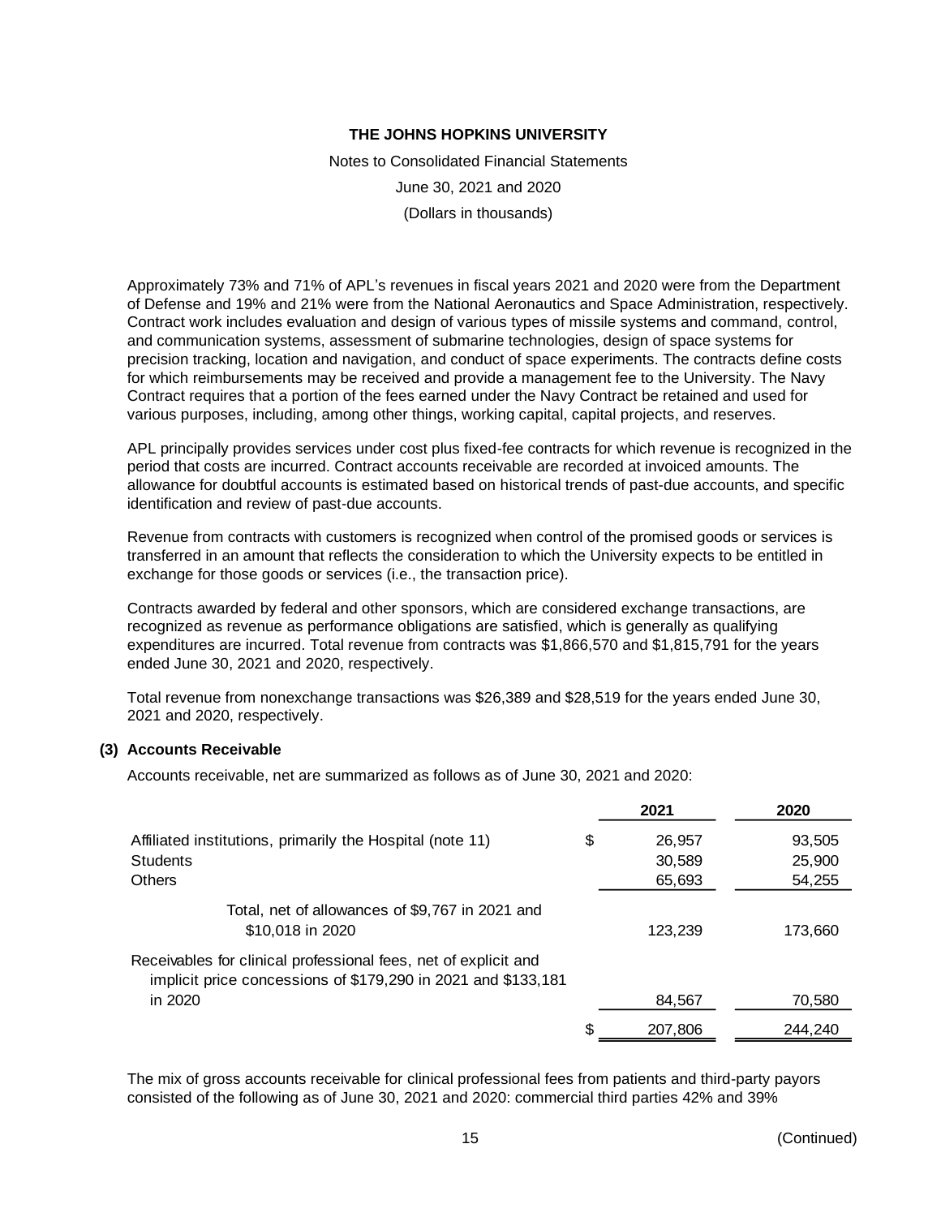Approximately 73% and 71% of APL's revenues in fiscal years 2021 and 2020 were from the Department of Defense and 19% and 21% were from the National Aeronautics and Space Administration, respectively. Contract work includes evaluation and design of various types of missile systems and command, control, and communication systems, assessment of submarine technologies, design of space systems for precision tracking, location and navigation, and conduct of space experiments. The contracts define costs for which reimbursements may be received and provide a management fee to the University. The Navy Contract requires that a portion of the fees earned under the Navy Contract be retained and used for various purposes, including, among other things, working capital, capital projects, and reserves.

APL principally provides services under cost plus fixed-fee contracts for which revenue is recognized in the period that costs are incurred. Contract accounts receivable are recorded at invoiced amounts. The allowance for doubtful accounts is estimated based on historical trends of past-due accounts, and specific identification and review of past-due accounts.

Revenue from contracts with customers is recognized when control of the promised goods or services is transferred in an amount that reflects the consideration to which the University expects to be entitled in exchange for those goods or services (i.e., the transaction price).

Contracts awarded by federal and other sponsors, which are considered exchange transactions, are recognized as revenue as performance obligations are satisfied, which is generally as qualifying expenditures are incurred. Total revenue from contracts was $1,866,570 and $1,815,791 for the years ended June 30, 2021 and 2020, respectively.

Total revenue from nonexchange transactions was $26,389 and $28,519 for the years ended June 30, 2021 and 2020, respectively.

### (3) Accounts Receivable

Accounts receivable, net are summarized as follows as of June 30, 2021 and 2020:

| | 2021 | 2020 |
|---|---|---|
| Affiliated institutions, primarily the Hospital (note 11) | $ 26,957 | 93,505 |
| Students | 30,589 | 25,900 |
| Others | 65,693 | 54,255 |
| Total, net of allowances of $9,767 in 2021 and $10,018 in 2020 | 123,239 | 173,660 |
| Receivables for clinical professional fees, net of explicit and implicit price concessions of $179,290 in 2021 and $133,181 in 2020 | 84,567 | 70,580 |
| | $ 207,806 | 244,240 |

The mix of gross accounts receivable for clinical professional fees from patients and third-party payors consisted of the following as of June 30, 2021 and 2020: commercial third parties 42% and 39%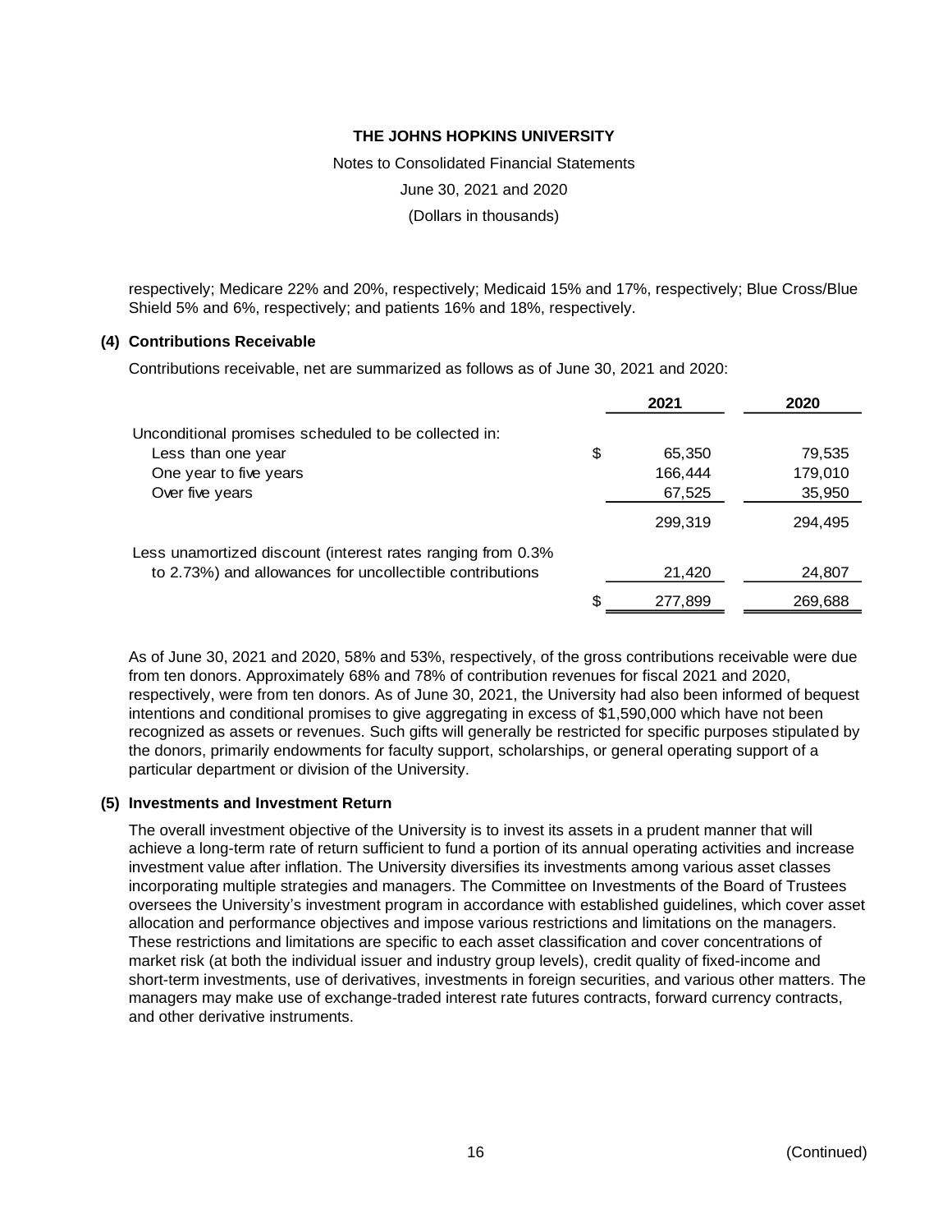respectively; Medicare 22% and 20%, respectively; Medicaid 15% and 17%, respectively; Blue Cross/Blue Shield 5% and 6%, respectively; and patients 16% and 18%, respectively.

### (4) Contributions Receivable

Contributions receivable, net are summarized as follows as of June 30, 2021 and 2020:

| | 2021 | 2020 |
|---|---|---|
| Unconditional promises scheduled to be collected in: | | |
| Less than one year | $ 65,350 | 79,535 |
| One year to five years | 166,444 | 179,010 |
| Over five years | 67,525 | 35,950 |
| | 299,319 | 294,495 |
| Less unamortized discount (interest rates ranging from 0.3% to 2.73%) and allowances for uncollectible contributions | 21,420 | 24,807 |
| | $ 277,899 | 269,688 |

As of June 30, 2021 and 2020, 58% and 53%, respectively, of the gross contributions receivable were due from ten donors. Approximately 68% and 78% of contribution revenues for fiscal 2021 and 2020, respectively, were from ten donors. As of June 30, 2021, the University had also been informed of bequest intentions and conditional promises to give aggregating in excess of $1,590,000 which have not been recognized as assets or revenues. Such gifts will generally be restricted for specific purposes stipulated by the donors, primarily endowments for faculty support, scholarships, or general operating support of a particular department or division of the University.

### (5) Investments and Investment Return

The overall investment objective of the University is to invest its assets in a prudent manner that will achieve a long-term rate of return sufficient to fund a portion of its annual operating activities and increase investment value after inflation. The University diversifies its investments among various asset classes incorporating multiple strategies and managers. The Committee on Investments of the Board of Trustees oversees the University's investment program in accordance with established guidelines, which cover asset allocation and performance objectives and impose various restrictions and limitations on the managers. These restrictions and limitations are specific to each asset classification and cover concentrations of market risk (at both the individual issuer and industry group levels), credit quality of fixed-income and short-term investments, use of derivatives, investments in foreign securities, and various other matters. The managers may make use of exchange-traded interest rate futures contracts, forward currency contracts, and other derivative instruments.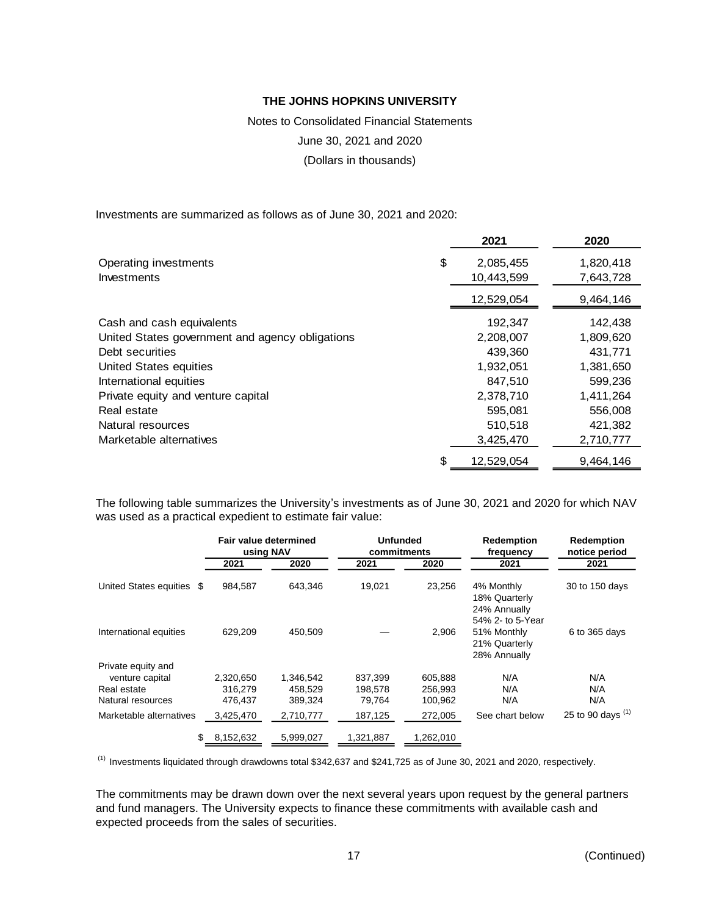**THE JOHNS HOPKINS UNIVERSITY**

Notes to Consolidated Financial Statements

June 30, 2021 and 2020

(Dollars in thousands)

Investments are summarized as follows as of June 30, 2021 and 2020:

| | 2021 | 2020 |
|---|---|---|
| Operating investments | $ 2,085,455 | 1,820,418 |
| Investments | 10,443,599 | 7,643,728 |
| | 12,529,054 | 9,464,146 |
| Cash and cash equivalents | 192,347 | 142,438 |
| United States government and agency obligations | 2,208,007 | 1,809,620 |
| Debt securities | 439,360 | 431,771 |
| United States equities | 1,932,051 | 1,381,650 |
| International equities | 847,510 | 599,236 |
| Private equity and venture capital | 2,378,710 | 1,411,264 |
| Real estate | 595,081 | 556,008 |
| Natural resources | 510,518 | 421,382 |
| Marketable alternatives | 3,425,470 | 2,710,777 |
| | $ 12,529,054 | 9,464,146 |

The following table summarizes the University's investments as of June 30, 2021 and 2020 for which NAV was used as a practical expedient to estimate fair value:

| | Fair value determined using NAV | | Unfunded commitments | | Redemption frequency | Redemption notice period |
|---|---|---|---|---|---|---|
| | 2021 | 2020 | 2021 | 2020 | 2021 | 2021 |
| United States equities | $ 984,587 | 643,346 | 19,021 | 23,256 | 4% Monthly<br>18% Quarterly<br>24% Annually<br>54% 2- to 5-Year | 30 to 150 days |
| International equities | 629,209 | 450,509 | — | 2,906 | 51% Monthly<br>21% Quarterly<br>28% Annually | 6 to 365 days |
| Private equity and venture capital | 2,320,650 | 1,346,542 | 837,399 | 605,888 | N/A | N/A |
| Real estate | 316,279 | 458,529 | 198,578 | 256,993 | N/A | N/A |
| Natural resources | 476,437 | 389,324 | 79,764 | 100,962 | N/A | N/A |
| Marketable alternatives | 3,425,470 | 2,710,777 | 187,125 | 272,005 | See chart below | 25 to 90 days (1) |
| | $ 8,152,632 | 5,999,027 | 1,321,887 | 1,262,010 | | |

(1) Investments liquidated through drawdowns total $342,637 and $241,725 as of June 30, 2021 and 2020, respectively.

The commitments may be drawn down over the next several years upon request by the general partners and fund managers. The University expects to finance these commitments with available cash and expected proceeds from the sales of securities.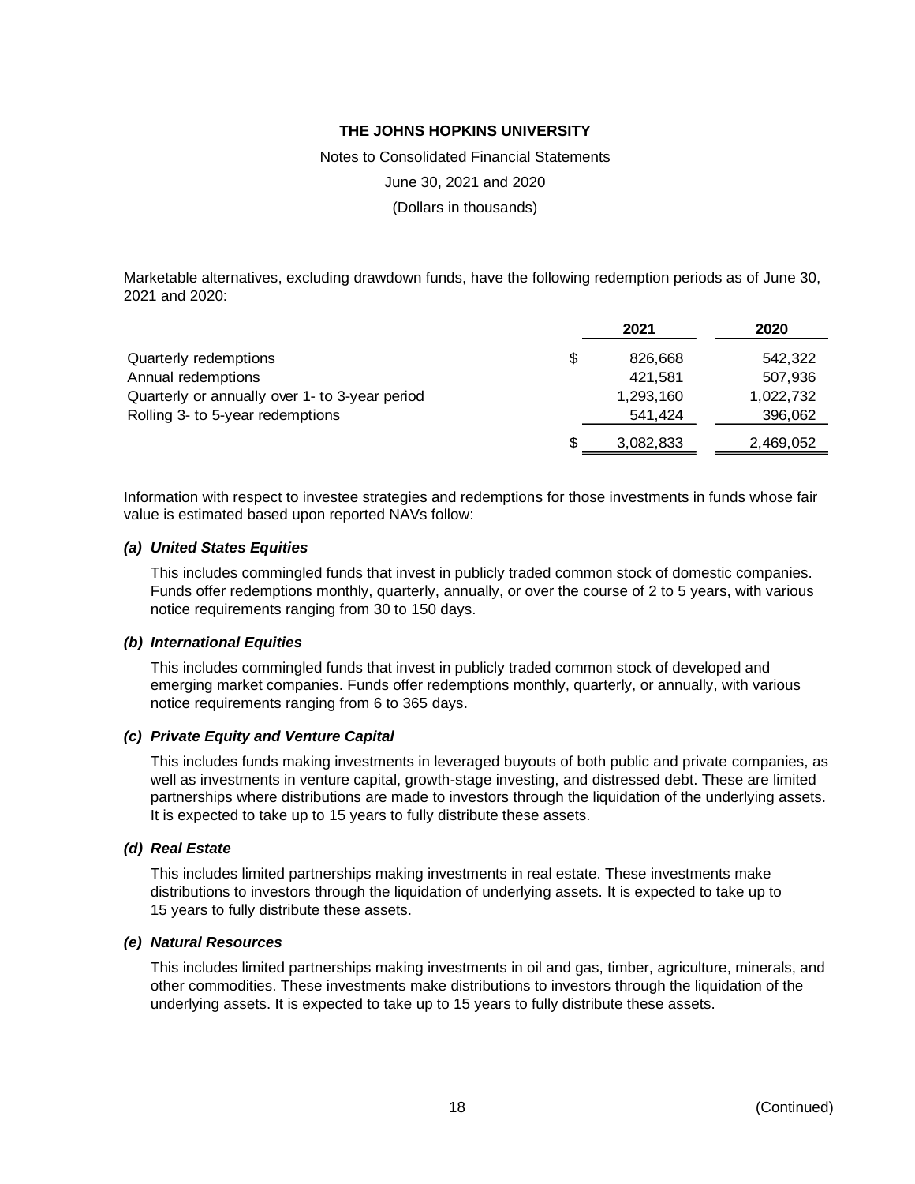**THE JOHNS HOPKINS UNIVERSITY**

Notes to Consolidated Financial Statements

June 30, 2021 and 2020

(Dollars in thousands)

Marketable alternatives, excluding drawdown funds, have the following redemption periods as of June 30, 2021 and 2020:

| | | 2021 | 2020 |
|---|---|---|---|
| Quarterly redemptions | $ | 826,668 | 542,322 |
| Annual redemptions | | 421,581 | 507,936 |
| Quarterly or annually over 1- to 3-year period | | 1,293,160 | 1,022,732 |
| Rolling 3- to 5-year redemptions | | 541,424 | 396,062 |
| | $ | 3,082,833 | 2,469,052 |

Information with respect to investee strategies and redemptions for those investments in funds whose fair value is estimated based upon reported NAVs follow:

***(a) United States Equities***

This includes commingled funds that invest in publicly traded common stock of domestic companies. Funds offer redemptions monthly, quarterly, annually, or over the course of 2 to 5 years, with various notice requirements ranging from 30 to 150 days.

***(b) International Equities***

This includes commingled funds that invest in publicly traded common stock of developed and emerging market companies. Funds offer redemptions monthly, quarterly, or annually, with various notice requirements ranging from 6 to 365 days.

***(c) Private Equity and Venture Capital***

This includes funds making investments in leveraged buyouts of both public and private companies, as well as investments in venture capital, growth-stage investing, and distressed debt. These are limited partnerships where distributions are made to investors through the liquidation of the underlying assets. It is expected to take up to 15 years to fully distribute these assets.

***(d) Real Estate***

This includes limited partnerships making investments in real estate. These investments make distributions to investors through the liquidation of underlying assets. It is expected to take up to 15 years to fully distribute these assets.

***(e) Natural Resources***

This includes limited partnerships making investments in oil and gas, timber, agriculture, minerals, and other commodities. These investments make distributions to investors through the liquidation of the underlying assets. It is expected to take up to 15 years to fully distribute these assets.

(Continued)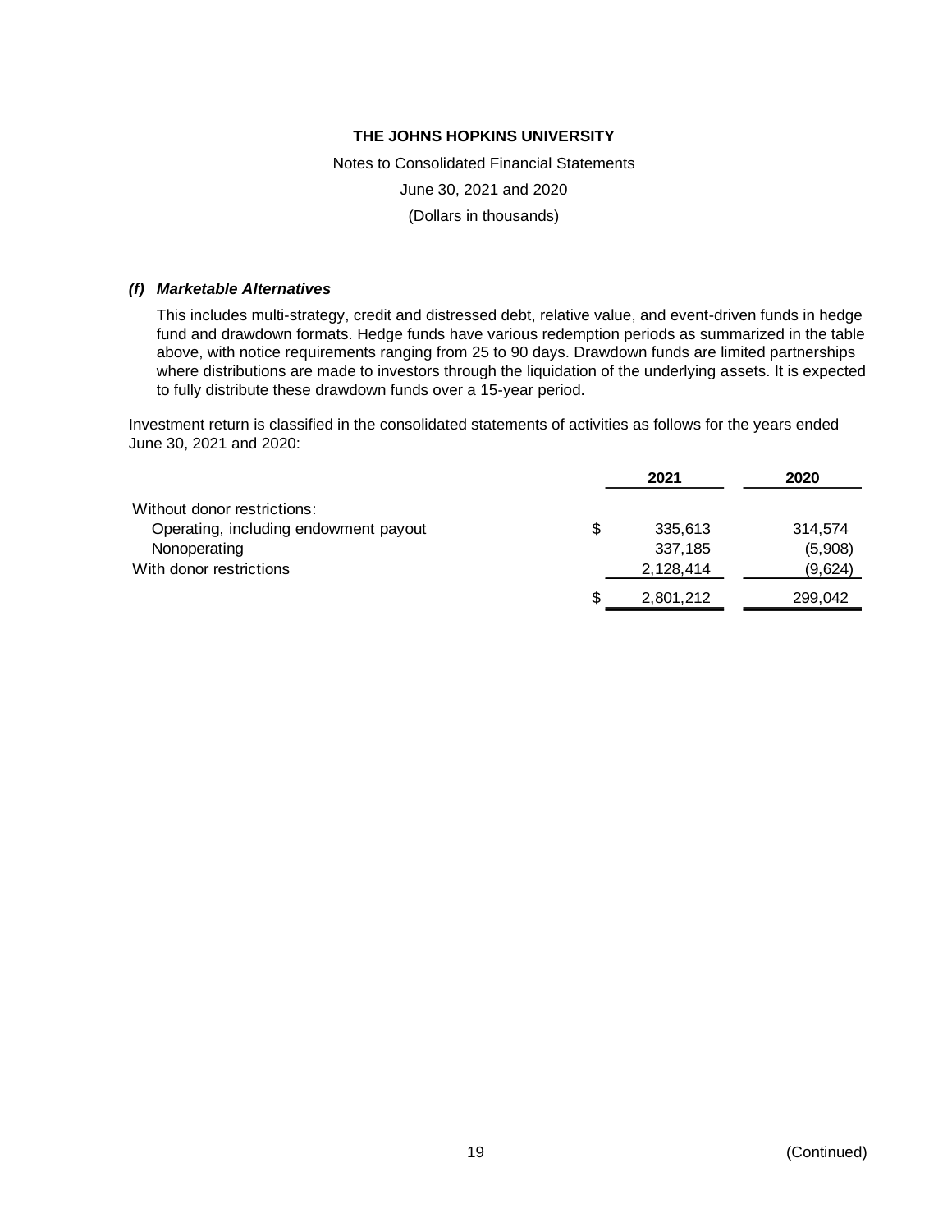**THE JOHNS HOPKINS UNIVERSITY**

Notes to Consolidated Financial Statements

June 30, 2021 and 2020

(Dollars in thousands)

***(f) Marketable Alternatives***

This includes multi-strategy, credit and distressed debt, relative value, and event-driven funds in hedge fund and drawdown formats. Hedge funds have various redemption periods as summarized in the table above, with notice requirements ranging from 25 to 90 days. Drawdown funds are limited partnerships where distributions are made to investors through the liquidation of the underlying assets. It is expected to fully distribute these drawdown funds over a 15-year period.

Investment return is classified in the consolidated statements of activities as follows for the years ended June 30, 2021 and 2020:

| | 2021 | 2020 |
|---|---|---|
| Without donor restrictions: | | |
| Operating, including endowment payout | $ 335,613 | 314,574 |
| Nonoperating | 337,185 | (5,908) |
| With donor restrictions | 2,128,414 | (9,624) |
| | $ 2,801,212 | 299,042 |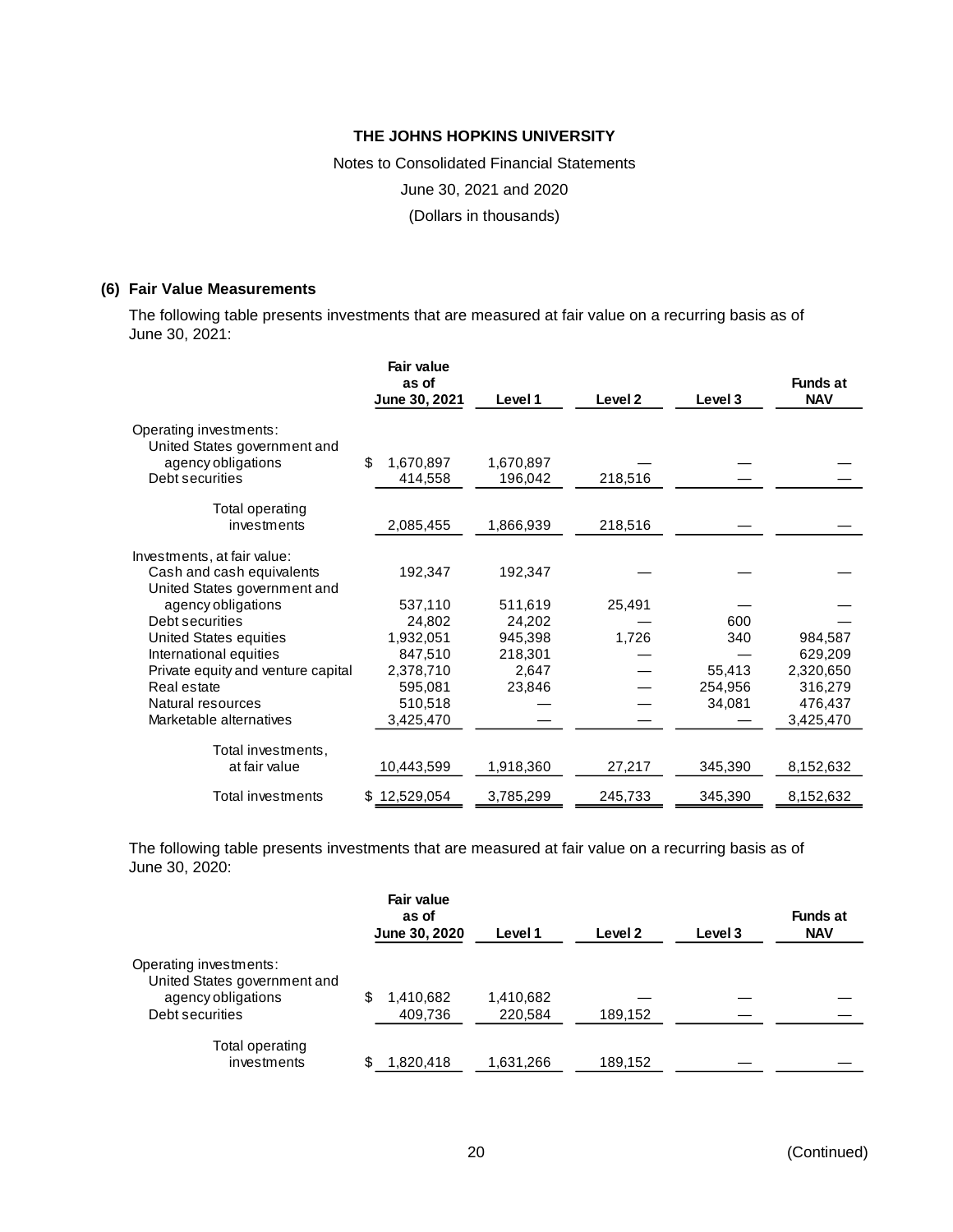THE JOHNS HOPKINS UNIVERSITY

Notes to Consolidated Financial Statements

June 30, 2021 and 2020

(Dollars in thousands)

## (6) Fair Value Measurements

The following table presents investments that are measured at fair value on a recurring basis as of June 30, 2021:

| | Fair value as of June 30, 2021 | Level 1 | Level 2 | Level 3 | Funds at NAV |
|---|---|---|---|---|---|
| Operating investments: | | | | | |
| United States government and agency obligations | $ 1,670,897 | 1,670,897 | — | — | — |
| Debt securities | 414,558 | 196,042 | 218,516 | — | — |
| Total operating investments | 2,085,455 | 1,866,939 | 218,516 | — | — |
| Investments, at fair value: | | | | | |
| Cash and cash equivalents | 192,347 | 192,347 | — | — | — |
| United States government and agency obligations | 537,110 | 511,619 | 25,491 | — | — |
| Debt securities | 24,802 | 24,202 | — | 600 | — |
| United States equities | 1,932,051 | 945,398 | 1,726 | 340 | 984,587 |
| International equities | 847,510 | 218,301 | — | — | 629,209 |
| Private equity and venture capital | 2,378,710 | 2,647 | — | 55,413 | 2,320,650 |
| Real estate | 595,081 | 23,846 | — | 254,956 | 316,279 |
| Natural resources | 510,518 | — | — | 34,081 | 476,437 |
| Marketable alternatives | 3,425,470 | — | — | — | 3,425,470 |
| Total investments, at fair value | 10,443,599 | 1,918,360 | 27,217 | 345,390 | 8,152,632 |
| Total investments | $ 12,529,054 | 3,785,299 | 245,733 | 345,390 | 8,152,632 |

The following table presents investments that are measured at fair value on a recurring basis as of June 30, 2020:

| | Fair value as of June 30, 2020 | Level 1 | Level 2 | Level 3 | Funds at NAV |
|---|---|---|---|---|---|
| Operating investments: | | | | | |
| United States government and agency obligations | $ 1,410,682 | 1,410,682 | — | — | — |
| Debt securities | 409,736 | 220,584 | 189,152 | — | — |
| Total operating investments | $ 1,820,418 | 1,631,266 | 189,152 | — | — |

(Continued)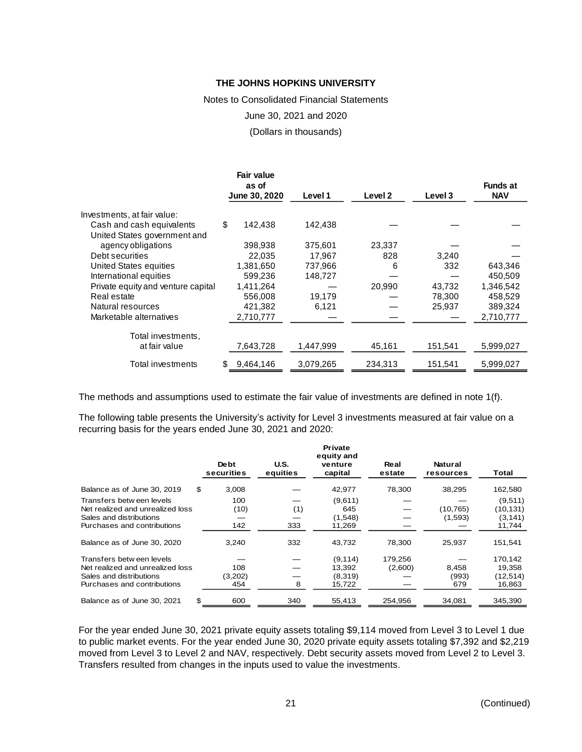**THE JOHNS HOPKINS UNIVERSITY**

Notes to Consolidated Financial Statements

June 30, 2021 and 2020

(Dollars in thousands)

| | Fair value as of June 30, 2020 | Level 1 | Level 2 | Level 3 | Funds at NAV |
|---|---|---|---|---|---|
| Investments, at fair value: | | | | | |
| Cash and cash equivalents | $ 142,438 | 142,438 | — | — | — |
| United States government and agency obligations | 398,938 | 375,601 | 23,337 | — | — |
| Debt securities | 22,035 | 17,967 | 828 | 3,240 | — |
| United States equities | 1,381,650 | 737,966 | 6 | 332 | 643,346 |
| International equities | 599,236 | 148,727 | — | — | 450,509 |
| Private equity and venture capital | 1,411,264 | — | 20,990 | 43,732 | 1,346,542 |
| Real estate | 556,008 | 19,179 | — | 78,300 | 458,529 |
| Natural resources | 421,382 | 6,121 | — | 25,937 | 389,324 |
| Marketable alternatives | 2,710,777 | — | — | — | 2,710,777 |
| Total investments, at fair value | 7,643,728 | 1,447,999 | 45,161 | 151,541 | 5,999,027 |
| Total investments | $ 9,464,146 | 3,079,265 | 234,313 | 151,541 | 5,999,027 |

The methods and assumptions used to estimate the fair value of investments are defined in note 1(f).

The following table presents the University's activity for Level 3 investments measured at fair value on a recurring basis for the years ended June 30, 2021 and 2020:

| | Debt securities | U.S. equities | Private equity and venture capital | Real estate | Natural resources | Total |
|---|---|---|---|---|---|---|
| Balance as of June 30, 2019 | $ 3,008 | — | 42,977 | 78,300 | 38,295 | 162,580 |
| Transfers between levels | 100 | — | (9,611) | — | — | (9,511) |
| Net realized and unrealized loss | (10) | (1) | 645 | — | (10,765) | (10,131) |
| Sales and distributions | — | — | (1,548) | — | (1,593) | (3,141) |
| Purchases and contributions | 142 | 333 | 11,269 | — | — | 11,744 |
| Balance as of June 30, 2020 | 3,240 | 332 | 43,732 | 78,300 | 25,937 | 151,541 |
| Transfers between levels | — | — | (9,114) | 179,256 | — | 170,142 |
| Net realized and unrealized loss | 108 | — | 13,392 | (2,600) | 8,458 | 19,358 |
| Sales and distributions | (3,202) | — | (8,319) | — | (993) | (12,514) |
| Purchases and contributions | 454 | 8 | 15,722 | — | 679 | 16,863 |
| Balance as of June 30, 2021 | $ 600 | 340 | 55,413 | 254,956 | 34,081 | 345,390 |

For the year ended June 30, 2021 private equity assets totaling $9,114 moved from Level 3 to Level 1 due to public market events. For the year ended June 30, 2020 private equity assets totaling $7,392 and $2,219 moved from Level 3 to Level 2 and NAV, respectively. Debt security assets moved from Level 2 to Level 3. Transfers resulted from changes in the inputs used to value the investments.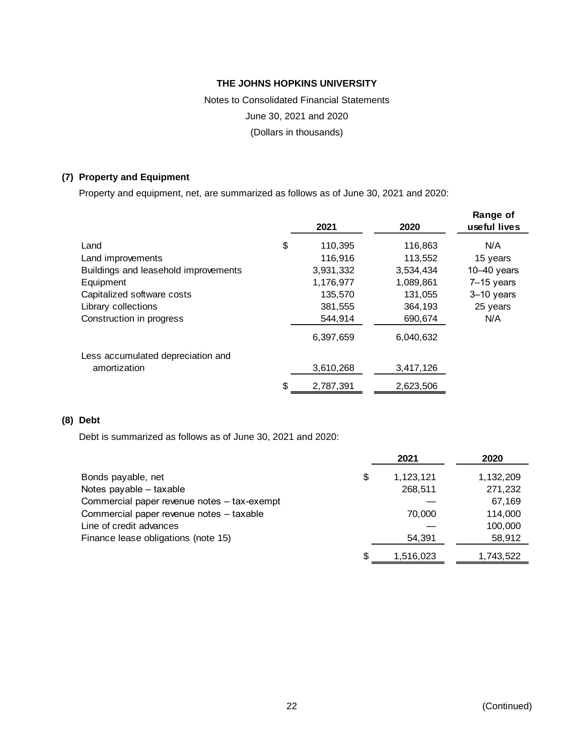**THE JOHNS HOPKINS UNIVERSITY**

Notes to Consolidated Financial Statements

June 30, 2021 and 2020

(Dollars in thousands)

## (7) Property and Equipment

Property and equipment, net, are summarized as follows as of June 30, 2021 and 2020:

| | 2021 | 2020 | Range of useful lives |
|---|---|---|---|
| Land | $ 110,395 | 116,863 | N/A |
| Land improvements | 116,916 | 113,552 | 15 years |
| Buildings and leasehold improvements | 3,931,332 | 3,534,434 | 10–40 years |
| Equipment | 1,176,977 | 1,089,861 | 7–15 years |
| Capitalized software costs | 135,570 | 131,055 | 3–10 years |
| Library collections | 381,555 | 364,193 | 25 years |
| Construction in progress | 544,914 | 690,674 | N/A |
| | 6,397,659 | 6,040,632 | |
| Less accumulated depreciation and amortization | 3,610,268 | 3,417,126 | |
| | $ 2,787,391 | 2,623,506 | |

## (8) Debt

Debt is summarized as follows as of June 30, 2021 and 2020:

| | 2021 | 2020 |
|---|---|---|
| Bonds payable, net | $ 1,123,121 | 1,132,209 |
| Notes payable – taxable | 268,511 | 271,232 |
| Commercial paper revenue notes – tax-exempt | — | 67,169 |
| Commercial paper revenue notes – taxable | 70,000 | 114,000 |
| Line of credit advances | — | 100,000 |
| Finance lease obligations (note 15) | 54,391 | 58,912 |
| | $ 1,516,023 | 1,743,522 |

(Continued)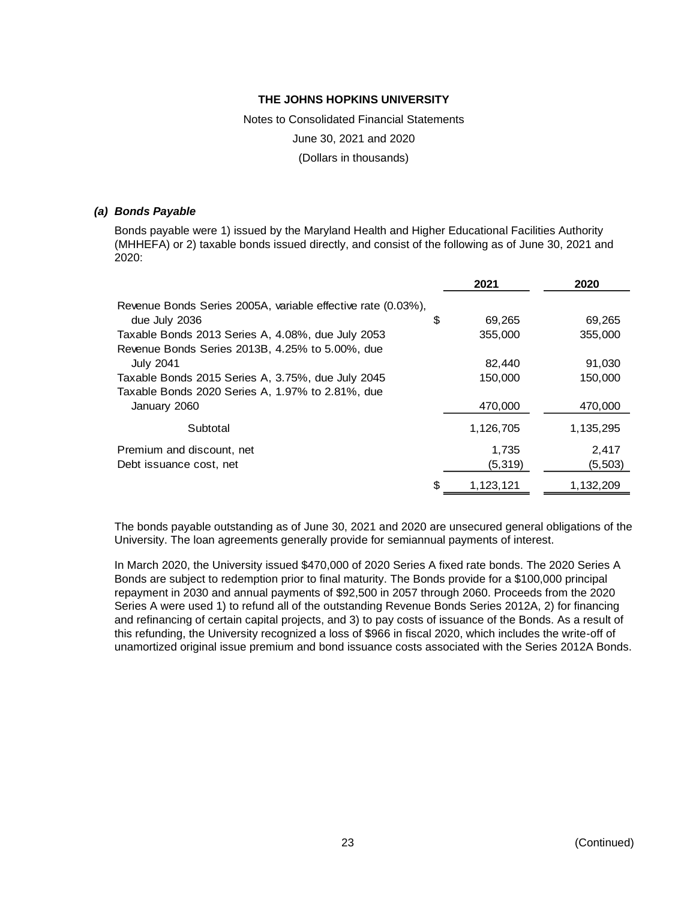**THE JOHNS HOPKINS UNIVERSITY**

Notes to Consolidated Financial Statements

June 30, 2021 and 2020

(Dollars in thousands)

### *(a) Bonds Payable*

Bonds payable were 1) issued by the Maryland Health and Higher Educational Facilities Authority (MHHEFA) or 2) taxable bonds issued directly, and consist of the following as of June 30, 2021 and 2020:

| | 2021 | 2020 |
|---|---|---|
| Revenue Bonds Series 2005A, variable effective rate (0.03%), due July 2036 | $ 69,265 | 69,265 |
| Taxable Bonds 2013 Series A, 4.08%, due July 2053 | 355,000 | 355,000 |
| Revenue Bonds Series 2013B, 4.25% to 5.00%, due July 2041 | 82,440 | 91,030 |
| Taxable Bonds 2015 Series A, 3.75%, due July 2045 | 150,000 | 150,000 |
| Taxable Bonds 2020 Series A, 1.97% to 2.81%, due January 2060 | 470,000 | 470,000 |
| Subtotal | 1,126,705 | 1,135,295 |
| Premium and discount, net | 1,735 | 2,417 |
| Debt issuance cost, net | (5,319) | (5,503) |
| | $ 1,123,121 | 1,132,209 |

The bonds payable outstanding as of June 30, 2021 and 2020 are unsecured general obligations of the University. The loan agreements generally provide for semiannual payments of interest.

In March 2020, the University issued $470,000 of 2020 Series A fixed rate bonds. The 2020 Series A Bonds are subject to redemption prior to final maturity. The Bonds provide for a $100,000 principal repayment in 2030 and annual payments of $92,500 in 2057 through 2060. Proceeds from the 2020 Series A were used 1) to refund all of the outstanding Revenue Bonds Series 2012A, 2) for financing and refinancing of certain capital projects, and 3) to pay costs of issuance of the Bonds. As a result of this refunding, the University recognized a loss of $966 in fiscal 2020, which includes the write-off of unamortized original issue premium and bond issuance costs associated with the Series 2012A Bonds.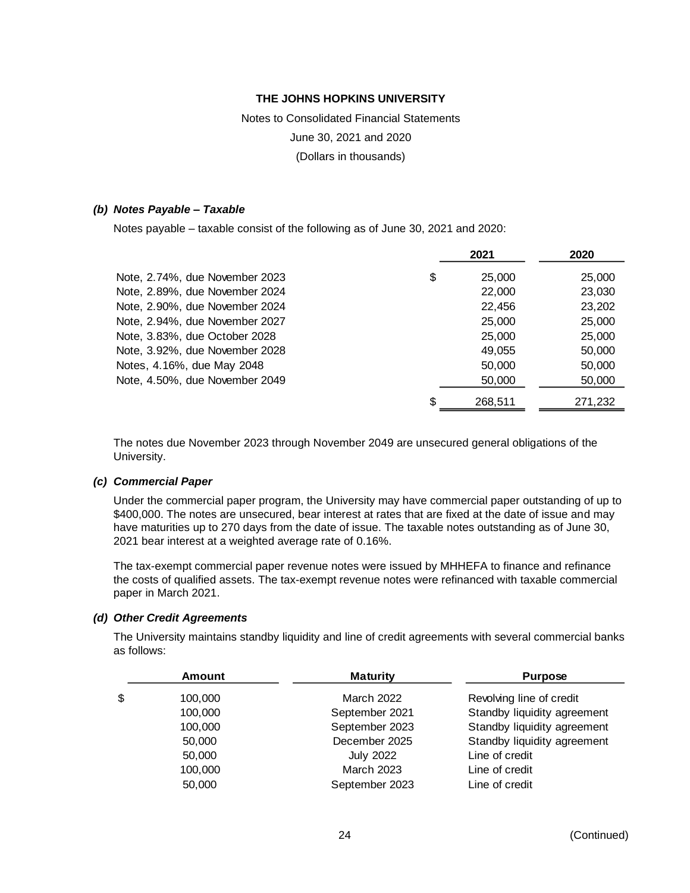THE JOHNS HOPKINS UNIVERSITY

Notes to Consolidated Financial Statements

June 30, 2021 and 2020

(Dollars in thousands)

### *(b) Notes Payable – Taxable*

Notes payable – taxable consist of the following as of June 30, 2021 and 2020:

| | 2021 | 2020 |
|---|---|---|
| Note, 2.74%, due November 2023 | $ 25,000 | 25,000 |
| Note, 2.89%, due November 2024 | 22,000 | 23,030 |
| Note, 2.90%, due November 2024 | 22,456 | 23,202 |
| Note, 2.94%, due November 2027 | 25,000 | 25,000 |
| Note, 3.83%, due October 2028 | 25,000 | 25,000 |
| Note, 3.92%, due November 2028 | 49,055 | 50,000 |
| Notes, 4.16%, due May 2048 | 50,000 | 50,000 |
| Note, 4.50%, due November 2049 | 50,000 | 50,000 |
| | $ 268,511 | 271,232 |

The notes due November 2023 through November 2049 are unsecured general obligations of the University.

### *(c) Commercial Paper*

Under the commercial paper program, the University may have commercial paper outstanding of up to $400,000. The notes are unsecured, bear interest at rates that are fixed at the date of issue and may have maturities up to 270 days from the date of issue. The taxable notes outstanding as of June 30, 2021 bear interest at a weighted average rate of 0.16%.

The tax-exempt commercial paper revenue notes were issued by MHHEFA to finance and refinance the costs of qualified assets. The tax-exempt revenue notes were refinanced with taxable commercial paper in March 2021.

### *(d) Other Credit Agreements*

The University maintains standby liquidity and line of credit agreements with several commercial banks as follows:

| Amount | Maturity | Purpose |
|---|---|---|
| $ 100,000 | March 2022 | Revolving line of credit |
| 100,000 | September 2021 | Standby liquidity agreement |
| 100,000 | September 2023 | Standby liquidity agreement |
| 50,000 | December 2025 | Standby liquidity agreement |
| 50,000 | July 2022 | Line of credit |
| 100,000 | March 2023 | Line of credit |
| 50,000 | September 2023 | Line of credit |

(Continued)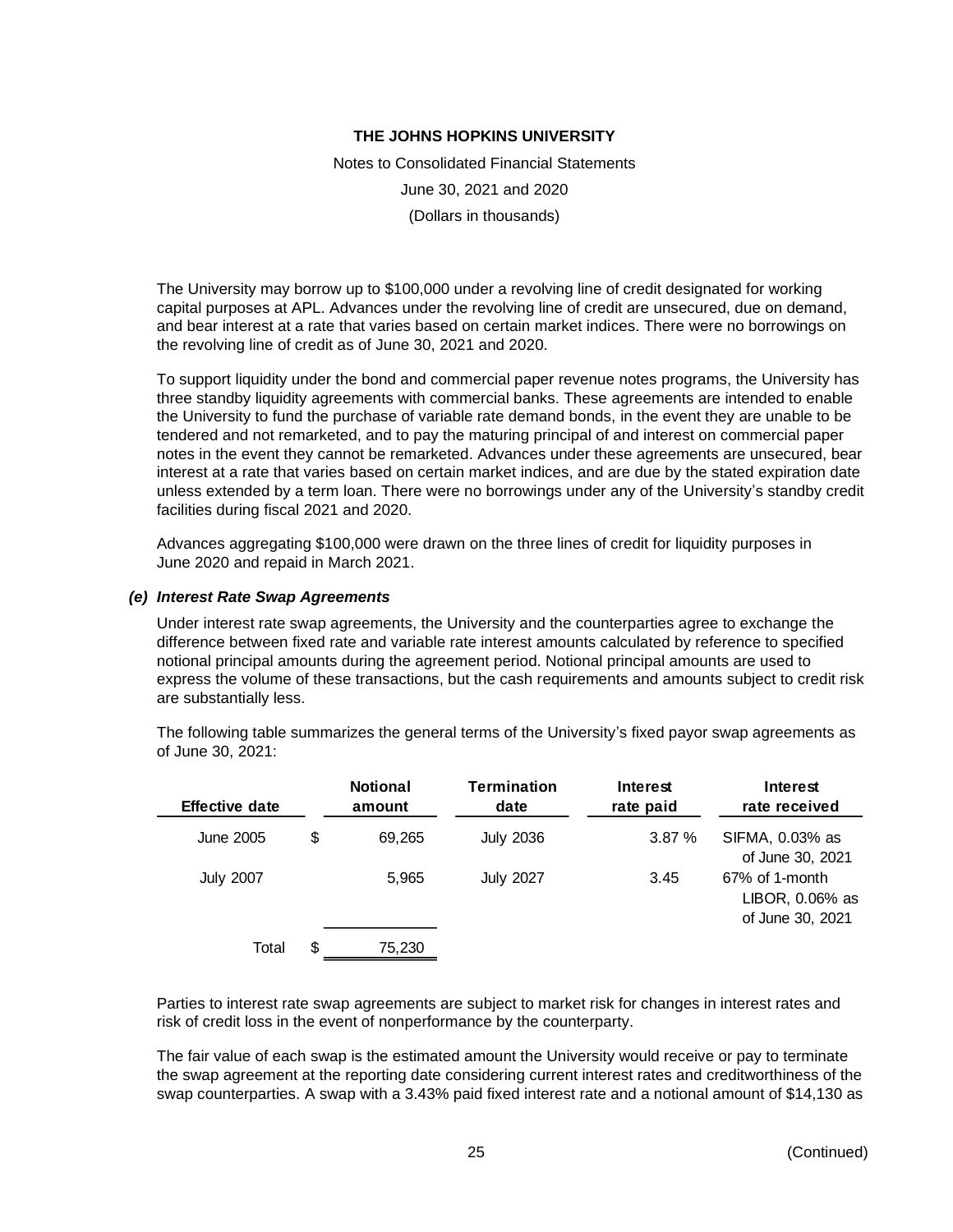The University may borrow up to $100,000 under a revolving line of credit designated for working capital purposes at APL. Advances under the revolving line of credit are unsecured, due on demand, and bear interest at a rate that varies based on certain market indices. There were no borrowings on the revolving line of credit as of June 30, 2021 and 2020.

To support liquidity under the bond and commercial paper revenue notes programs, the University has three standby liquidity agreements with commercial banks. These agreements are intended to enable the University to fund the purchase of variable rate demand bonds, in the event they are unable to be tendered and not remarketed, and to pay the maturing principal of and interest on commercial paper notes in the event they cannot be remarketed. Advances under these agreements are unsecured, bear interest at a rate that varies based on certain market indices, and are due by the stated expiration date unless extended by a term loan. There were no borrowings under any of the University's standby credit facilities during fiscal 2021 and 2020.

Advances aggregating $100,000 were drawn on the three lines of credit for liquidity purposes in June 2020 and repaid in March 2021.

### *(e) Interest Rate Swap Agreements*

Under interest rate swap agreements, the University and the counterparties agree to exchange the difference between fixed rate and variable rate interest amounts calculated by reference to specified notional principal amounts during the agreement period. Notional principal amounts are used to express the volume of these transactions, but the cash requirements and amounts subject to credit risk are substantially less.

The following table summarizes the general terms of the University's fixed payor swap agreements as of June 30, 2021:

| Effective date | Notional amount | Termination date | Interest rate paid | Interest rate received |
|---|---|---|---|---|
| June 2005 | $ 69,265 | July 2036 | 3.87 % | SIFMA, 0.03% as of June 30, 2021 |
| July 2007 | 5,965 | July 2027 | 3.45 | 67% of 1-month LIBOR, 0.06% as of June 30, 2021 |
| Total | $ 75,230 | | | |

Parties to interest rate swap agreements are subject to market risk for changes in interest rates and risk of credit loss in the event of nonperformance by the counterparty.

The fair value of each swap is the estimated amount the University would receive or pay to terminate the swap agreement at the reporting date considering current interest rates and creditworthiness of the swap counterparties. A swap with a 3.43% paid fixed interest rate and a notional amount of $14,130 as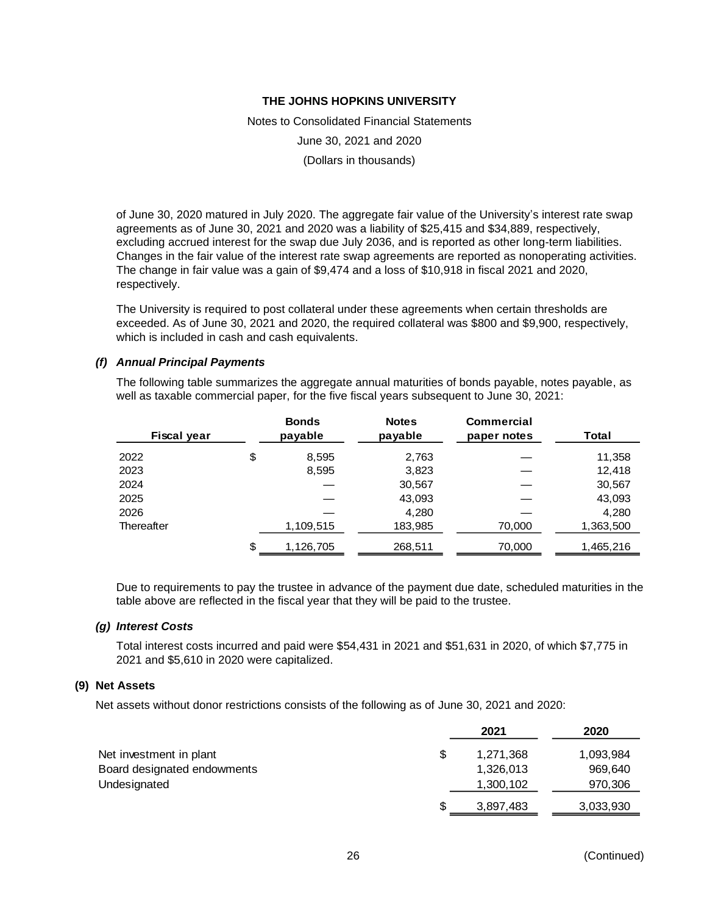of June 30, 2020 matured in July 2020. The aggregate fair value of the University's interest rate swap agreements as of June 30, 2021 and 2020 was a liability of $25,415 and $34,889, respectively, excluding accrued interest for the swap due July 2036, and is reported as other long-term liabilities. Changes in the fair value of the interest rate swap agreements are reported as nonoperating activities. The change in fair value was a gain of $9,474 and a loss of $10,918 in fiscal 2021 and 2020, respectively.

The University is required to post collateral under these agreements when certain thresholds are exceeded. As of June 30, 2021 and 2020, the required collateral was $800 and $9,900, respectively, which is included in cash and cash equivalents.

### *(f) Annual Principal Payments*

The following table summarizes the aggregate annual maturities of bonds payable, notes payable, as well as taxable commercial paper, for the five fiscal years subsequent to June 30, 2021:

| Fiscal year | Bonds payable | Notes payable | Commercial paper notes | Total |
|---|---|---|---|---|
| 2022 | $ 8,595 | 2,763 | — | 11,358 |
| 2023 | 8,595 | 3,823 | — | 12,418 |
| 2024 | — | 30,567 | — | 30,567 |
| 2025 | — | 43,093 | — | 43,093 |
| 2026 | — | 4,280 | — | 4,280 |
| Thereafter | 1,109,515 | 183,985 | 70,000 | 1,363,500 |
| | $ 1,126,705 | 268,511 | 70,000 | 1,465,216 |

Due to requirements to pay the trustee in advance of the payment due date, scheduled maturities in the table above are reflected in the fiscal year that they will be paid to the trustee.

### *(g) Interest Costs*

Total interest costs incurred and paid were $54,431 in 2021 and $51,631 in 2020, of which $7,775 in 2021 and $5,610 in 2020 were capitalized.

## (9) Net Assets

Net assets without donor restrictions consists of the following as of June 30, 2021 and 2020:

| | 2021 | 2020 |
|---|---|---|
| Net investment in plant | $ 1,271,368 | 1,093,984 |
| Board designated endowments | 1,326,013 | 969,640 |
| Undesignated | 1,300,102 | 970,306 |
| | $ 3,897,483 | 3,033,930 |

(Continued)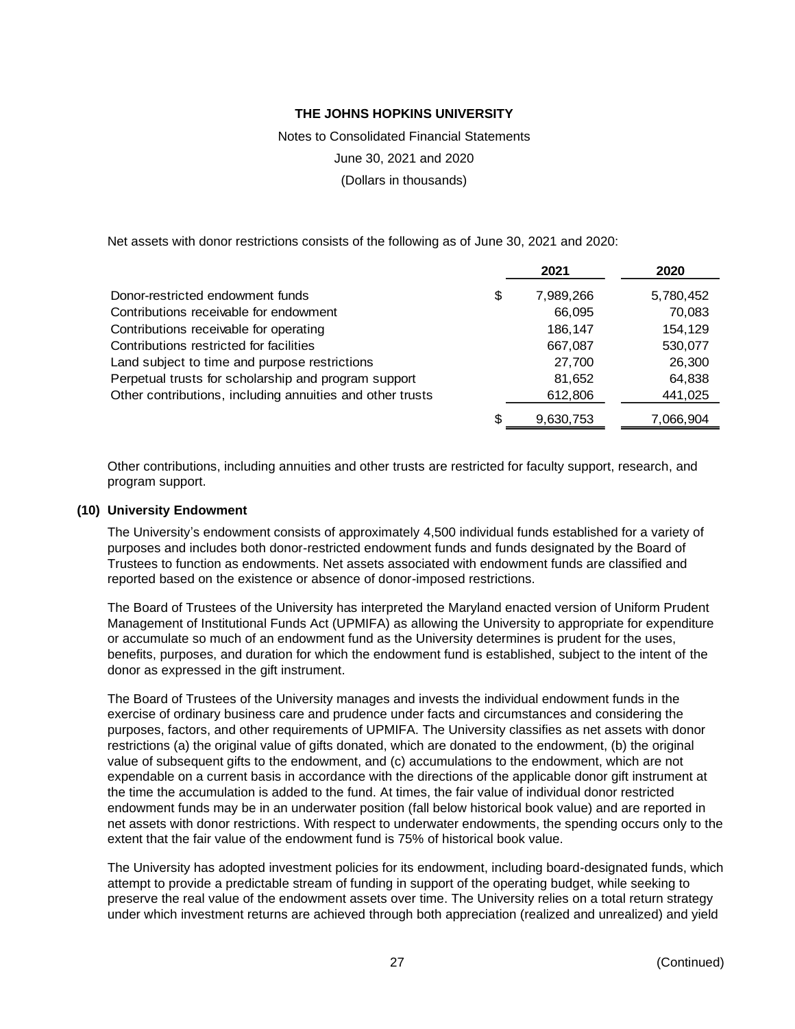# THE JOHNS HOPKINS UNIVERSITY

Notes to Consolidated Financial Statements

June 30, 2021 and 2020

(Dollars in thousands)

Net assets with donor restrictions consists of the following as of June 30, 2021 and 2020:

| | | 2021 | 2020 |
|---|---|---|---|
| Donor-restricted endowment funds | $ | 7,989,266 | 5,780,452 |
| Contributions receivable for endowment | | 66,095 | 70,083 |
| Contributions receivable for operating | | 186,147 | 154,129 |
| Contributions restricted for facilities | | 667,087 | 530,077 |
| Land subject to time and purpose restrictions | | 27,700 | 26,300 |
| Perpetual trusts for scholarship and program support | | 81,652 | 64,838 |
| Other contributions, including annuities and other trusts | | 612,806 | 441,025 |
| | $ | 9,630,753 | 7,066,904 |

Other contributions, including annuities and other trusts are restricted for faculty support, research, and program support.

## (10) University Endowment

The University's endowment consists of approximately 4,500 individual funds established for a variety of purposes and includes both donor-restricted endowment funds and funds designated by the Board of Trustees to function as endowments. Net assets associated with endowment funds are classified and reported based on the existence or absence of donor-imposed restrictions.

The Board of Trustees of the University has interpreted the Maryland enacted version of Uniform Prudent Management of Institutional Funds Act (UPMIFA) as allowing the University to appropriate for expenditure or accumulate so much of an endowment fund as the University determines is prudent for the uses, benefits, purposes, and duration for which the endowment fund is established, subject to the intent of the donor as expressed in the gift instrument.

The Board of Trustees of the University manages and invests the individual endowment funds in the exercise of ordinary business care and prudence under facts and circumstances and considering the purposes, factors, and other requirements of UPMIFA. The University classifies as net assets with donor restrictions (a) the original value of gifts donated, which are donated to the endowment, (b) the original value of subsequent gifts to the endowment, and (c) accumulations to the endowment, which are not expendable on a current basis in accordance with the directions of the applicable donor gift instrument at the time the accumulation is added to the fund. At times, the fair value of individual donor restricted endowment funds may be in an underwater position (fall below historical book value) and are reported in net assets with donor restrictions. With respect to underwater endowments, the spending occurs only to the extent that the fair value of the endowment fund is 75% of historical book value.

The University has adopted investment policies for its endowment, including board-designated funds, which attempt to provide a predictable stream of funding in support of the operating budget, while seeking to preserve the real value of the endowment assets over time. The University relies on a total return strategy under which investment returns are achieved through both appreciation (realized and unrealized) and yield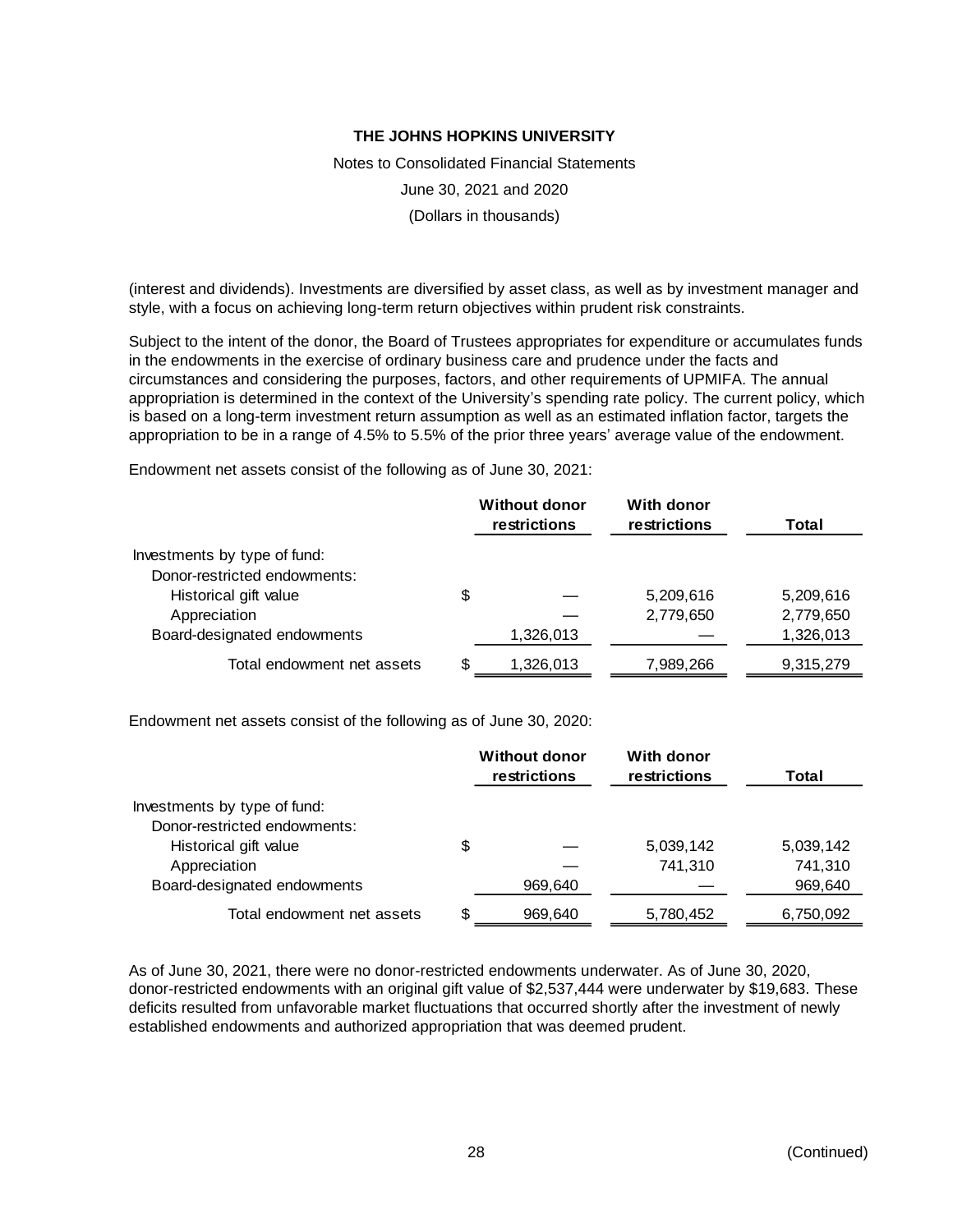(interest and dividends). Investments are diversified by asset class, as well as by investment manager and style, with a focus on achieving long-term return objectives within prudent risk constraints.

Subject to the intent of the donor, the Board of Trustees appropriates for expenditure or accumulates funds in the endowments in the exercise of ordinary business care and prudence under the facts and circumstances and considering the purposes, factors, and other requirements of UPMIFA. The annual appropriation is determined in the context of the University's spending rate policy. The current policy, which is based on a long-term investment return assumption as well as an estimated inflation factor, targets the appropriation to be in a range of 4.5% to 5.5% of the prior three years' average value of the endowment.

Endowment net assets consist of the following as of June 30, 2021:

| | Without donor restrictions | With donor restrictions | Total |
|---|---|---|---|
| Investments by type of fund: | | | |
| Donor-restricted endowments: | | | |
| Historical gift value | $ — | 5,209,616 | 5,209,616 |
| Appreciation | — | 2,779,650 | 2,779,650 |
| Board-designated endowments | 1,326,013 | — | 1,326,013 |
| Total endowment net assets | $ 1,326,013 | 7,989,266 | 9,315,279 |

Endowment net assets consist of the following as of June 30, 2020:

| | Without donor restrictions | With donor restrictions | Total |
|---|---|---|---|
| Investments by type of fund: | | | |
| Donor-restricted endowments: | | | |
| Historical gift value | $ — | 5,039,142 | 5,039,142 |
| Appreciation | — | 741,310 | 741,310 |
| Board-designated endowments | 969,640 | — | 969,640 |
| Total endowment net assets | $ 969,640 | 5,780,452 | 6,750,092 |

As of June 30, 2021, there were no donor-restricted endowments underwater. As of June 30, 2020, donor-restricted endowments with an original gift value of $2,537,444 were underwater by $19,683. These deficits resulted from unfavorable market fluctuations that occurred shortly after the investment of newly established endowments and authorized appropriation that was deemed prudent.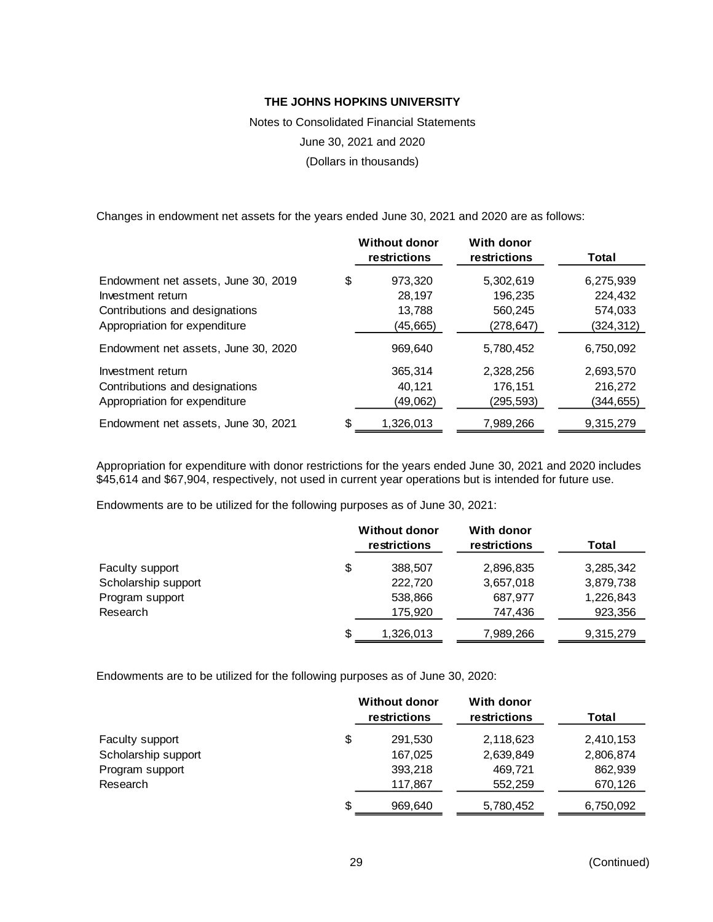**THE JOHNS HOPKINS UNIVERSITY**

Notes to Consolidated Financial Statements

June 30, 2021 and 2020

(Dollars in thousands)

Changes in endowment net assets for the years ended June 30, 2021 and 2020 are as follows:

| | Without donor restrictions | With donor restrictions | Total |
|---|---|---|---|
| Endowment net assets, June 30, 2019 | $ 973,320 | 5,302,619 | 6,275,939 |
| Investment return | 28,197 | 196,235 | 224,432 |
| Contributions and designations | 13,788 | 560,245 | 574,033 |
| Appropriation for expenditure | (45,665) | (278,647) | (324,312) |
| Endowment net assets, June 30, 2020 | 969,640 | 5,780,452 | 6,750,092 |
| Investment return | 365,314 | 2,328,256 | 2,693,570 |
| Contributions and designations | 40,121 | 176,151 | 216,272 |
| Appropriation for expenditure | (49,062) | (295,593) | (344,655) |
| Endowment net assets, June 30, 2021 | $ 1,326,013 | 7,989,266 | 9,315,279 |

Appropriation for expenditure with donor restrictions for the years ended June 30, 2021 and 2020 includes $45,614 and $67,904, respectively, not used in current year operations but is intended for future use.

Endowments are to be utilized for the following purposes as of June 30, 2021:

| | Without donor restrictions | With donor restrictions | Total |
|---|---|---|---|
| Faculty support | $ 388,507 | 2,896,835 | 3,285,342 |
| Scholarship support | 222,720 | 3,657,018 | 3,879,738 |
| Program support | 538,866 | 687,977 | 1,226,843 |
| Research | 175,920 | 747,436 | 923,356 |
| | $ 1,326,013 | 7,989,266 | 9,315,279 |

Endowments are to be utilized for the following purposes as of June 30, 2020:

| | Without donor restrictions | With donor restrictions | Total |
|---|---|---|---|
| Faculty support | $ 291,530 | 2,118,623 | 2,410,153 |
| Scholarship support | 167,025 | 2,639,849 | 2,806,874 |
| Program support | 393,218 | 469,721 | 862,939 |
| Research | 117,867 | 552,259 | 670,126 |
| | $ 969,640 | 5,780,452 | 6,750,092 |

(Continued)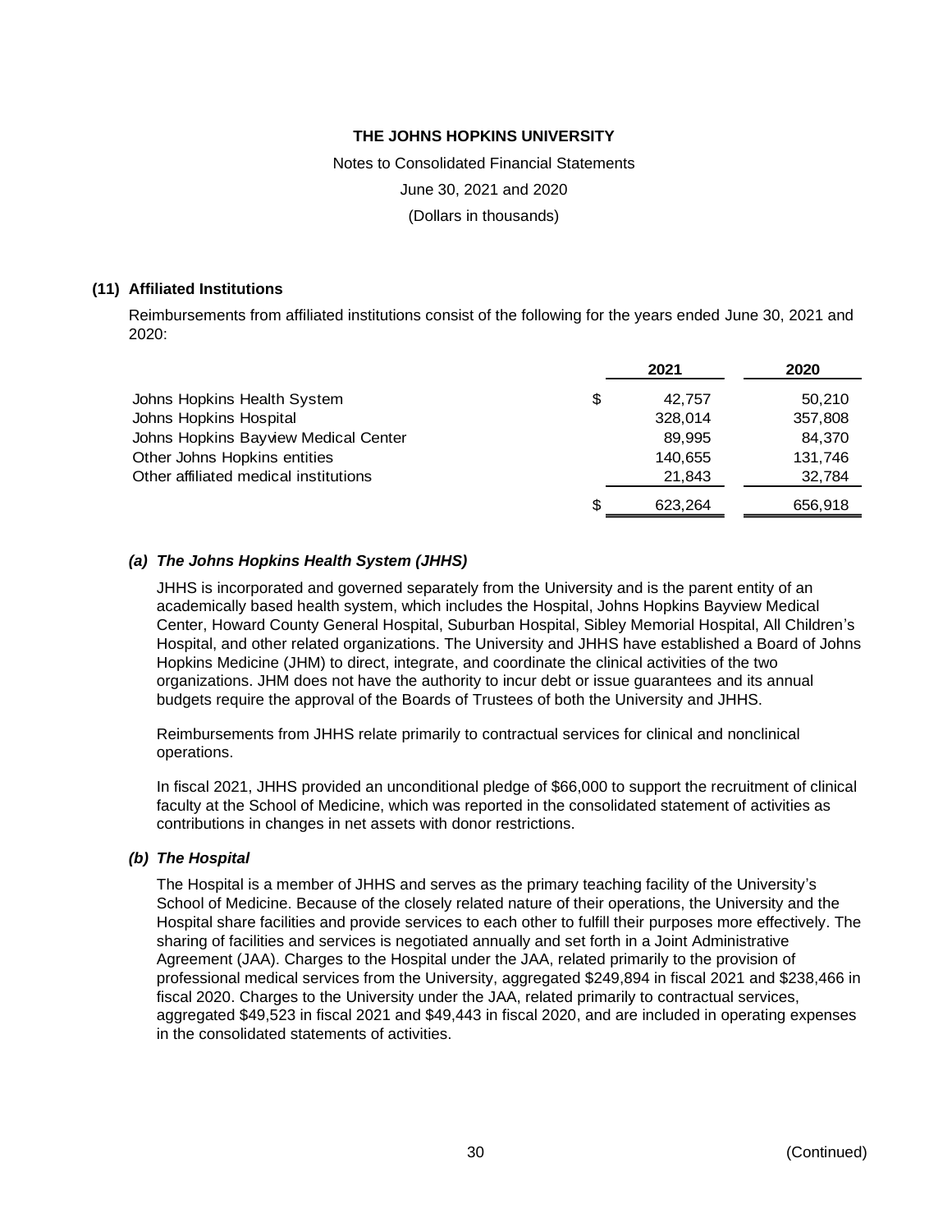**THE JOHNS HOPKINS UNIVERSITY**

Notes to Consolidated Financial Statements

June 30, 2021 and 2020

(Dollars in thousands)

### (11) Affiliated Institutions

Reimbursements from affiliated institutions consist of the following for the years ended June 30, 2021 and 2020:

| | | 2021 | 2020 |
|---|---|---|---|
| Johns Hopkins Health System | $ | 42,757 | 50,210 |
| Johns Hopkins Hospital | | 328,014 | 357,808 |
| Johns Hopkins Bayview Medical Center | | 89,995 | 84,370 |
| Other Johns Hopkins entities | | 140,655 | 131,746 |
| Other affiliated medical institutions | | 21,843 | 32,784 |
| | $ | 623,264 | 656,918 |

#### *(a) The Johns Hopkins Health System (JHHS)*

JHHS is incorporated and governed separately from the University and is the parent entity of an academically based health system, which includes the Hospital, Johns Hopkins Bayview Medical Center, Howard County General Hospital, Suburban Hospital, Sibley Memorial Hospital, All Children's Hospital, and other related organizations. The University and JHHS have established a Board of Johns Hopkins Medicine (JHM) to direct, integrate, and coordinate the clinical activities of the two organizations. JHM does not have the authority to incur debt or issue guarantees and its annual budgets require the approval of the Boards of Trustees of both the University and JHHS.

Reimbursements from JHHS relate primarily to contractual services for clinical and nonclinical operations.

In fiscal 2021, JHHS provided an unconditional pledge of $66,000 to support the recruitment of clinical faculty at the School of Medicine, which was reported in the consolidated statement of activities as contributions in changes in net assets with donor restrictions.

#### *(b) The Hospital*

The Hospital is a member of JHHS and serves as the primary teaching facility of the University's School of Medicine. Because of the closely related nature of their operations, the University and the Hospital share facilities and provide services to each other to fulfill their purposes more effectively. The sharing of facilities and services is negotiated annually and set forth in a Joint Administrative Agreement (JAA). Charges to the Hospital under the JAA, related primarily to the provision of professional medical services from the University, aggregated $249,894 in fiscal 2021 and $238,466 in fiscal 2020. Charges to the University under the JAA, related primarily to contractual services, aggregated $49,523 in fiscal 2021 and $49,443 in fiscal 2020, and are included in operating expenses in the consolidated statements of activities.

(Continued)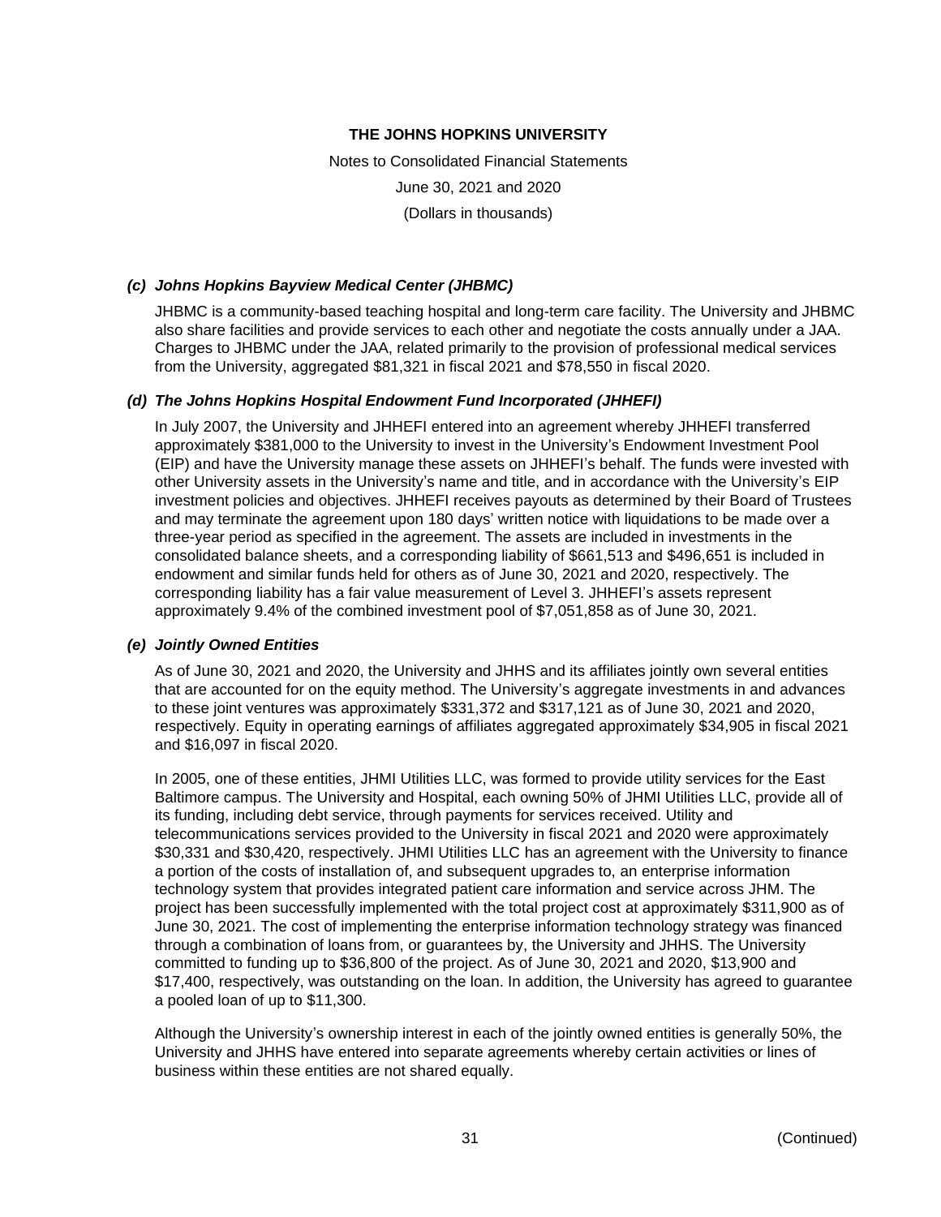### *(c) Johns Hopkins Bayview Medical Center (JHBMC)*

JHBMC is a community-based teaching hospital and long-term care facility. The University and JHBMC also share facilities and provide services to each other and negotiate the costs annually under a JAA. Charges to JHBMC under the JAA, related primarily to the provision of professional medical services from the University, aggregated $81,321 in fiscal 2021 and $78,550 in fiscal 2020.

### *(d) The Johns Hopkins Hospital Endowment Fund Incorporated (JHHEFI)*

In July 2007, the University and JHHEFI entered into an agreement whereby JHHEFI transferred approximately $381,000 to the University to invest in the University's Endowment Investment Pool (EIP) and have the University manage these assets on JHHEFI's behalf. The funds were invested with other University assets in the University's name and title, and in accordance with the University's EIP investment policies and objectives. JHHEFI receives payouts as determined by their Board of Trustees and may terminate the agreement upon 180 days' written notice with liquidations to be made over a three-year period as specified in the agreement. The assets are included in investments in the consolidated balance sheets, and a corresponding liability of $661,513 and $496,651 is included in endowment and similar funds held for others as of June 30, 2021 and 2020, respectively. The corresponding liability has a fair value measurement of Level 3. JHHEFI's assets represent approximately 9.4% of the combined investment pool of $7,051,858 as of June 30, 2021.

### *(e) Jointly Owned Entities*

As of June 30, 2021 and 2020, the University and JHHS and its affiliates jointly own several entities that are accounted for on the equity method. The University's aggregate investments in and advances to these joint ventures was approximately $331,372 and $317,121 as of June 30, 2021 and 2020, respectively. Equity in operating earnings of affiliates aggregated approximately $34,905 in fiscal 2021 and $16,097 in fiscal 2020.

In 2005, one of these entities, JHMI Utilities LLC, was formed to provide utility services for the East Baltimore campus. The University and Hospital, each owning 50% of JHMI Utilities LLC, provide all of its funding, including debt service, through payments for services received. Utility and telecommunications services provided to the University in fiscal 2021 and 2020 were approximately $30,331 and $30,420, respectively. JHMI Utilities LLC has an agreement with the University to finance a portion of the costs of installation of, and subsequent upgrades to, an enterprise information technology system that provides integrated patient care information and service across JHM. The project has been successfully implemented with the total project cost at approximately $311,900 as of June 30, 2021. The cost of implementing the enterprise information technology strategy was financed through a combination of loans from, or guarantees by, the University and JHHS. The University committed to funding up to $36,800 of the project. As of June 30, 2021 and 2020, $13,900 and $17,400, respectively, was outstanding on the loan. In addition, the University has agreed to guarantee a pooled loan of up to $11,300.

Although the University's ownership interest in each of the jointly owned entities is generally 50%, the University and JHHS have entered into separate agreements whereby certain activities or lines of business within these entities are not shared equally.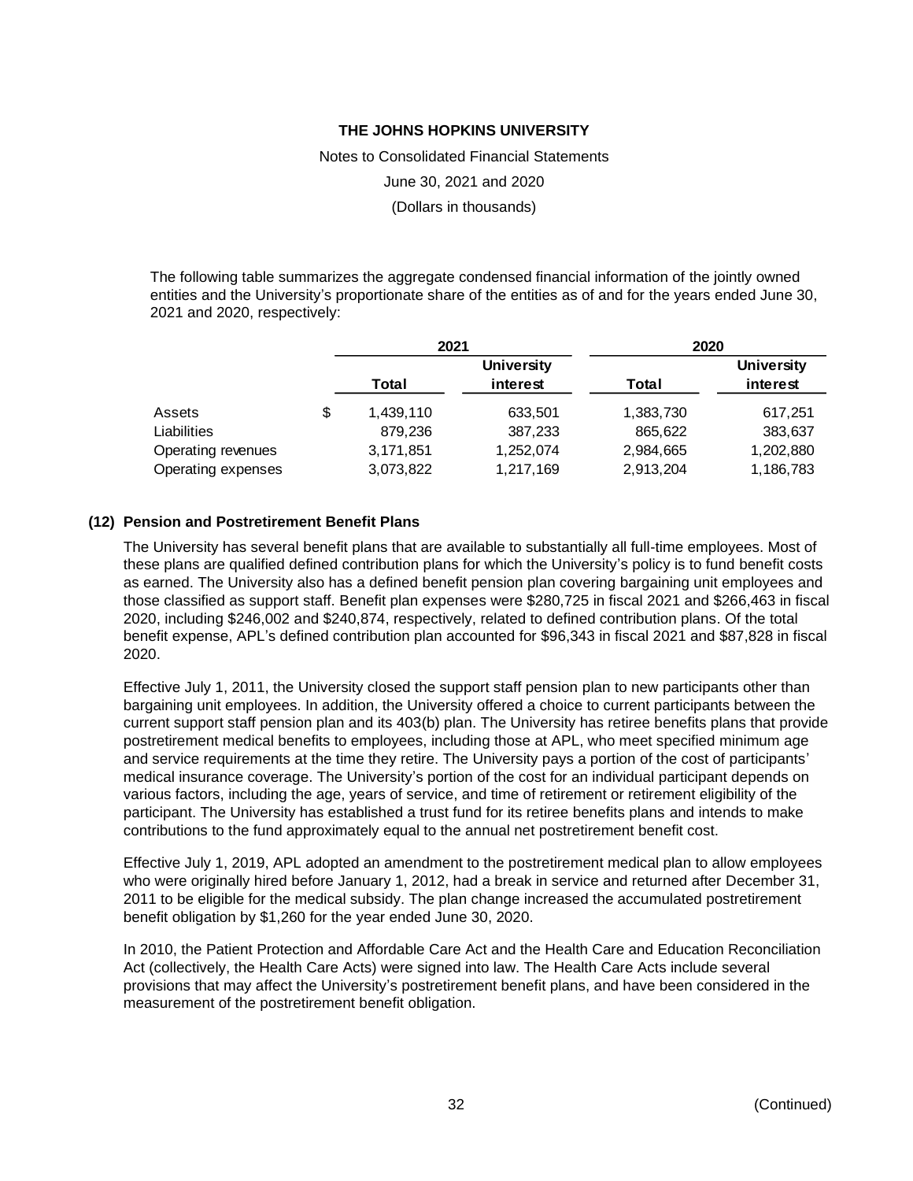THE JOHNS HOPKINS UNIVERSITY

Notes to Consolidated Financial Statements

June 30, 2021 and 2020

(Dollars in thousands)

The following table summarizes the aggregate condensed financial information of the jointly owned entities and the University's proportionate share of the entities as of and for the years ended June 30, 2021 and 2020, respectively:

| | 2021 | | 2020 | |
|---|---|---|---|---|
| | Total | University interest | Total | University interest |
| Assets | $ 1,439,110 | 633,501 | 1,383,730 | 617,251 |
| Liabilities | 879,236 | 387,233 | 865,622 | 383,637 |
| Operating revenues | 3,171,851 | 1,252,074 | 2,984,665 | 1,202,880 |
| Operating expenses | 3,073,822 | 1,217,169 | 2,913,204 | 1,186,783 |

## (12) Pension and Postretirement Benefit Plans

The University has several benefit plans that are available to substantially all full-time employees. Most of these plans are qualified defined contribution plans for which the University's policy is to fund benefit costs as earned. The University also has a defined benefit pension plan covering bargaining unit employees and those classified as support staff. Benefit plan expenses were $280,725 in fiscal 2021 and $266,463 in fiscal 2020, including $246,002 and $240,874, respectively, related to defined contribution plans. Of the total benefit expense, APL's defined contribution plan accounted for $96,343 in fiscal 2021 and $87,828 in fiscal 2020.

Effective July 1, 2011, the University closed the support staff pension plan to new participants other than bargaining unit employees. In addition, the University offered a choice to current participants between the current support staff pension plan and its 403(b) plan. The University has retiree benefits plans that provide postretirement medical benefits to employees, including those at APL, who meet specified minimum age and service requirements at the time they retire. The University pays a portion of the cost of participants' medical insurance coverage. The University's portion of the cost for an individual participant depends on various factors, including the age, years of service, and time of retirement or retirement eligibility of the participant. The University has established a trust fund for its retiree benefits plans and intends to make contributions to the fund approximately equal to the annual net postretirement benefit cost.

Effective July 1, 2019, APL adopted an amendment to the postretirement medical plan to allow employees who were originally hired before January 1, 2012, had a break in service and returned after December 31, 2011 to be eligible for the medical subsidy. The plan change increased the accumulated postretirement benefit obligation by $1,260 for the year ended June 30, 2020.

In 2010, the Patient Protection and Affordable Care Act and the Health Care and Education Reconciliation Act (collectively, the Health Care Acts) were signed into law. The Health Care Acts include several provisions that may affect the University's postretirement benefit plans, and have been considered in the measurement of the postretirement benefit obligation.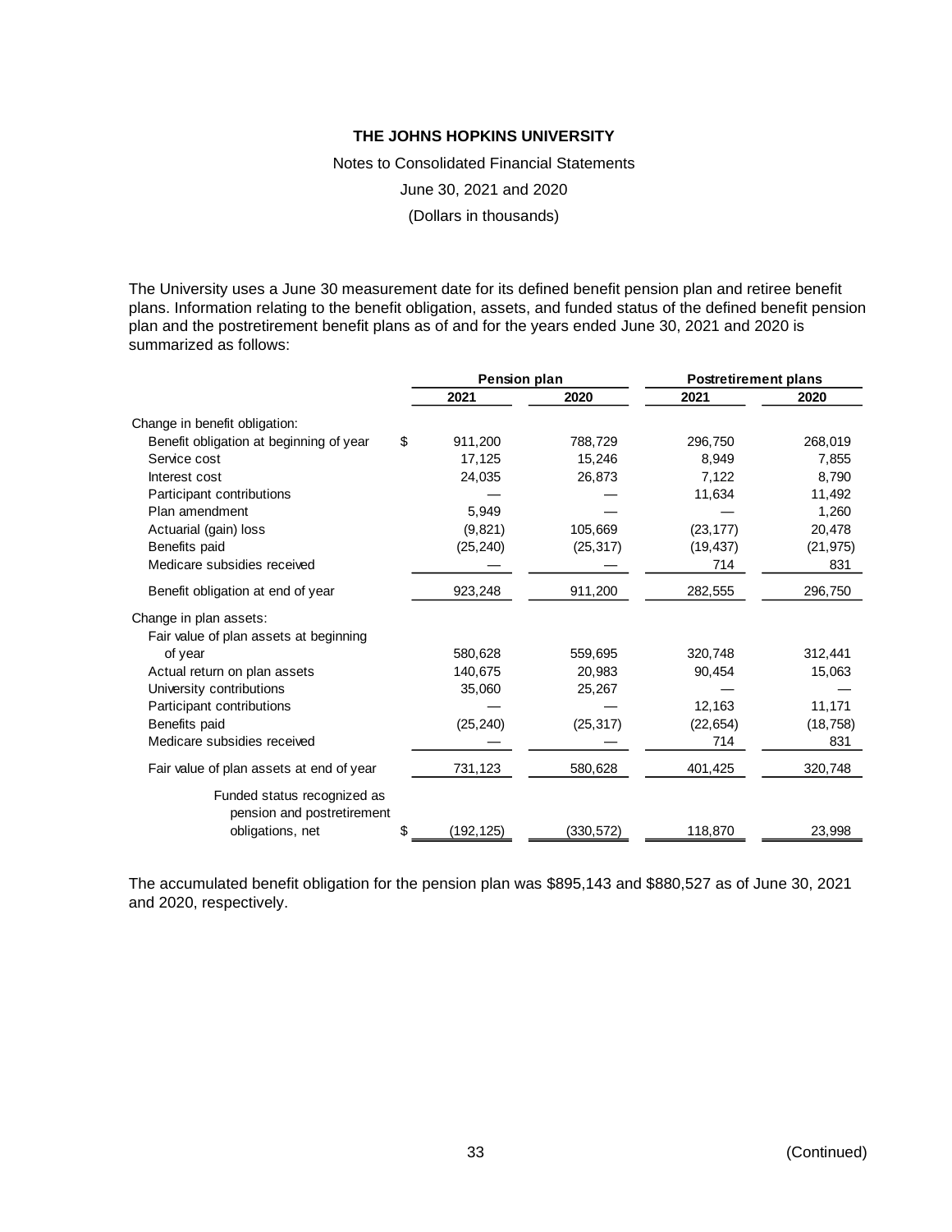The University uses a June 30 measurement date for its defined benefit pension plan and retiree benefit plans. Information relating to the benefit obligation, assets, and funded status of the defined benefit pension plan and the postretirement benefit plans as of and for the years ended June 30, 2021 and 2020 is summarized as follows:

| | Pension plan | | Postretirement plans | |
|---|---|---|---|---|
| | 2021 | 2020 | 2021 | 2020 |
| Change in benefit obligation: | | | | |
| Benefit obligation at beginning of year | $ 911,200 | 788,729 | 296,750 | 268,019 |
| Service cost | 17,125 | 15,246 | 8,949 | 7,855 |
| Interest cost | 24,035 | 26,873 | 7,122 | 8,790 |
| Participant contributions | — | — | 11,634 | 11,492 |
| Plan amendment | 5,949 | — | — | 1,260 |
| Actuarial (gain) loss | (9,821) | 105,669 | (23,177) | 20,478 |
| Benefits paid | (25,240) | (25,317) | (19,437) | (21,975) |
| Medicare subsidies received | — | — | 714 | 831 |
| Benefit obligation at end of year | 923,248 | 911,200 | 282,555 | 296,750 |
| Change in plan assets: | | | | |
| Fair value of plan assets at beginning of year | 580,628 | 559,695 | 320,748 | 312,441 |
| Actual return on plan assets | 140,675 | 20,983 | 90,454 | 15,063 |
| University contributions | 35,060 | 25,267 | — | — |
| Participant contributions | — | — | 12,163 | 11,171 |
| Benefits paid | (25,240) | (25,317) | (22,654) | (18,758) |
| Medicare subsidies received | — | — | 714 | 831 |
| Fair value of plan assets at end of year | 731,123 | 580,628 | 401,425 | 320,748 |
| Funded status recognized as pension and postretirement obligations, net | $ (192,125) | (330,572) | 118,870 | 23,998 |

The accumulated benefit obligation for the pension plan was $895,143 and $880,527 as of June 30, 2021 and 2020, respectively.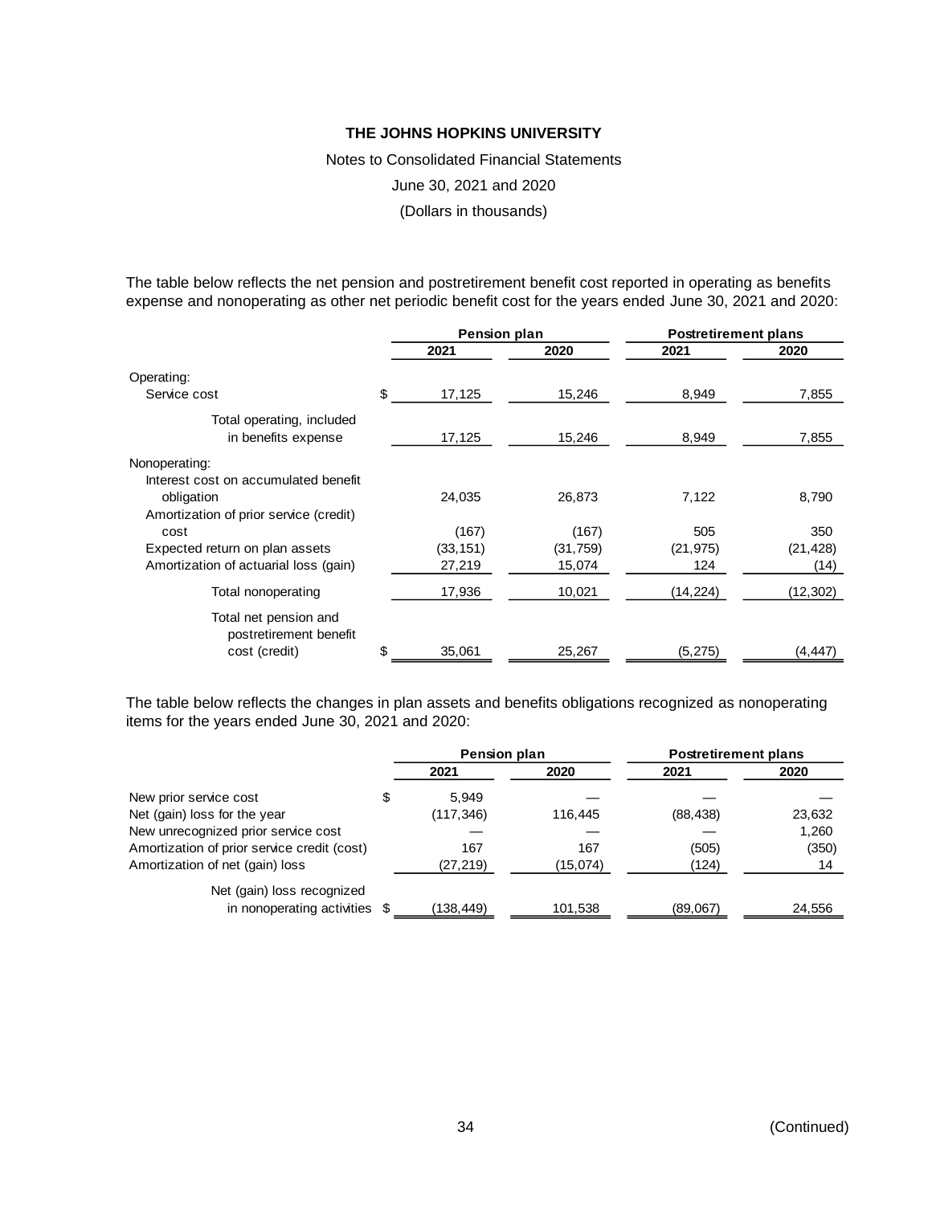**THE JOHNS HOPKINS UNIVERSITY**

Notes to Consolidated Financial Statements

June 30, 2021 and 2020

(Dollars in thousands)

The table below reflects the net pension and postretirement benefit cost reported in operating as benefits expense and nonoperating as other net periodic benefit cost for the years ended June 30, 2021 and 2020:

| | Pension plan | | Postretirement plans | |
|---|---|---|---|---|
| | 2021 | 2020 | 2021 | 2020 |
| Operating: | | | | |
| Service cost | $ 17,125 | 15,246 | 8,949 | 7,855 |
| Total operating, included in benefits expense | 17,125 | 15,246 | 8,949 | 7,855 |
| Nonoperating: | | | | |
| Interest cost on accumulated benefit obligation | 24,035 | 26,873 | 7,122 | 8,790 |
| Amortization of prior service (credit) cost | (167) | (167) | 505 | 350 |
| Expected return on plan assets | (33,151) | (31,759) | (21,975) | (21,428) |
| Amortization of actuarial loss (gain) | 27,219 | 15,074 | 124 | (14) |
| Total nonoperating | 17,936 | 10,021 | (14,224) | (12,302) |
| Total net pension and postretirement benefit cost (credit) | $ 35,061 | 25,267 | (5,275) | (4,447) |

The table below reflects the changes in plan assets and benefits obligations recognized as nonoperating items for the years ended June 30, 2021 and 2020:

| | Pension plan | | Postretirement plans | |
|---|---|---|---|---|
| | 2021 | 2020 | 2021 | 2020 |
| New prior service cost | $ 5,949 | — | — | — |
| Net (gain) loss for the year | (117,346) | 116,445 | (88,438) | 23,632 |
| New unrecognized prior service cost | — | — | — | 1,260 |
| Amortization of prior service credit (cost) | 167 | 167 | (505) | (350) |
| Amortization of net (gain) loss | (27,219) | (15,074) | (124) | 14 |
| Net (gain) loss recognized in nonoperating activities | $ (138,449) | 101,538 | (89,067) | 24,556 |

(Continued)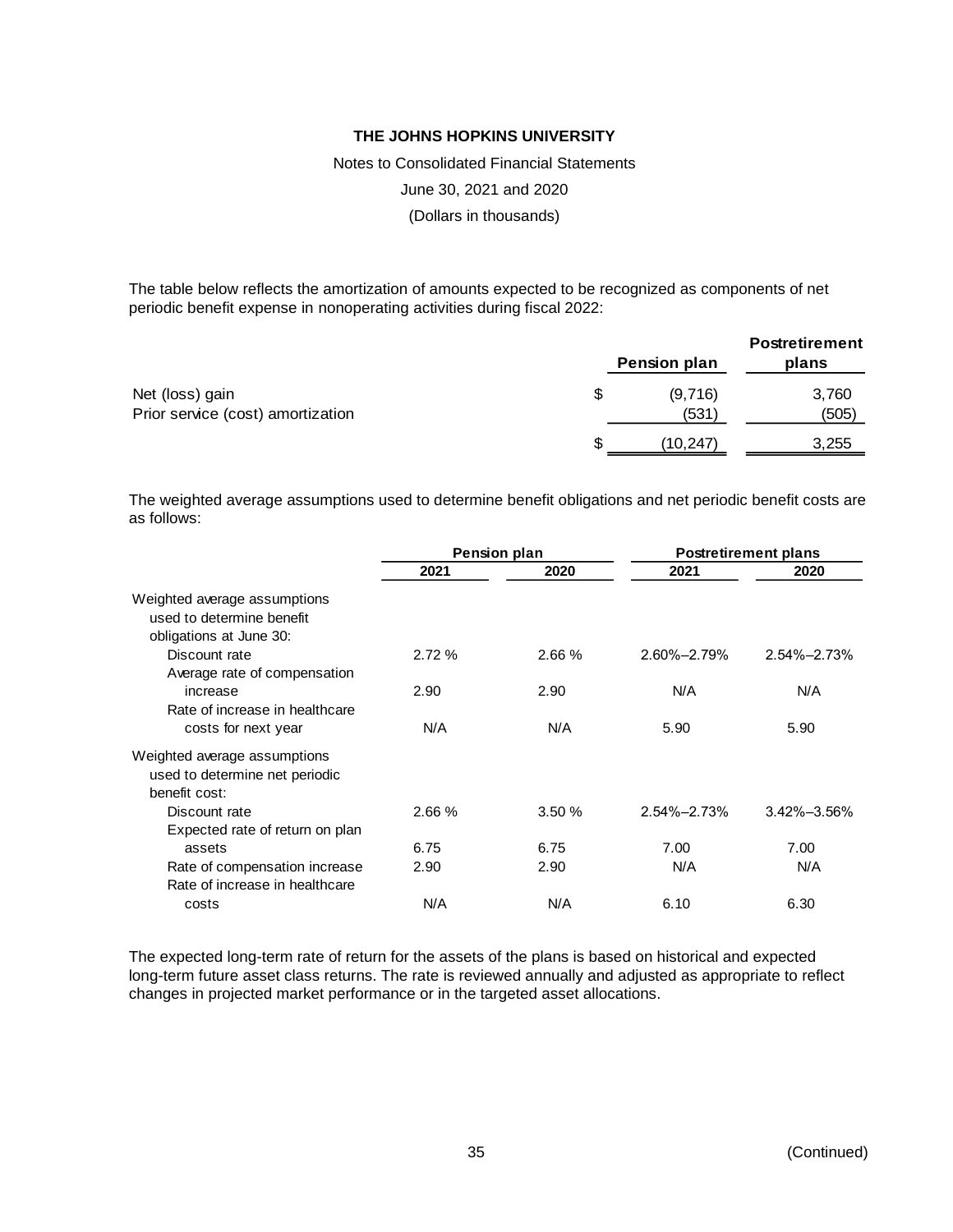**THE JOHNS HOPKINS UNIVERSITY**

Notes to Consolidated Financial Statements

June 30, 2021 and 2020

(Dollars in thousands)

The table below reflects the amortization of amounts expected to be recognized as components of net periodic benefit expense in nonoperating activities during fiscal 2022:

| | Pension plan | Postretirement plans |
|---|---|---|
| Net (loss) gain | $ (9,716) | 3,760 |
| Prior service (cost) amortization | (531) | (505) |
| | $ (10,247) | 3,255 |

The weighted average assumptions used to determine benefit obligations and net periodic benefit costs are as follows:

| | Pension plan | | Postretirement plans | |
|---|---|---|---|---|
| | 2021 | 2020 | 2021 | 2020 |
| Weighted average assumptions used to determine benefit obligations at June 30: | | | | |
| Discount rate | 2.72 % | 2.66 % | 2.60%–2.79% | 2.54%–2.73% |
| Average rate of compensation increase | 2.90 | 2.90 | N/A | N/A |
| Rate of increase in healthcare costs for next year | N/A | N/A | 5.90 | 5.90 |
| Weighted average assumptions used to determine net periodic benefit cost: | | | | |
| Discount rate | 2.66 % | 3.50 % | 2.54%–2.73% | 3.42%–3.56% |
| Expected rate of return on plan assets | 6.75 | 6.75 | 7.00 | 7.00 |
| Rate of compensation increase | 2.90 | 2.90 | N/A | N/A |
| Rate of increase in healthcare costs | N/A | N/A | 6.10 | 6.30 |

The expected long-term rate of return for the assets of the plans is based on historical and expected long-term future asset class returns. The rate is reviewed annually and adjusted as appropriate to reflect changes in projected market performance or in the targeted asset allocations.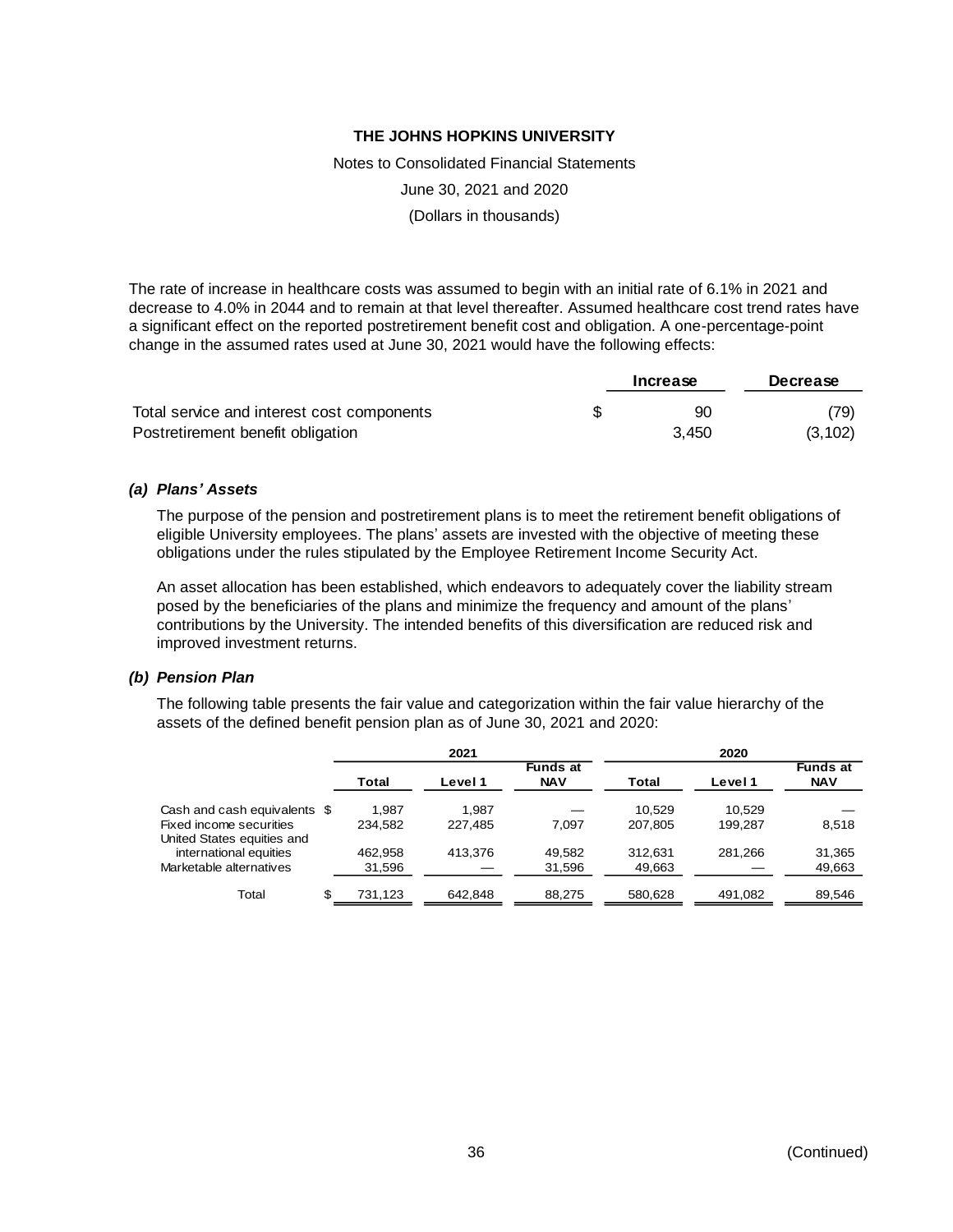# THE JOHNS HOPKINS UNIVERSITY

Notes to Consolidated Financial Statements

June 30, 2021 and 2020

(Dollars in thousands)

The rate of increase in healthcare costs was assumed to begin with an initial rate of 6.1% in 2021 and decrease to 4.0% in 2044 and to remain at that level thereafter. Assumed healthcare cost trend rates have a significant effect on the reported postretirement benefit cost and obligation. A one-percentage-point change in the assumed rates used at June 30, 2021 would have the following effects:

| | Increase | Decrease |
|---|---|---|
| Total service and interest cost components | $ 90 | (79) |
| Postretirement benefit obligation | 3,450 | (3,102) |

### *(a) Plans' Assets*

The purpose of the pension and postretirement plans is to meet the retirement benefit obligations of eligible University employees. The plans' assets are invested with the objective of meeting these obligations under the rules stipulated by the Employee Retirement Income Security Act.

An asset allocation has been established, which endeavors to adequately cover the liability stream posed by the beneficiaries of the plans and minimize the frequency and amount of the plans' contributions by the University. The intended benefits of this diversification are reduced risk and improved investment returns.

### *(b) Pension Plan*

The following table presents the fair value and categorization within the fair value hierarchy of the assets of the defined benefit pension plan as of June 30, 2021 and 2020:

| | 2021 | | | 2020 | | |
|---|---|---|---|---|---|---|
| | Total | Level 1 | Funds at NAV | Total | Level 1 | Funds at NAV |
| Cash and cash equivalents | $ 1,987 | 1,987 | — | 10,529 | 10,529 | — |
| Fixed income securities | 234,582 | 227,485 | 7,097 | 207,805 | 199,287 | 8,518 |
| United States equities and international equities | 462,958 | 413,376 | 49,582 | 312,631 | 281,266 | 31,365 |
| Marketable alternatives | 31,596 | — | 31,596 | 49,663 | — | 49,663 |
| Total | $ 731,123 | 642,848 | 88,275 | 580,628 | 491,082 | 89,546 |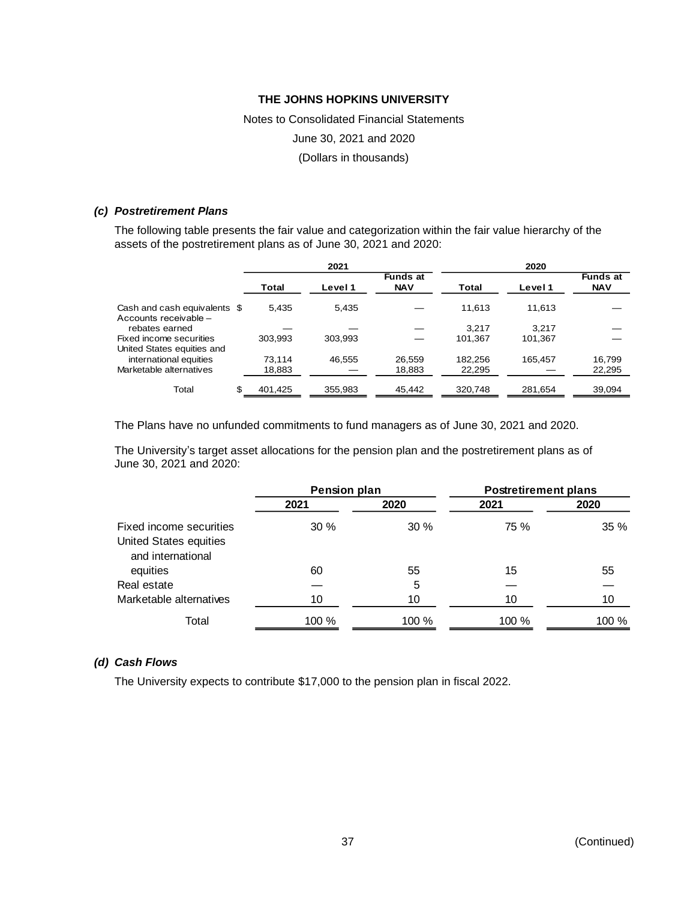THE JOHNS HOPKINS UNIVERSITY

Notes to Consolidated Financial Statements

June 30, 2021 and 2020

(Dollars in thousands)

### *(c) Postretirement Plans*

The following table presents the fair value and categorization within the fair value hierarchy of the assets of the postretirement plans as of June 30, 2021 and 2020:

| | 2021 | | | 2020 | | |
|---|---|---|---|---|---|---|
| | **Total** | **Level 1** | **Funds at NAV** | **Total** | **Level 1** | **Funds at NAV** |
| Cash and cash equivalents | $ 5,435 | 5,435 | — | 11,613 | 11,613 | — |
| Accounts receivable – rebates earned | — | — | — | 3,217 | 3,217 | — |
| Fixed income securities | 303,993 | 303,993 | — | 101,367 | 101,367 | — |
| United States equities and international equities | 73,114 | 46,555 | 26,559 | 182,256 | 165,457 | 16,799 |
| Marketable alternatives | 18,883 | — | 18,883 | 22,295 | — | 22,295 |
| Total | $ 401,425 | 355,983 | 45,442 | 320,748 | 281,654 | 39,094 |

The Plans have no unfunded commitments to fund managers as of June 30, 2021 and 2020.

The University's target asset allocations for the pension plan and the postretirement plans as of June 30, 2021 and 2020:

| | Pension plan | | Postretirement plans | |
|---|---|---|---|---|
| | **2021** | **2020** | **2021** | **2020** |
| Fixed income securities | 30 % | 30 % | 75 % | 35 % |
| United States equities and international equities | 60 | 55 | 15 | 55 |
| Real estate | — | 5 | — | — |
| Marketable alternatives | 10 | 10 | 10 | 10 |
| Total | 100 % | 100 % | 100 % | 100 % |

### *(d) Cash Flows*

The University expects to contribute $17,000 to the pension plan in fiscal 2022.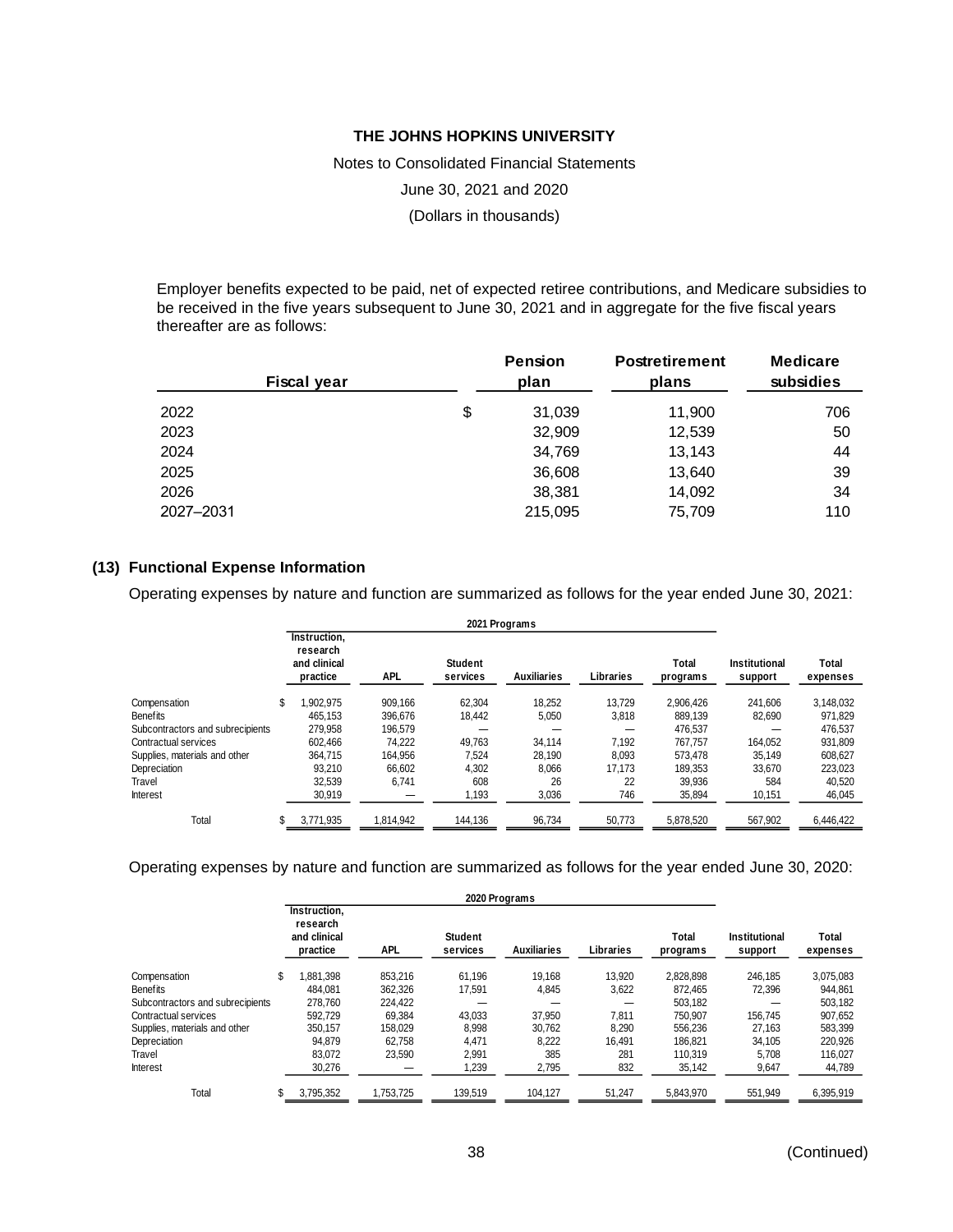THE JOHNS HOPKINS UNIVERSITY

Notes to Consolidated Financial Statements

June 30, 2021 and 2020

(Dollars in thousands)

Employer benefits expected to be paid, net of expected retiree contributions, and Medicare subsidies to be received in the five years subsequent to June 30, 2021 and in aggregate for the five fiscal years thereafter are as follows:

| Fiscal year | Pension plan | Postretirement plans | Medicare subsidies |
|---|---|---|---|
| 2022 | $ 31,039 | 11,900 | 706 |
| 2023 | 32,909 | 12,539 | 50 |
| 2024 | 34,769 | 13,143 | 44 |
| 2025 | 36,608 | 13,640 | 39 |
| 2026 | 38,381 | 14,092 | 34 |
| 2027–2031 | 215,095 | 75,709 | 110 |

## (13) Functional Expense Information

Operating expenses by nature and function are summarized as follows for the year ended June 30, 2021:

| | 2021 Programs | | | | | | | |
|---|---|---|---|---|---|---|---|---|
| | Instruction, research and clinical practice | APL | Student services | Auxiliaries | Libraries | Total programs | Institutional support | Total expenses |
| Compensation | $ 1,902,975 | 909,166 | 62,304 | 18,252 | 13,729 | 2,906,426 | 241,606 | 3,148,032 |
| Benefits | 465,153 | 396,676 | 18,442 | 5,050 | 3,818 | 889,139 | 82,690 | 971,829 |
| Subcontractors and subrecipients | 279,958 | 196,579 | — | — | — | 476,537 | — | 476,537 |
| Contractual services | 602,466 | 74,222 | 49,763 | 34,114 | 7,192 | 767,757 | 164,052 | 931,809 |
| Supplies, materials and other | 364,715 | 164,956 | 7,524 | 28,190 | 8,093 | 573,478 | 35,149 | 608,627 |
| Depreciation | 93,210 | 66,602 | 4,302 | 8,066 | 17,173 | 189,353 | 33,670 | 223,023 |
| Travel | 32,539 | 6,741 | 608 | 26 | 22 | 39,936 | 584 | 40,520 |
| Interest | 30,919 | — | 1,193 | 3,036 | 746 | 35,894 | 10,151 | 46,045 |
| Total | $ 3,771,935 | 1,814,942 | 144,136 | 96,734 | 50,773 | 5,878,520 | 567,902 | 6,446,422 |

Operating expenses by nature and function are summarized as follows for the year ended June 30, 2020:

| | 2020 Programs | | | | | | | |
|---|---|---|---|---|---|---|---|---|
| | Instruction, research and clinical practice | APL | Student services | Auxiliaries | Libraries | Total programs | Institutional support | Total expenses |
| Compensation | $ 1,881,398 | 853,216 | 61,196 | 19,168 | 13,920 | 2,828,898 | 246,185 | 3,075,083 |
| Benefits | 484,081 | 362,326 | 17,591 | 4,845 | 3,622 | 872,465 | 72,396 | 944,861 |
| Subcontractors and subrecipients | 278,760 | 224,422 | — | — | — | 503,182 | — | 503,182 |
| Contractual services | 592,729 | 69,384 | 43,033 | 37,950 | 7,811 | 750,907 | 156,745 | 907,652 |
| Supplies, materials and other | 350,157 | 158,029 | 8,998 | 30,762 | 8,290 | 556,236 | 27,163 | 583,399 |
| Depreciation | 94,879 | 62,758 | 4,471 | 8,222 | 16,491 | 186,821 | 34,105 | 220,926 |
| Travel | 83,072 | 23,590 | 2,991 | 385 | 281 | 110,319 | 5,708 | 116,027 |
| Interest | 30,276 | — | 1,239 | 2,795 | 832 | 35,142 | 9,647 | 44,789 |
| Total | $ 3,795,352 | 1,753,725 | 139,519 | 104,127 | 51,247 | 5,843,970 | 551,949 | 6,395,919 |

(Continued)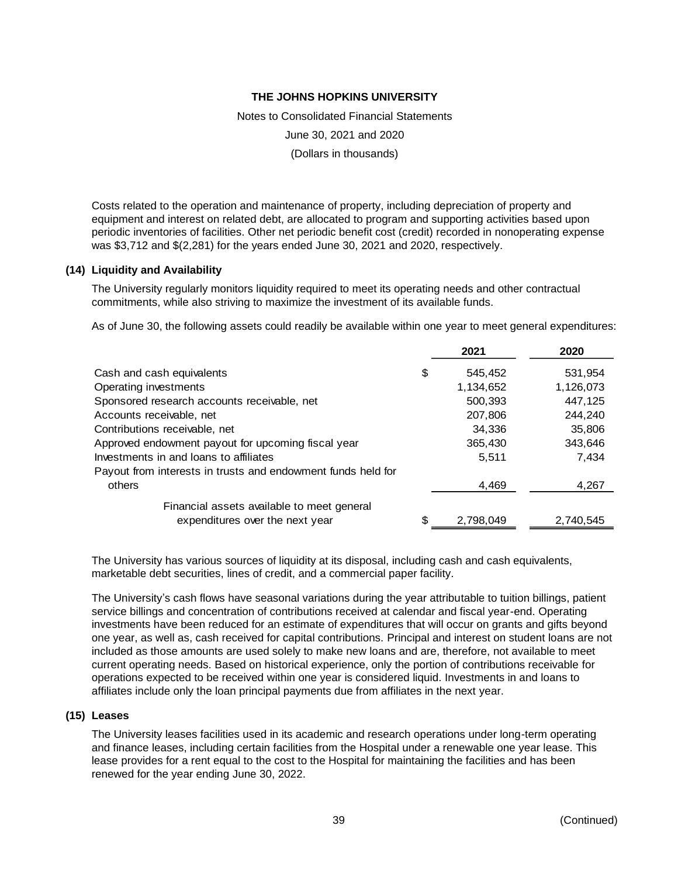THE JOHNS HOPKINS UNIVERSITY

Notes to Consolidated Financial Statements

June 30, 2021 and 2020

(Dollars in thousands)

Costs related to the operation and maintenance of property, including depreciation of property and equipment and interest on related debt, are allocated to program and supporting activities based upon periodic inventories of facilities. Other net periodic benefit cost (credit) recorded in nonoperating expense was $3,712 and $(2,281) for the years ended June 30, 2021 and 2020, respectively.

## (14) Liquidity and Availability

The University regularly monitors liquidity required to meet its operating needs and other contractual commitments, while also striving to maximize the investment of its available funds.

As of June 30, the following assets could readily be available within one year to meet general expenditures:

| | 2021 | 2020 |
|---|---|---|
| Cash and cash equivalents | $ 545,452 | 531,954 |
| Operating investments | 1,134,652 | 1,126,073 |
| Sponsored research accounts receivable, net | 500,393 | 447,125 |
| Accounts receivable, net | 207,806 | 244,240 |
| Contributions receivable, net | 34,336 | 35,806 |
| Approved endowment payout for upcoming fiscal year | 365,430 | 343,646 |
| Investments in and loans to affiliates | 5,511 | 7,434 |
| Payout from interests in trusts and endowment funds held for others | 4,469 | 4,267 |
| Financial assets available to meet general expenditures over the next year | $ 2,798,049 | 2,740,545 |

The University has various sources of liquidity at its disposal, including cash and cash equivalents, marketable debt securities, lines of credit, and a commercial paper facility.

The University's cash flows have seasonal variations during the year attributable to tuition billings, patient service billings and concentration of contributions received at calendar and fiscal year-end. Operating investments have been reduced for an estimate of expenditures that will occur on grants and gifts beyond one year, as well as, cash received for capital contributions. Principal and interest on student loans are not included as those amounts are used solely to make new loans and are, therefore, not available to meet current operating needs. Based on historical experience, only the portion of contributions receivable for operations expected to be received within one year is considered liquid. Investments in and loans to affiliates include only the loan principal payments due from affiliates in the next year.

## (15) Leases

The University leases facilities used in its academic and research operations under long-term operating and finance leases, including certain facilities from the Hospital under a renewable one year lease. This lease provides for a rent equal to the cost to the Hospital for maintaining the facilities and has been renewed for the year ending June 30, 2022.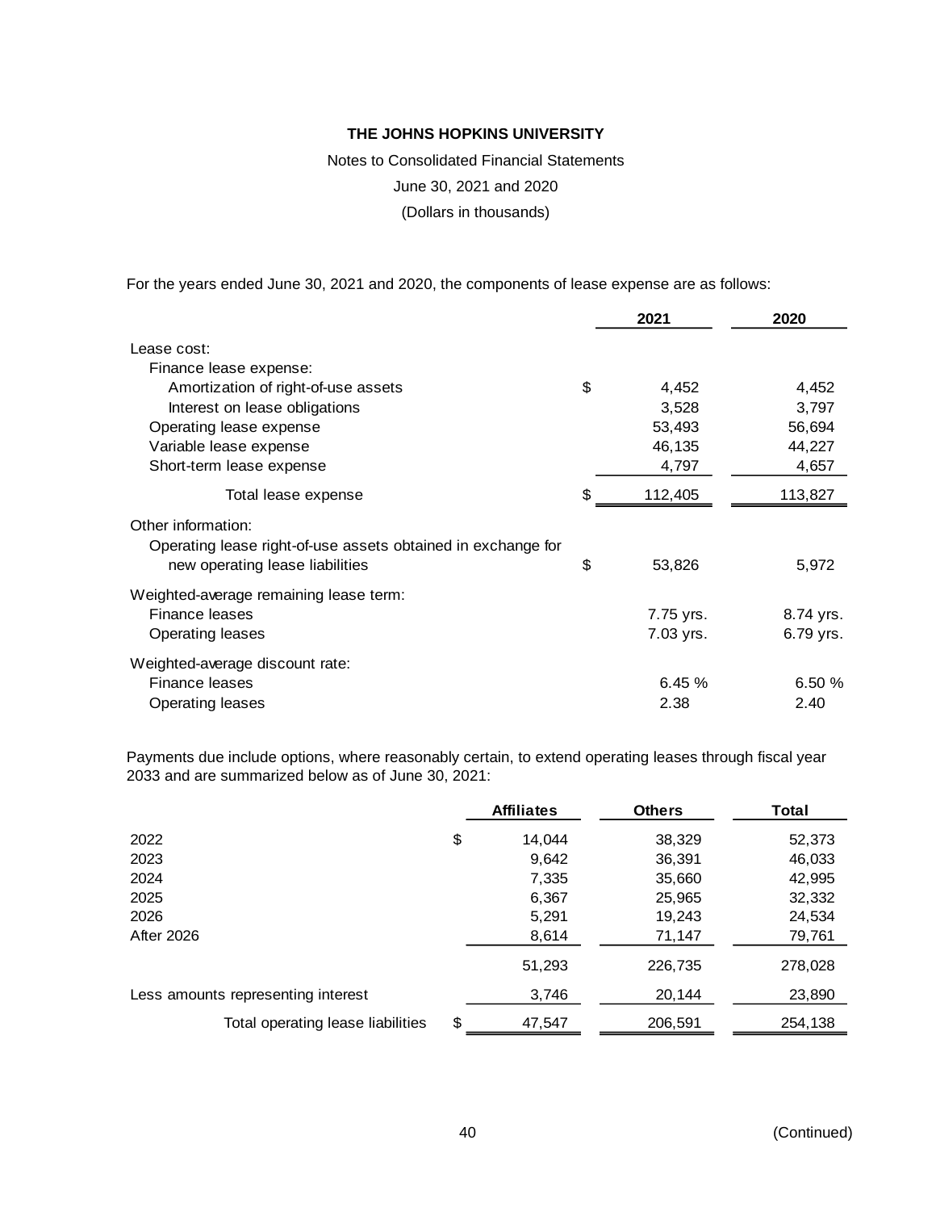For the years ended June 30, 2021 and 2020, the components of lease expense are as follows:

| | 2021 | 2020 |
|---|---|---|
| Lease cost: | | |
| Finance lease expense: | | |
| Amortization of right-of-use assets | $ 4,452 | 4,452 |
| Interest on lease obligations | 3,528 | 3,797 |
| Operating lease expense | 53,493 | 56,694 |
| Variable lease expense | 46,135 | 44,227 |
| Short-term lease expense | 4,797 | 4,657 |
| Total lease expense | $ 112,405 | 113,827 |
| Other information: | | |
| Operating lease right-of-use assets obtained in exchange for new operating lease liabilities | $ 53,826 | 5,972 |
| Weighted-average remaining lease term: | | |
| Finance leases | 7.75 yrs. | 8.74 yrs. |
| Operating leases | 7.03 yrs. | 6.79 yrs. |
| Weighted-average discount rate: | | |
| Finance leases | 6.45 % | 6.50 % |
| Operating leases | 2.38 | 2.40 |

Payments due include options, where reasonably certain, to extend operating leases through fiscal year 2033 and are summarized below as of June 30, 2021:

| | Affiliates | Others | Total |
|---|---|---|---|
| 2022 | $ 14,044 | 38,329 | 52,373 |
| 2023 | 9,642 | 36,391 | 46,033 |
| 2024 | 7,335 | 35,660 | 42,995 |
| 2025 | 6,367 | 25,965 | 32,332 |
| 2026 | 5,291 | 19,243 | 24,534 |
| After 2026 | 8,614 | 71,147 | 79,761 |
| | 51,293 | 226,735 | 278,028 |
| Less amounts representing interest | 3,746 | 20,144 | 23,890 |
| Total operating lease liabilities | $ 47,547 | 206,591 | 254,138 |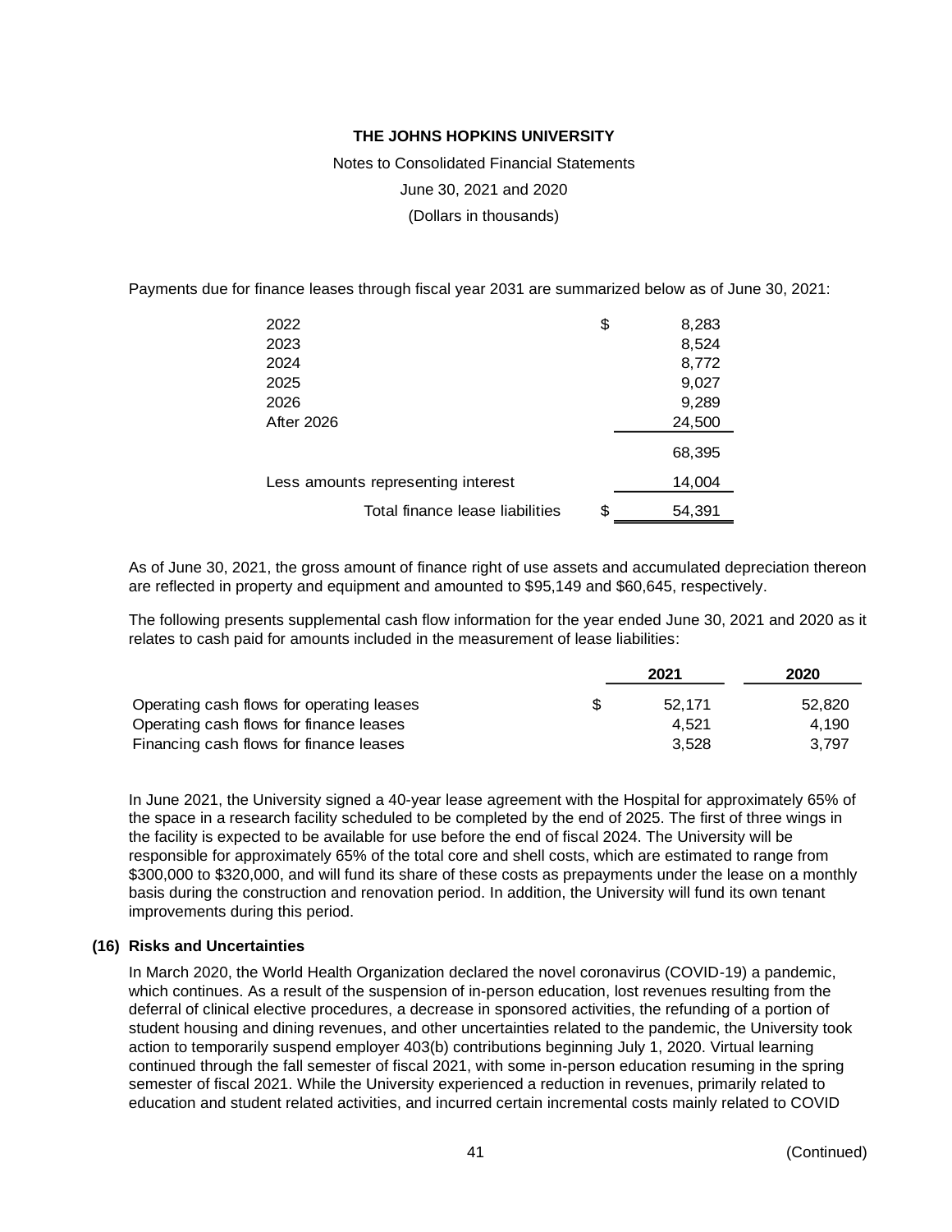Payments due for finance leases through fiscal year 2031 are summarized below as of June 30, 2021:

| | | |
|---|---|---|
| 2022 | $ | 8,283 |
| 2023 | | 8,524 |
| 2024 | | 8,772 |
| 2025 | | 9,027 |
| 2026 | | 9,289 |
| After 2026 | | 24,500 |
| | | 68,395 |
| Less amounts representing interest | | 14,004 |
| Total finance lease liabilities | $ | 54,391 |

As of June 30, 2021, the gross amount of finance right of use assets and accumulated depreciation thereon are reflected in property and equipment and amounted to $95,149 and $60,645, respectively.

The following presents supplemental cash flow information for the year ended June 30, 2021 and 2020 as it relates to cash paid for amounts included in the measurement of lease liabilities:

| | | 2021 | 2020 |
|---|---|---|---|
| Operating cash flows for operating leases | $ | 52,171 | 52,820 |
| Operating cash flows for finance leases | | 4,521 | 4,190 |
| Financing cash flows for finance leases | | 3,528 | 3,797 |

In June 2021, the University signed a 40-year lease agreement with the Hospital for approximately 65% of the space in a research facility scheduled to be completed by the end of 2025. The first of three wings in the facility is expected to be available for use before the end of fiscal 2024. The University will be responsible for approximately 65% of the total core and shell costs, which are estimated to range from $300,000 to $320,000, and will fund its share of these costs as prepayments under the lease on a monthly basis during the construction and renovation period. In addition, the University will fund its own tenant improvements during this period.

### (16) Risks and Uncertainties

In March 2020, the World Health Organization declared the novel coronavirus (COVID-19) a pandemic, which continues. As a result of the suspension of in-person education, lost revenues resulting from the deferral of clinical elective procedures, a decrease in sponsored activities, the refunding of a portion of student housing and dining revenues, and other uncertainties related to the pandemic, the University took action to temporarily suspend employer 403(b) contributions beginning July 1, 2020. Virtual learning continued through the fall semester of fiscal 2021, with some in-person education resuming in the spring semester of fiscal 2021. While the University experienced a reduction in revenues, primarily related to education and student related activities, and incurred certain incremental costs mainly related to COVID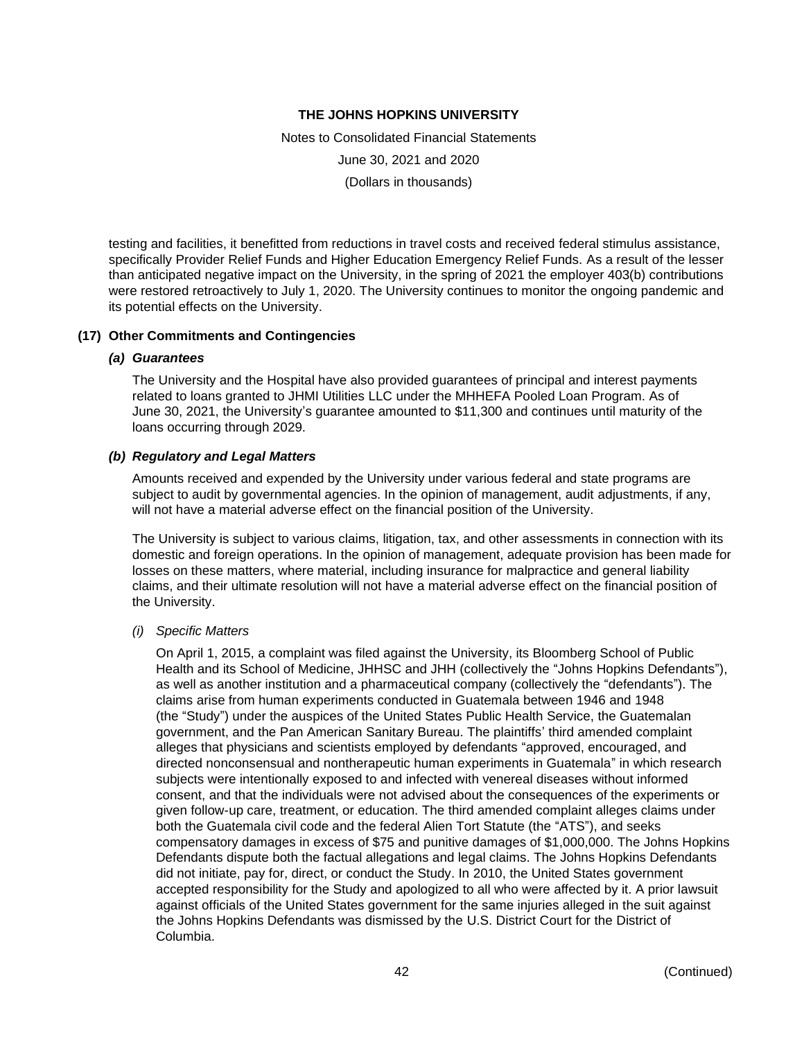testing and facilities, it benefitted from reductions in travel costs and received federal stimulus assistance, specifically Provider Relief Funds and Higher Education Emergency Relief Funds. As a result of the lesser than anticipated negative impact on the University, in the spring of 2021 the employer 403(b) contributions were restored retroactively to July 1, 2020. The University continues to monitor the ongoing pandemic and its potential effects on the University.

## (17) Other Commitments and Contingencies

### *(a) Guarantees*

The University and the Hospital have also provided guarantees of principal and interest payments related to loans granted to JHMI Utilities LLC under the MHHEFA Pooled Loan Program. As of June 30, 2021, the University's guarantee amounted to $11,300 and continues until maturity of the loans occurring through 2029.

### *(b) Regulatory and Legal Matters*

Amounts received and expended by the University under various federal and state programs are subject to audit by governmental agencies. In the opinion of management, audit adjustments, if any, will not have a material adverse effect on the financial position of the University.

The University is subject to various claims, litigation, tax, and other assessments in connection with its domestic and foreign operations. In the opinion of management, adequate provision has been made for losses on these matters, where material, including insurance for malpractice and general liability claims, and their ultimate resolution will not have a material adverse effect on the financial position of the University.

*(i) Specific Matters*

On April 1, 2015, a complaint was filed against the University, its Bloomberg School of Public Health and its School of Medicine, JHHSC and JHH (collectively the "Johns Hopkins Defendants"), as well as another institution and a pharmaceutical company (collectively the "defendants"). The claims arise from human experiments conducted in Guatemala between 1946 and 1948 (the "Study") under the auspices of the United States Public Health Service, the Guatemalan government, and the Pan American Sanitary Bureau. The plaintiffs' third amended complaint alleges that physicians and scientists employed by defendants "approved, encouraged, and directed nonconsensual and nontherapeutic human experiments in Guatemala" in which research subjects were intentionally exposed to and infected with venereal diseases without informed consent, and that the individuals were not advised about the consequences of the experiments or given follow-up care, treatment, or education. The third amended complaint alleges claims under both the Guatemala civil code and the federal Alien Tort Statute (the "ATS"), and seeks compensatory damages in excess of $75 and punitive damages of $1,000,000. The Johns Hopkins Defendants dispute both the factual allegations and legal claims. The Johns Hopkins Defendants did not initiate, pay for, direct, or conduct the Study. In 2010, the United States government accepted responsibility for the Study and apologized to all who were affected by it. A prior lawsuit against officials of the United States government for the same injuries alleged in the suit against the Johns Hopkins Defendants was dismissed by the U.S. District Court for the District of Columbia.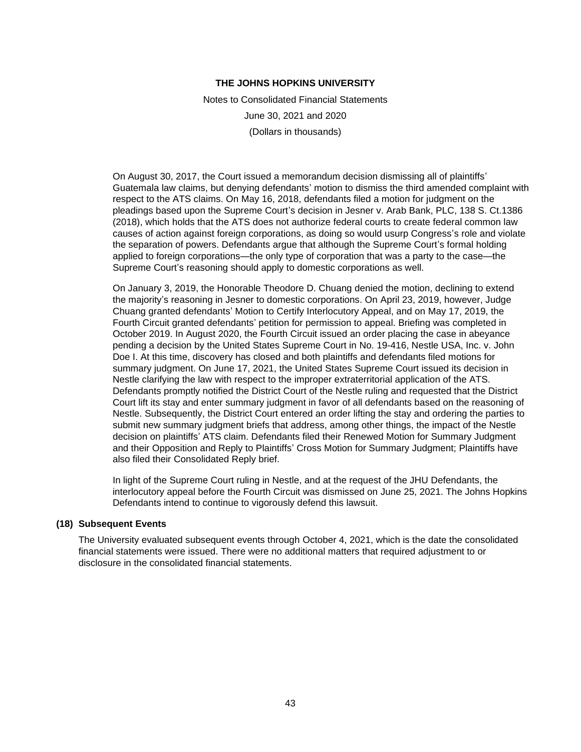On August 30, 2017, the Court issued a memorandum decision dismissing all of plaintiffs' Guatemala law claims, but denying defendants' motion to dismiss the third amended complaint with respect to the ATS claims. On May 16, 2018, defendants filed a motion for judgment on the pleadings based upon the Supreme Court's decision in Jesner v. Arab Bank, PLC, 138 S. Ct.1386 (2018), which holds that the ATS does not authorize federal courts to create federal common law causes of action against foreign corporations, as doing so would usurp Congress's role and violate the separation of powers. Defendants argue that although the Supreme Court's formal holding applied to foreign corporations—the only type of corporation that was a party to the case—the Supreme Court's reasoning should apply to domestic corporations as well.

On January 3, 2019, the Honorable Theodore D. Chuang denied the motion, declining to extend the majority's reasoning in Jesner to domestic corporations. On April 23, 2019, however, Judge Chuang granted defendants' Motion to Certify Interlocutory Appeal, and on May 17, 2019, the Fourth Circuit granted defendants' petition for permission to appeal. Briefing was completed in October 2019. In August 2020, the Fourth Circuit issued an order placing the case in abeyance pending a decision by the United States Supreme Court in No. 19-416, Nestle USA, Inc. v. John Doe I. At this time, discovery has closed and both plaintiffs and defendants filed motions for summary judgment. On June 17, 2021, the United States Supreme Court issued its decision in Nestle clarifying the law with respect to the improper extraterritorial application of the ATS. Defendants promptly notified the District Court of the Nestle ruling and requested that the District Court lift its stay and enter summary judgment in favor of all defendants based on the reasoning of Nestle. Subsequently, the District Court entered an order lifting the stay and ordering the parties to submit new summary judgment briefs that address, among other things, the impact of the Nestle decision on plaintiffs' ATS claim. Defendants filed their Renewed Motion for Summary Judgment and their Opposition and Reply to Plaintiffs' Cross Motion for Summary Judgment; Plaintiffs have also filed their Consolidated Reply brief.

In light of the Supreme Court ruling in Nestle, and at the request of the JHU Defendants, the interlocutory appeal before the Fourth Circuit was dismissed on June 25, 2021. The Johns Hopkins Defendants intend to continue to vigorously defend this lawsuit.

### (18) Subsequent Events

The University evaluated subsequent events through October 4, 2021, which is the date the consolidated financial statements were issued. There were no additional matters that required adjustment to or disclosure in the consolidated financial statements.